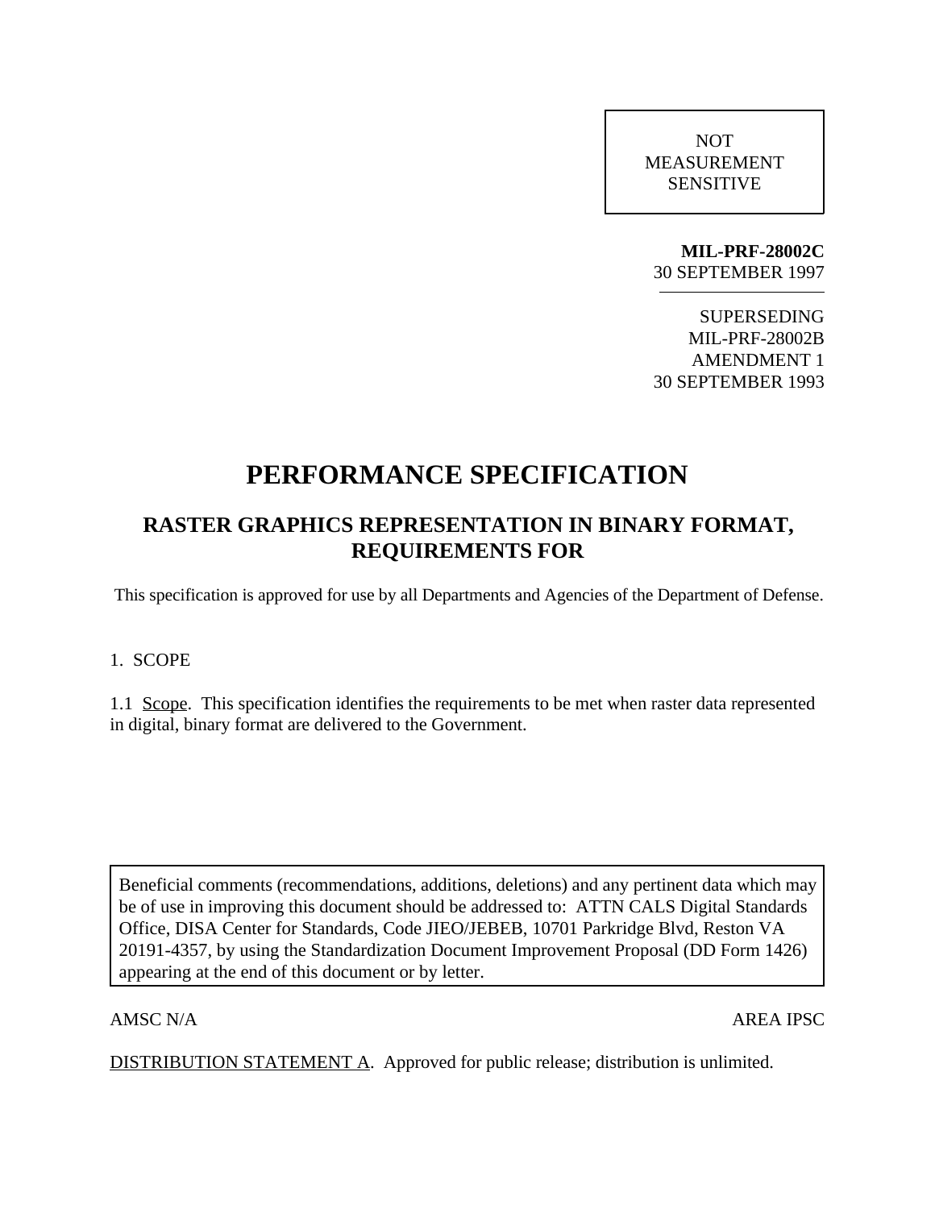NOT
MEASUREMENT
SENSITIVE

**MIL-PRF-28002C**
30 SEPTEMBER 1997

SUPERSEDING
MIL-PRF-28002B
AMENDMENT 1
30 SEPTEMBER 1993

# PERFORMANCE SPECIFICATION

## RASTER GRAPHICS REPRESENTATION IN BINARY FORMAT, REQUIREMENTS FOR

This specification is approved for use by all Departments and Agencies of the Department of Defense.

1. SCOPE

1.1 Scope. This specification identifies the requirements to be met when raster data represented in digital, binary format are delivered to the Government.

Beneficial comments (recommendations, additions, deletions) and any pertinent data which may be of use in improving this document should be addressed to: ATTN CALS Digital Standards Office, DISA Center for Standards, Code JIEO/JEBEB, 10701 Parkridge Blvd, Reston VA 20191-4357, by using the Standardization Document Improvement Proposal (DD Form 1426) appearing at the end of this document or by letter.

AMSC N/A

AREA IPSC

DISTRIBUTION STATEMENT A. Approved for public release; distribution is unlimited.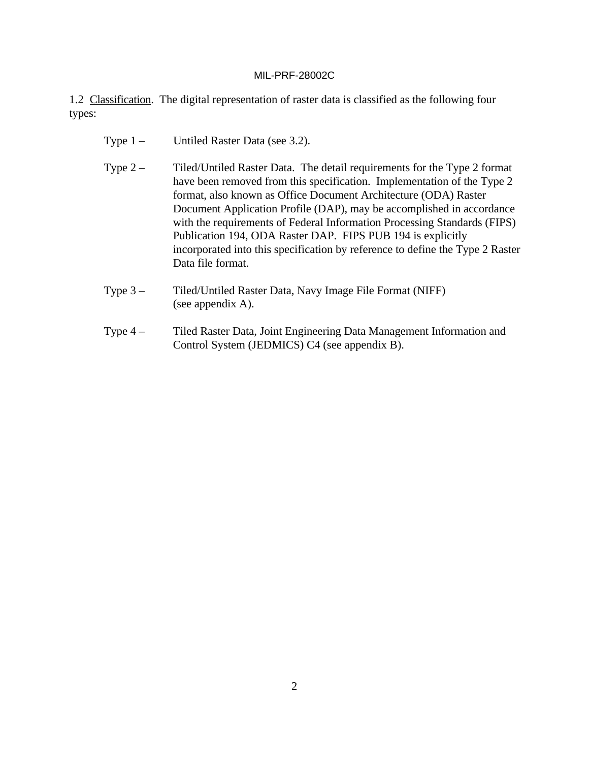1.2 <u>Classification</u>. The digital representation of raster data is classified as the following four types:

Type 1 – Untiled Raster Data (see 3.2).

Type 2 – Tiled/Untiled Raster Data. The detail requirements for the Type 2 format have been removed from this specification. Implementation of the Type 2 format, also known as Office Document Architecture (ODA) Raster Document Application Profile (DAP), may be accomplished in accordance with the requirements of Federal Information Processing Standards (FIPS) Publication 194, ODA Raster DAP. FIPS PUB 194 is explicitly incorporated into this specification by reference to define the Type 2 Raster Data file format.

Type 3 – Tiled/Untiled Raster Data, Navy Image File Format (NIFF) (see appendix A).

Type 4 – Tiled Raster Data, Joint Engineering Data Management Information and Control System (JEDMICS) C4 (see appendix B).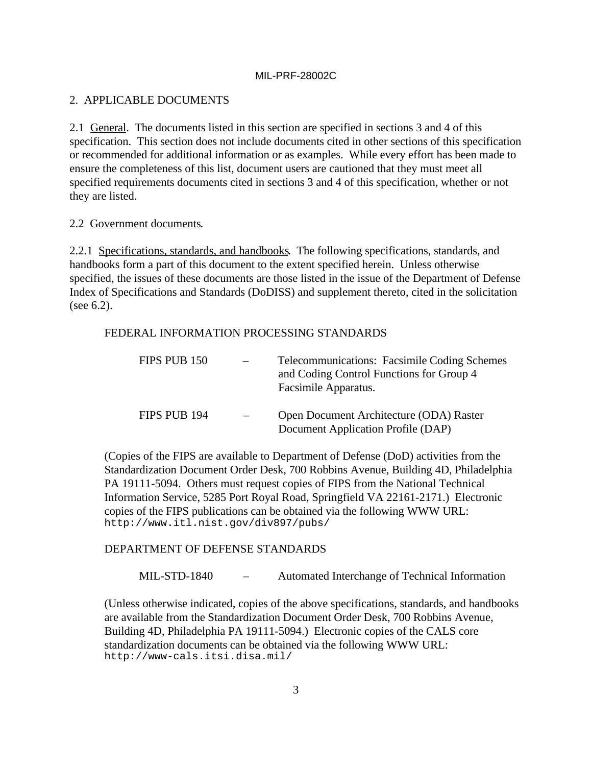## 2. APPLICABLE DOCUMENTS

2.1 General. The documents listed in this section are specified in sections 3 and 4 of this specification. This section does not include documents cited in other sections of this specification or recommended for additional information or as examples. While every effort has been made to ensure the completeness of this list, document users are cautioned that they must meet all specified requirements documents cited in sections 3 and 4 of this specification, whether or not they are listed.

2.2 Government documents.

2.2.1 Specifications, standards, and handbooks. The following specifications, standards, and handbooks form a part of this document to the extent specified herein. Unless otherwise specified, the issues of these documents are those listed in the issue of the Department of Defense Index of Specifications and Standards (DoDISS) and supplement thereto, cited in the solicitation (see 6.2).

FEDERAL INFORMATION PROCESSING STANDARDS

FIPS PUB 150 – Telecommunications: Facsimile Coding Schemes and Coding Control Functions for Group 4 Facsimile Apparatus.

FIPS PUB 194 – Open Document Architecture (ODA) Raster Document Application Profile (DAP)

(Copies of the FIPS are available to Department of Defense (DoD) activities from the Standardization Document Order Desk, 700 Robbins Avenue, Building 4D, Philadelphia PA 19111-5094. Others must request copies of FIPS from the National Technical Information Service, 5285 Port Royal Road, Springfield VA 22161-2171.) Electronic copies of the FIPS publications can be obtained via the following WWW URL: `http://www.itl.nist.gov/div897/pubs/`

DEPARTMENT OF DEFENSE STANDARDS

MIL-STD-1840 – Automated Interchange of Technical Information

(Unless otherwise indicated, copies of the above specifications, standards, and handbooks are available from the Standardization Document Order Desk, 700 Robbins Avenue, Building 4D, Philadelphia PA 19111-5094.) Electronic copies of the CALS core standardization documents can be obtained via the following WWW URL: `http://www-cals.itsi.disa.mil/`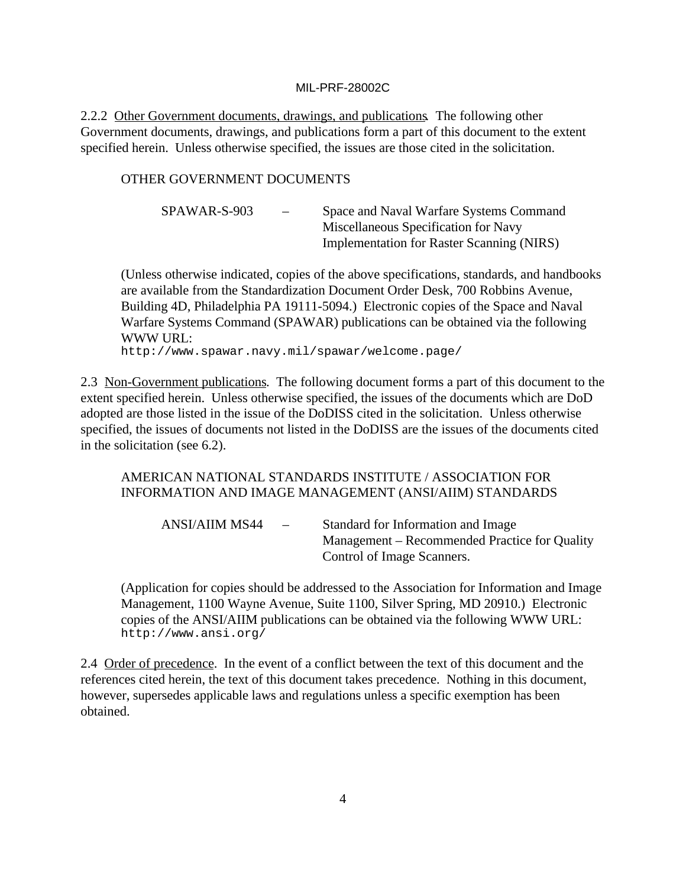2.2.2 Other Government documents, drawings, and publications. The following other Government documents, drawings, and publications form a part of this document to the extent specified herein. Unless otherwise specified, the issues are those cited in the solicitation.

OTHER GOVERNMENT DOCUMENTS

SPAWAR-S-903 – Space and Naval Warfare Systems Command Miscellaneous Specification for Navy Implementation for Raster Scanning (NIRS)

(Unless otherwise indicated, copies of the above specifications, standards, and handbooks are available from the Standardization Document Order Desk, 700 Robbins Avenue, Building 4D, Philadelphia PA 19111-5094.) Electronic copies of the Space and Naval Warfare Systems Command (SPAWAR) publications can be obtained via the following WWW URL:
`http://www.spawar.navy.mil/spawar/welcome.page/`

2.3 Non-Government publications. The following document forms a part of this document to the extent specified herein. Unless otherwise specified, the issues of the documents which are DoD adopted are those listed in the issue of the DoDISS cited in the solicitation. Unless otherwise specified, the issues of documents not listed in the DoDISS are the issues of the documents cited in the solicitation (see 6.2).

AMERICAN NATIONAL STANDARDS INSTITUTE / ASSOCIATION FOR INFORMATION AND IMAGE MANAGEMENT (ANSI/AIIM) STANDARDS

ANSI/AIIM MS44 – Standard for Information and Image Management – Recommended Practice for Quality Control of Image Scanners.

(Application for copies should be addressed to the Association for Information and Image Management, 1100 Wayne Avenue, Suite 1100, Silver Spring, MD 20910.) Electronic copies of the ANSI/AIIM publications can be obtained via the following WWW URL:
`http://www.ansi.org/`

2.4 Order of precedence. In the event of a conflict between the text of this document and the references cited herein, the text of this document takes precedence. Nothing in this document, however, supersedes applicable laws and regulations unless a specific exemption has been obtained.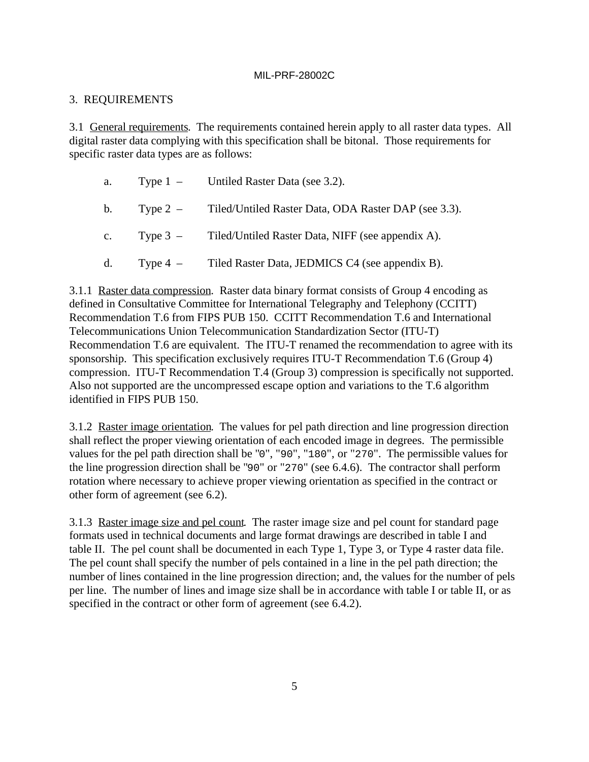# 3. REQUIREMENTS

3.1 General requirements. The requirements contained herein apply to all raster data types. All digital raster data complying with this specification shall be bitonal. Those requirements for specific raster data types are as follows:

a. Type 1 – Untiled Raster Data (see 3.2).

b. Type 2 – Tiled/Untiled Raster Data, ODA Raster DAP (see 3.3).

c. Type 3 – Tiled/Untiled Raster Data, NIFF (see appendix A).

d. Type 4 – Tiled Raster Data, JEDMICS C4 (see appendix B).

3.1.1 Raster data compression. Raster data binary format consists of Group 4 encoding as defined in Consultative Committee for International Telegraphy and Telephony (CCITT) Recommendation T.6 from FIPS PUB 150. CCITT Recommendation T.6 and International Telecommunications Union Telecommunication Standardization Sector (ITU-T) Recommendation T.6 are equivalent. The ITU-T renamed the recommendation to agree with its sponsorship. This specification exclusively requires ITU-T Recommendation T.6 (Group 4) compression. ITU-T Recommendation T.4 (Group 3) compression is specifically not supported. Also not supported are the uncompressed escape option and variations to the T.6 algorithm identified in FIPS PUB 150.

3.1.2 Raster image orientation. The values for pel path direction and line progression direction shall reflect the proper viewing orientation of each encoded image in degrees. The permissible values for the pel path direction shall be "0", "90", "180", or "270". The permissible values for the line progression direction shall be "90" or "270" (see 6.4.6). The contractor shall perform rotation where necessary to achieve proper viewing orientation as specified in the contract or other form of agreement (see 6.2).

3.1.3 Raster image size and pel count. The raster image size and pel count for standard page formats used in technical documents and large format drawings are described in table I and table II. The pel count shall be documented in each Type 1, Type 3, or Type 4 raster data file. The pel count shall specify the number of pels contained in a line in the pel path direction; the number of lines contained in the line progression direction; and, the values for the number of pels per line. The number of lines and image size shall be in accordance with table I or table II, or as specified in the contract or other form of agreement (see 6.4.2).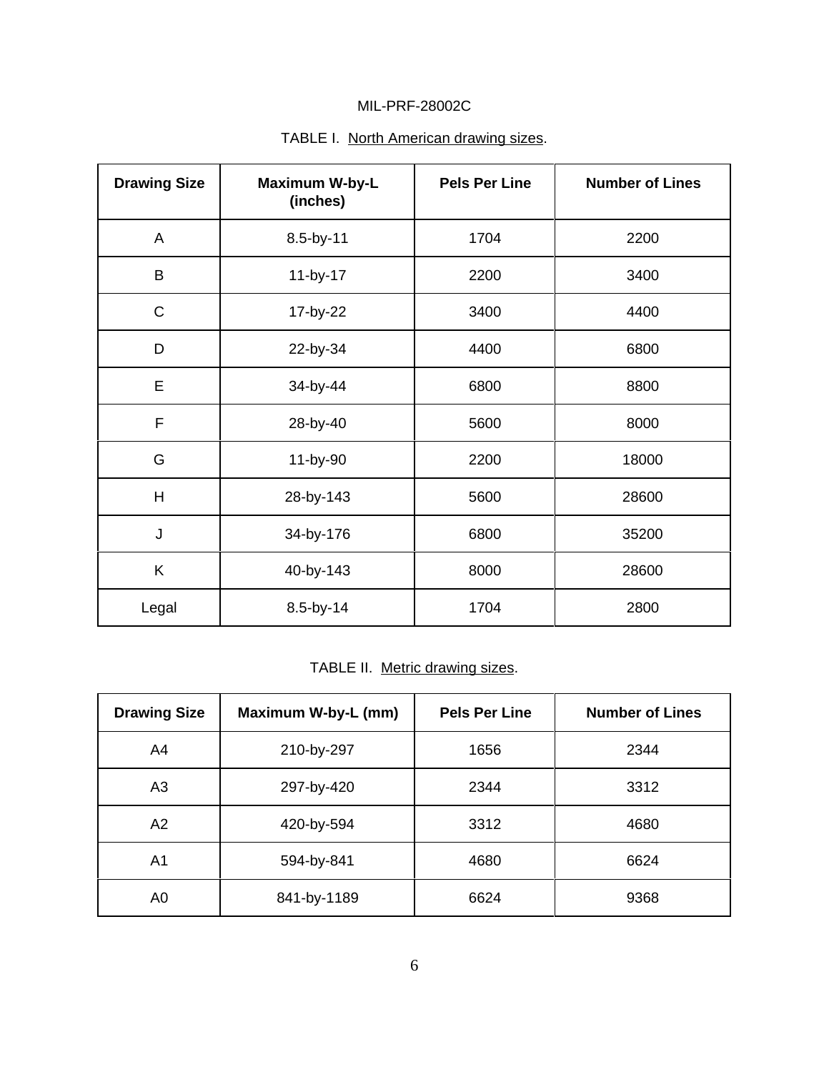TABLE I. North American drawing sizes.

| Drawing Size | Maximum W-by-L (inches) | Pels Per Line | Number of Lines |
|---|---|---|---|
| A | 8.5-by-11 | 1704 | 2200 |
| B | 11-by-17 | 2200 | 3400 |
| C | 17-by-22 | 3400 | 4400 |
| D | 22-by-34 | 4400 | 6800 |
| E | 34-by-44 | 6800 | 8800 |
| F | 28-by-40 | 5600 | 8000 |
| G | 11-by-90 | 2200 | 18000 |
| H | 28-by-143 | 5600 | 28600 |
| J | 34-by-176 | 6800 | 35200 |
| K | 40-by-143 | 8000 | 28600 |
| Legal | 8.5-by-14 | 1704 | 2800 |

TABLE II. Metric drawing sizes.

| Drawing Size | Maximum W-by-L (mm) | Pels Per Line | Number of Lines |
|---|---|---|---|
| A4 | 210-by-297 | 1656 | 2344 |
| A3 | 297-by-420 | 2344 | 3312 |
| A2 | 420-by-594 | 3312 | 4680 |
| A1 | 594-by-841 | 4680 | 6624 |
| A0 | 841-by-1189 | 6624 | 9368 |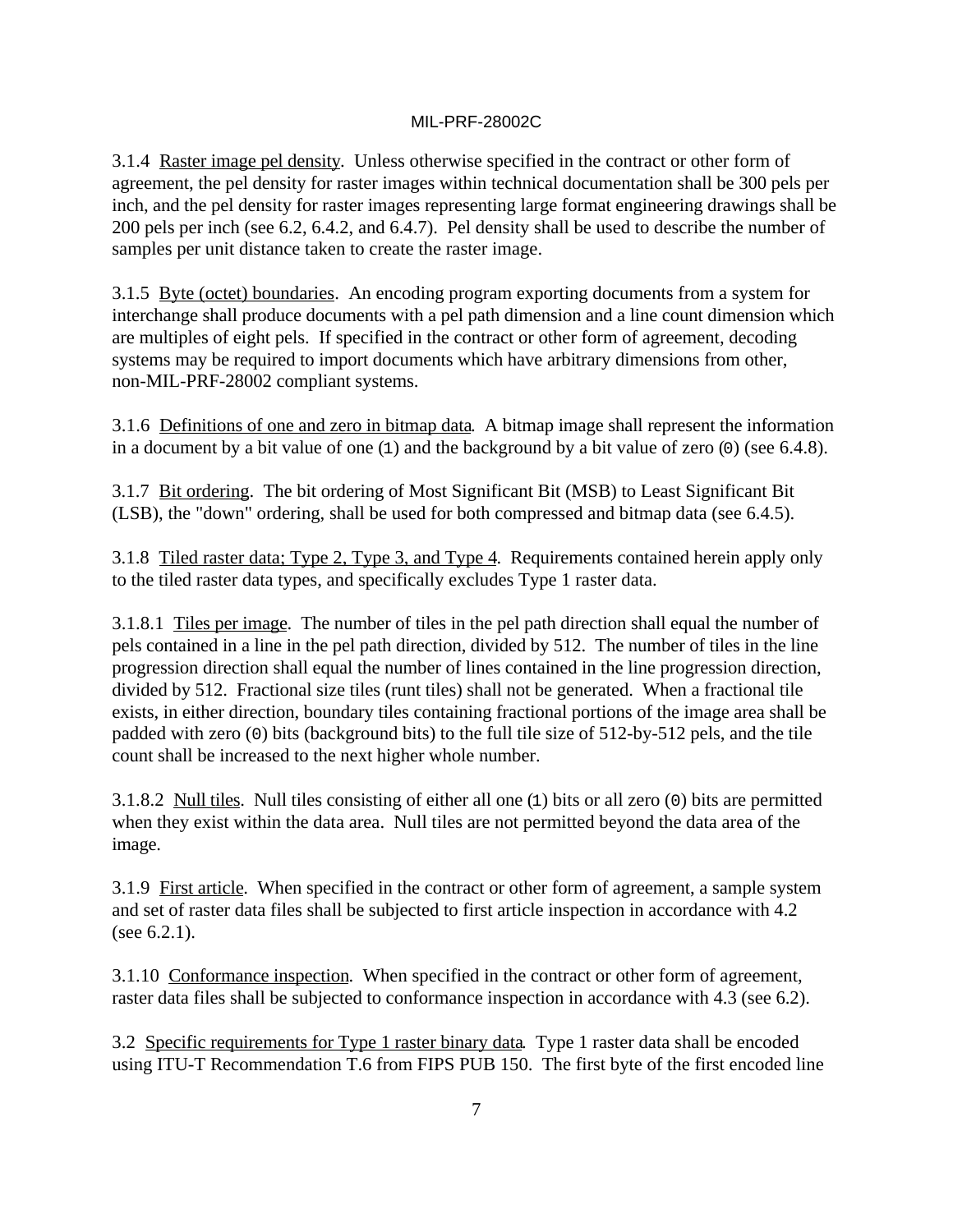3.1.4 Raster image pel density. Unless otherwise specified in the contract or other form of agreement, the pel density for raster images within technical documentation shall be 300 pels per inch, and the pel density for raster images representing large format engineering drawings shall be 200 pels per inch (see 6.2, 6.4.2, and 6.4.7). Pel density shall be used to describe the number of samples per unit distance taken to create the raster image.

3.1.5 Byte (octet) boundaries. An encoding program exporting documents from a system for interchange shall produce documents with a pel path dimension and a line count dimension which are multiples of eight pels. If specified in the contract or other form of agreement, decoding systems may be required to import documents which have arbitrary dimensions from other, non-MIL-PRF-28002 compliant systems.

3.1.6 Definitions of one and zero in bitmap data. A bitmap image shall represent the information in a document by a bit value of one (`1`) and the background by a bit value of zero (`0`) (see 6.4.8).

3.1.7 Bit ordering. The bit ordering of Most Significant Bit (MSB) to Least Significant Bit (LSB), the "down" ordering, shall be used for both compressed and bitmap data (see 6.4.5).

3.1.8 Tiled raster data; Type 2, Type 3, and Type 4. Requirements contained herein apply only to the tiled raster data types, and specifically excludes Type 1 raster data.

3.1.8.1 Tiles per image. The number of tiles in the pel path direction shall equal the number of pels contained in a line in the pel path direction, divided by 512. The number of tiles in the line progression direction shall equal the number of lines contained in the line progression direction, divided by 512. Fractional size tiles (runt tiles) shall not be generated. When a fractional tile exists, in either direction, boundary tiles containing fractional portions of the image area shall be padded with zero (`0`) bits (background bits) to the full tile size of 512-by-512 pels, and the tile count shall be increased to the next higher whole number.

3.1.8.2 Null tiles. Null tiles consisting of either all one (`1`) bits or all zero (`0`) bits are permitted when they exist within the data area. Null tiles are not permitted beyond the data area of the image.

3.1.9 First article. When specified in the contract or other form of agreement, a sample system and set of raster data files shall be subjected to first article inspection in accordance with 4.2 (see 6.2.1).

3.1.10 Conformance inspection. When specified in the contract or other form of agreement, raster data files shall be subjected to conformance inspection in accordance with 4.3 (see 6.2).

3.2 Specific requirements for Type 1 raster binary data. Type 1 raster data shall be encoded using ITU-T Recommendation T.6 from FIPS PUB 150. The first byte of the first encoded line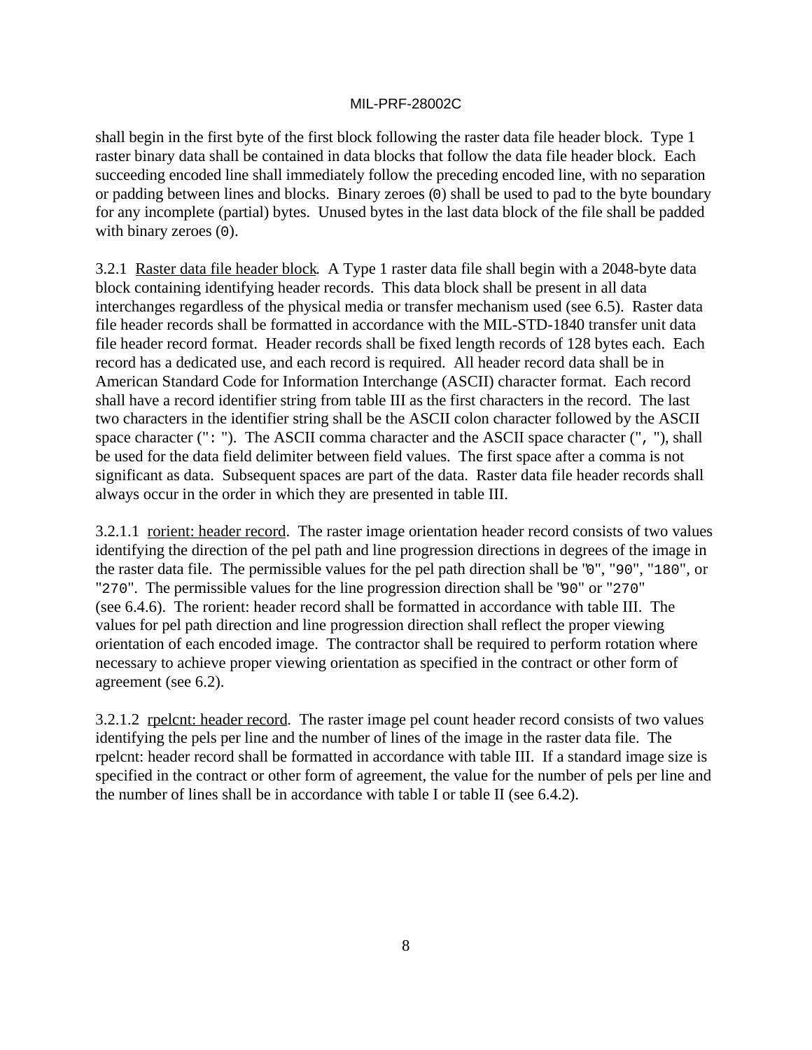shall begin in the first byte of the first block following the raster data file header block. Type 1 raster binary data shall be contained in data blocks that follow the data file header block. Each succeeding encoded line shall immediately follow the preceding encoded line, with no separation or padding between lines and blocks. Binary zeroes (`0`) shall be used to pad to the byte boundary for any incomplete (partial) bytes. Unused bytes in the last data block of the file shall be padded with binary zeroes (`0`).

3.2.1 Raster data file header block. A Type 1 raster data file shall begin with a 2048-byte data block containing identifying header records. This data block shall be present in all data interchanges regardless of the physical media or transfer mechanism used (see 6.5). Raster data file header records shall be formatted in accordance with the MIL-STD-1840 transfer unit data file header record format. Header records shall be fixed length records of 128 bytes each. Each record has a dedicated use, and each record is required. All header record data shall be in American Standard Code for Information Interchange (ASCII) character format. Each record shall have a record identifier string from table III as the first characters in the record. The last two characters in the identifier string shall be the ASCII colon character followed by the ASCII space character (`": "`). The ASCII comma character and the ASCII space character (`", "`), shall be used for the data field delimiter between field values. The first space after a comma is not significant as data. Subsequent spaces are part of the data. Raster data file header records shall always occur in the order in which they are presented in table III.

3.2.1.1 rorient: header record. The raster image orientation header record consists of two values identifying the direction of the pel path and line progression directions in degrees of the image in the raster data file. The permissible values for the pel path direction shall be `"0"`, `"90"`, `"180"`, or `"270"`. The permissible values for the line progression direction shall be `"90"` or `"270"` (see 6.4.6). The rorient: header record shall be formatted in accordance with table III. The values for pel path direction and line progression direction shall reflect the proper viewing orientation of each encoded image. The contractor shall be required to perform rotation where necessary to achieve proper viewing orientation as specified in the contract or other form of agreement (see 6.2).

3.2.1.2 rpelcnt: header record. The raster image pel count header record consists of two values identifying the pels per line and the number of lines of the image in the raster data file. The rpelcnt: header record shall be formatted in accordance with table III. If a standard image size is specified in the contract or other form of agreement, the value for the number of pels per line and the number of lines shall be in accordance with table I or table II (see 6.4.2).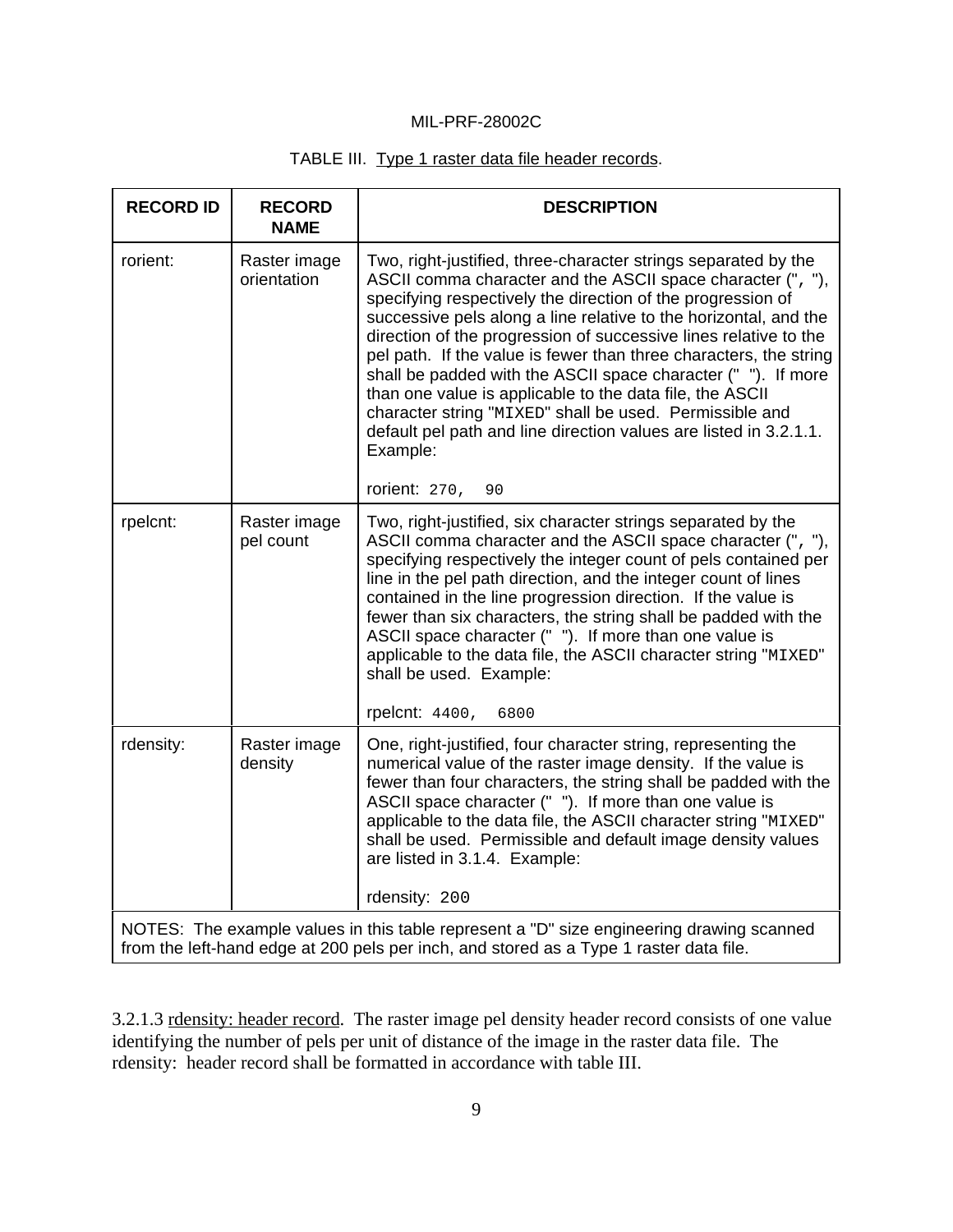TABLE III. Type 1 raster data file header records.

| RECORD ID | RECORD NAME | DESCRIPTION |
|---|---|---|
| rorient: | Raster image orientation | Two, right-justified, three-character strings separated by the ASCII comma character and the ASCII space character (", "), specifying respectively the direction of the progression of successive pels along a line relative to the horizontal, and the direction of the progression of successive lines relative to the pel path. If the value is fewer than three characters, the string shall be padded with the ASCII space character (" "). If more than one value is applicable to the data file, the ASCII character string "MIXED" shall be used. Permissible and default pel path and line direction values are listed in 3.2.1.1. Example: <br><br> rorient: `270,  90` |
| rpelcnt: | Raster image pel count | Two, right-justified, six character strings separated by the ASCII comma character and the ASCII space character (", "), specifying respectively the integer count of pels contained per line in the pel path direction, and the integer count of lines contained in the line progression direction. If the value is fewer than six characters, the string shall be padded with the ASCII space character (" "). If more than one value is applicable to the data file, the ASCII character string "MIXED" shall be used. Example: <br><br> rpelcnt: `4400,  6800` |
| rdensity: | Raster image density | One, right-justified, four character string, representing the numerical value of the raster image density. If the value is fewer than four characters, the string shall be padded with the ASCII space character (" "). If more than one value is applicable to the data file, the ASCII character string "MIXED" shall be used. Permissible and default image density values are listed in 3.1.4. Example: <br><br> rdensity: `200` |
| NOTES: The example values in this table represent a "D" size engineering drawing scanned from the left-hand edge at 200 pels per inch, and stored as a Type 1 raster data file. | | |

3.2.1.3 rdensity: header record. The raster image pel density header record consists of one value identifying the number of pels per unit of distance of the image in the raster data file. The rdensity: header record shall be formatted in accordance with table III.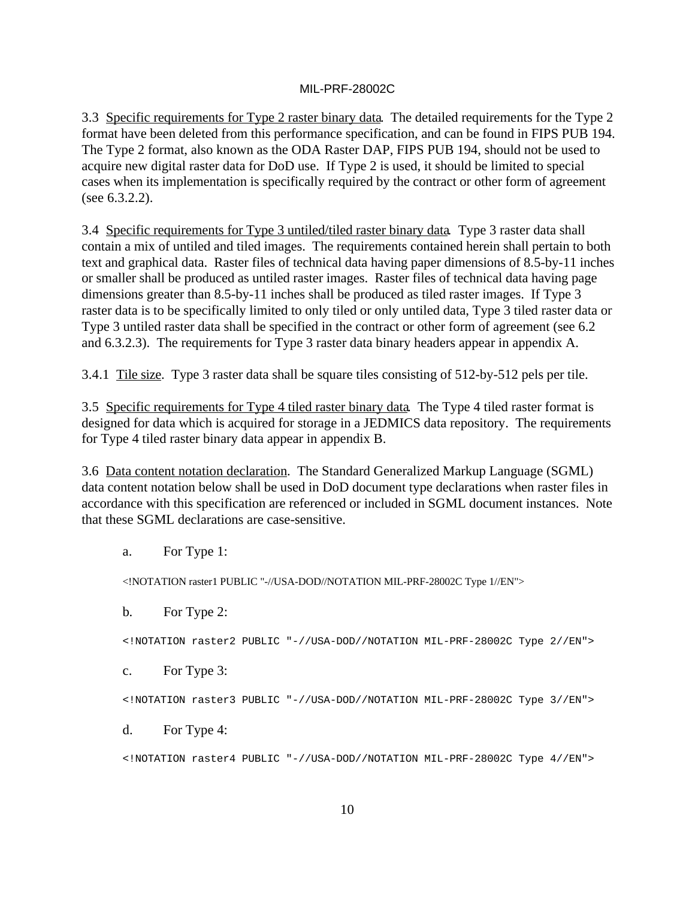3.3 <u>Specific requirements for Type 2 raster binary data</u>. The detailed requirements for the Type 2 format have been deleted from this performance specification, and can be found in FIPS PUB 194. The Type 2 format, also known as the ODA Raster DAP, FIPS PUB 194, should not be used to acquire new digital raster data for DoD use. If Type 2 is used, it should be limited to special cases when its implementation is specifically required by the contract or other form of agreement (see 6.3.2.2).

3.4 <u>Specific requirements for Type 3 untiled/tiled raster binary data</u>. Type 3 raster data shall contain a mix of untiled and tiled images. The requirements contained herein shall pertain to both text and graphical data. Raster files of technical data having paper dimensions of 8.5-by-11 inches or smaller shall be produced as untiled raster images. Raster files of technical data having page dimensions greater than 8.5-by-11 inches shall be produced as tiled raster images. If Type 3 raster data is to be specifically limited to only tiled or only untiled data, Type 3 tiled raster data or Type 3 untiled raster data shall be specified in the contract or other form of agreement (see 6.2 and 6.3.2.3). The requirements for Type 3 raster data binary headers appear in appendix A.

3.4.1 <u>Tile size</u>. Type 3 raster data shall be square tiles consisting of 512-by-512 pels per tile.

3.5 <u>Specific requirements for Type 4 tiled raster binary data</u>. The Type 4 tiled raster format is designed for data which is acquired for storage in a JEDMICS data repository. The requirements for Type 4 tiled raster binary data appear in appendix B.

3.6 <u>Data content notation declaration</u>. The Standard Generalized Markup Language (SGML) data content notation below shall be used in DoD document type declarations when raster files in accordance with this specification are referenced or included in SGML document instances. Note that these SGML declarations are case-sensitive.

a. For Type 1:

```
<!NOTATION raster1 PUBLIC "-//USA-DOD//NOTATION MIL-PRF-28002C Type 1//EN">
```

b. For Type 2:

```
<!NOTATION raster2 PUBLIC "-//USA-DOD//NOTATION MIL-PRF-28002C Type 2//EN">
```

c. For Type 3:

```
<!NOTATION raster3 PUBLIC "-//USA-DOD//NOTATION MIL-PRF-28002C Type 3//EN">
```

d. For Type 4:

```
<!NOTATION raster4 PUBLIC "-//USA-DOD//NOTATION MIL-PRF-28002C Type 4//EN">
```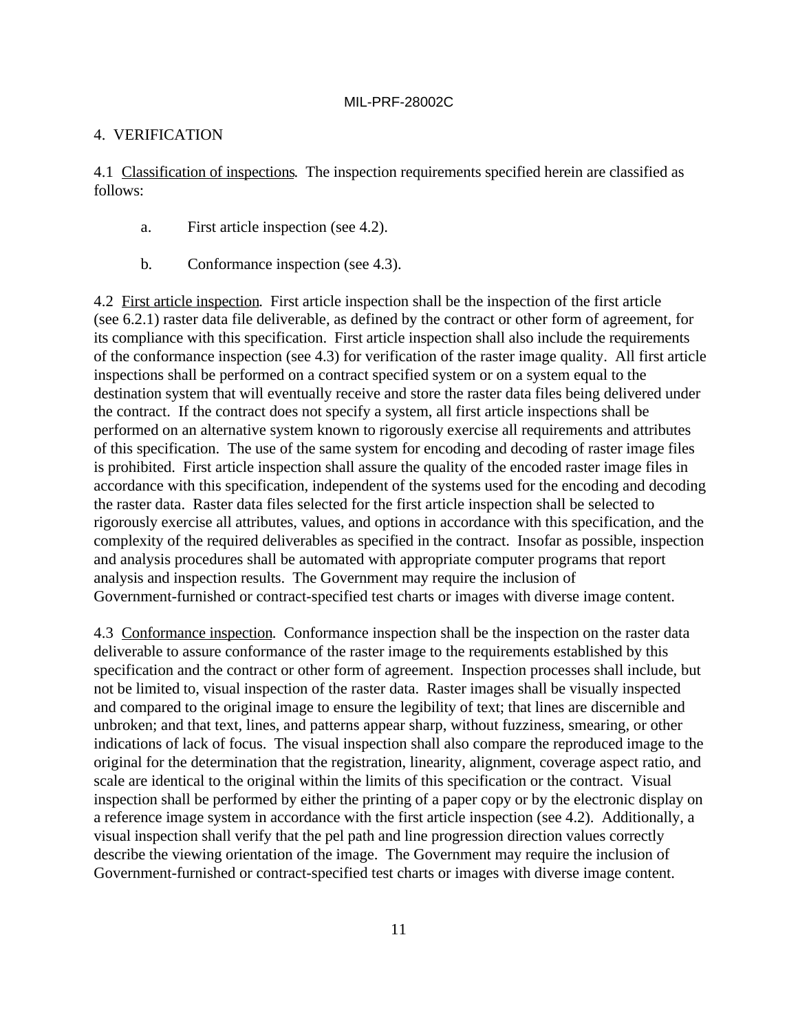## 4. VERIFICATION

4.1 Classification of inspections. The inspection requirements specified herein are classified as follows:

a. First article inspection (see 4.2).

b. Conformance inspection (see 4.3).

4.2 First article inspection. First article inspection shall be the inspection of the first article (see 6.2.1) raster data file deliverable, as defined by the contract or other form of agreement, for its compliance with this specification. First article inspection shall also include the requirements of the conformance inspection (see 4.3) for verification of the raster image quality. All first article inspections shall be performed on a contract specified system or on a system equal to the destination system that will eventually receive and store the raster data files being delivered under the contract. If the contract does not specify a system, all first article inspections shall be performed on an alternative system known to rigorously exercise all requirements and attributes of this specification. The use of the same system for encoding and decoding of raster image files is prohibited. First article inspection shall assure the quality of the encoded raster image files in accordance with this specification, independent of the systems used for the encoding and decoding the raster data. Raster data files selected for the first article inspection shall be selected to rigorously exercise all attributes, values, and options in accordance with this specification, and the complexity of the required deliverables as specified in the contract. Insofar as possible, inspection and analysis procedures shall be automated with appropriate computer programs that report analysis and inspection results. The Government may require the inclusion of Government-furnished or contract-specified test charts or images with diverse image content.

4.3 Conformance inspection. Conformance inspection shall be the inspection on the raster data deliverable to assure conformance of the raster image to the requirements established by this specification and the contract or other form of agreement. Inspection processes shall include, but not be limited to, visual inspection of the raster data. Raster images shall be visually inspected and compared to the original image to ensure the legibility of text; that lines are discernible and unbroken; and that text, lines, and patterns appear sharp, without fuzziness, smearing, or other indications of lack of focus. The visual inspection shall also compare the reproduced image to the original for the determination that the registration, linearity, alignment, coverage aspect ratio, and scale are identical to the original within the limits of this specification or the contract. Visual inspection shall be performed by either the printing of a paper copy or by the electronic display on a reference image system in accordance with the first article inspection (see 4.2). Additionally, a visual inspection shall verify that the pel path and line progression direction values correctly describe the viewing orientation of the image. The Government may require the inclusion of Government-furnished or contract-specified test charts or images with diverse image content.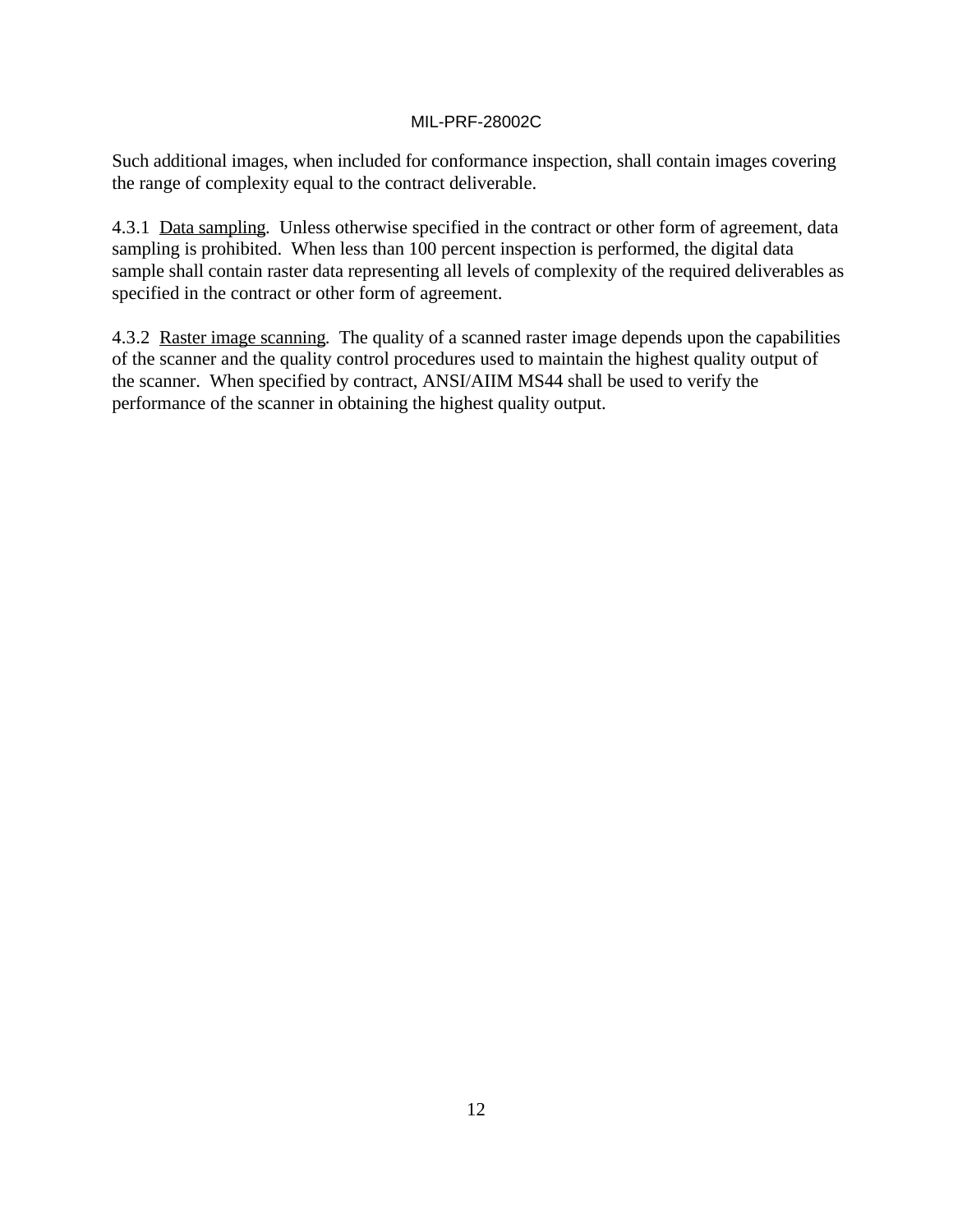Such additional images, when included for conformance inspection, shall contain images covering the range of complexity equal to the contract deliverable.

4.3.1 Data sampling. Unless otherwise specified in the contract or other form of agreement, data sampling is prohibited. When less than 100 percent inspection is performed, the digital data sample shall contain raster data representing all levels of complexity of the required deliverables as specified in the contract or other form of agreement.

4.3.2 Raster image scanning. The quality of a scanned raster image depends upon the capabilities of the scanner and the quality control procedures used to maintain the highest quality output of the scanner. When specified by contract, ANSI/AIIM MS44 shall be used to verify the performance of the scanner in obtaining the highest quality output.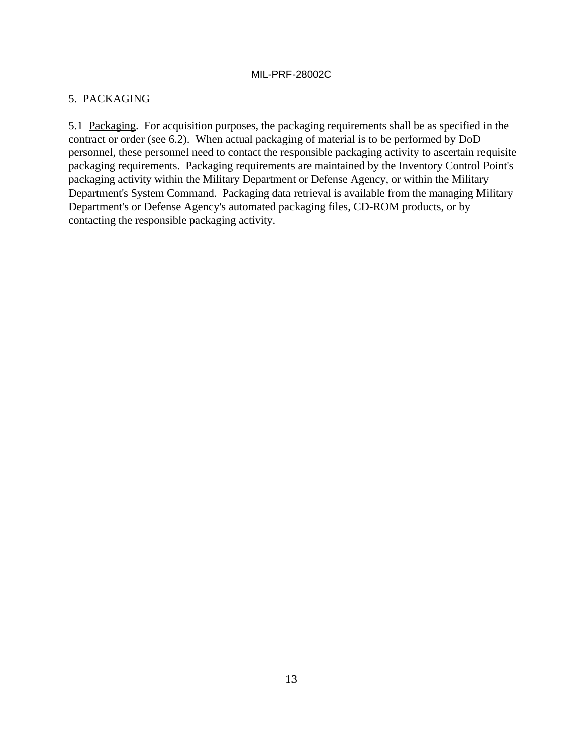## 5. PACKAGING

5.1 Packaging. For acquisition purposes, the packaging requirements shall be as specified in the contract or order (see 6.2). When actual packaging of material is to be performed by DoD personnel, these personnel need to contact the responsible packaging activity to ascertain requisite packaging requirements. Packaging requirements are maintained by the Inventory Control Point's packaging activity within the Military Department or Defense Agency, or within the Military Department's System Command. Packaging data retrieval is available from the managing Military Department's or Defense Agency's automated packaging files, CD-ROM products, or by contacting the responsible packaging activity.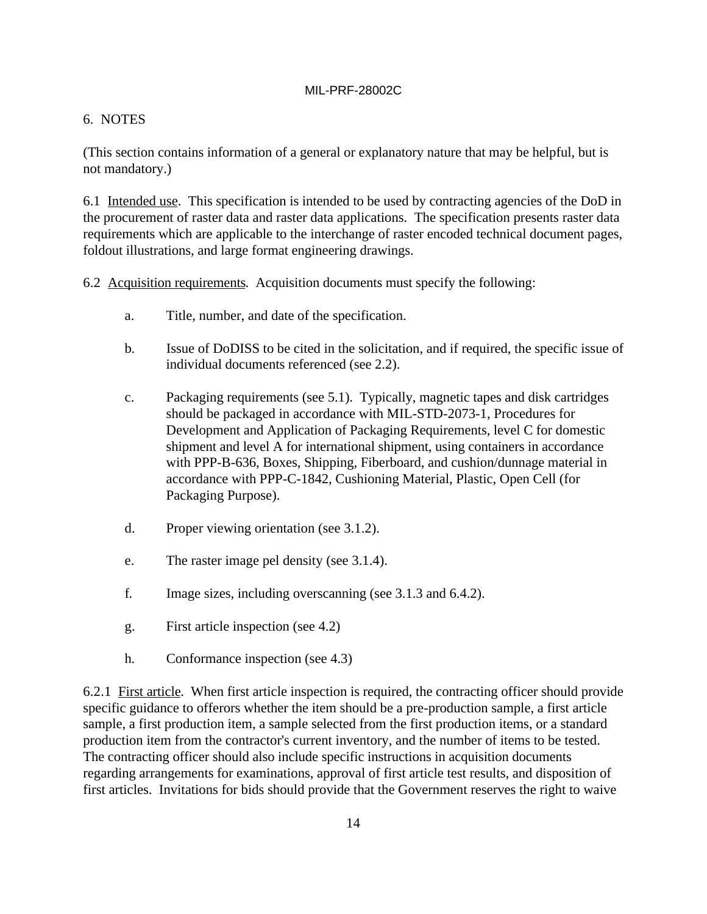## 6. NOTES

(This section contains information of a general or explanatory nature that may be helpful, but is not mandatory.)

6.1 Intended use. This specification is intended to be used by contracting agencies of the DoD in the procurement of raster data and raster data applications. The specification presents raster data requirements which are applicable to the interchange of raster encoded technical document pages, foldout illustrations, and large format engineering drawings.

6.2 Acquisition requirements. Acquisition documents must specify the following:

a. Title, number, and date of the specification.

b. Issue of DoDISS to be cited in the solicitation, and if required, the specific issue of individual documents referenced (see 2.2).

c. Packaging requirements (see 5.1). Typically, magnetic tapes and disk cartridges should be packaged in accordance with MIL-STD-2073-1, Procedures for Development and Application of Packaging Requirements, level C for domestic shipment and level A for international shipment, using containers in accordance with PPP-B-636, Boxes, Shipping, Fiberboard, and cushion/dunnage material in accordance with PPP-C-1842, Cushioning Material, Plastic, Open Cell (for Packaging Purpose).

d. Proper viewing orientation (see 3.1.2).

e. The raster image pel density (see 3.1.4).

f. Image sizes, including overscanning (see 3.1.3 and 6.4.2).

g. First article inspection (see 4.2)

h. Conformance inspection (see 4.3)

6.2.1 First article. When first article inspection is required, the contracting officer should provide specific guidance to offerors whether the item should be a pre-production sample, a first article sample, a first production item, a sample selected from the first production items, or a standard production item from the contractor's current inventory, and the number of items to be tested. The contracting officer should also include specific instructions in acquisition documents regarding arrangements for examinations, approval of first article test results, and disposition of first articles. Invitations for bids should provide that the Government reserves the right to waive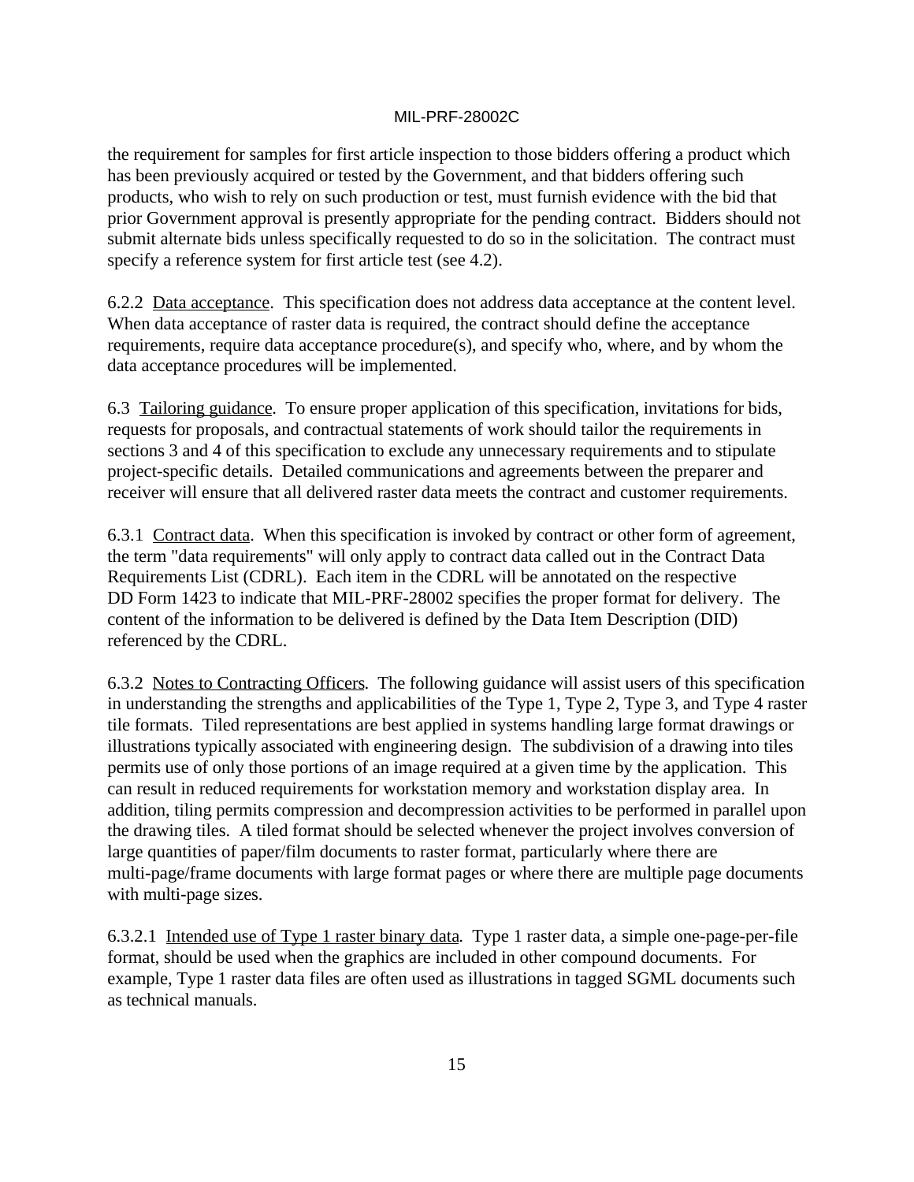the requirement for samples for first article inspection to those bidders offering a product which has been previously acquired or tested by the Government, and that bidders offering such products, who wish to rely on such production or test, must furnish evidence with the bid that prior Government approval is presently appropriate for the pending contract. Bidders should not submit alternate bids unless specifically requested to do so in the solicitation. The contract must specify a reference system for first article test (see 4.2).

6.2.2 Data acceptance. This specification does not address data acceptance at the content level. When data acceptance of raster data is required, the contract should define the acceptance requirements, require data acceptance procedure(s), and specify who, where, and by whom the data acceptance procedures will be implemented.

6.3 Tailoring guidance. To ensure proper application of this specification, invitations for bids, requests for proposals, and contractual statements of work should tailor the requirements in sections 3 and 4 of this specification to exclude any unnecessary requirements and to stipulate project-specific details. Detailed communications and agreements between the preparer and receiver will ensure that all delivered raster data meets the contract and customer requirements.

6.3.1 Contract data. When this specification is invoked by contract or other form of agreement, the term "data requirements" will only apply to contract data called out in the Contract Data Requirements List (CDRL). Each item in the CDRL will be annotated on the respective DD Form 1423 to indicate that MIL-PRF-28002 specifies the proper format for delivery. The content of the information to be delivered is defined by the Data Item Description (DID) referenced by the CDRL.

6.3.2 Notes to Contracting Officers. The following guidance will assist users of this specification in understanding the strengths and applicabilities of the Type 1, Type 2, Type 3, and Type 4 raster tile formats. Tiled representations are best applied in systems handling large format drawings or illustrations typically associated with engineering design. The subdivision of a drawing into tiles permits use of only those portions of an image required at a given time by the application. This can result in reduced requirements for workstation memory and workstation display area. In addition, tiling permits compression and decompression activities to be performed in parallel upon the drawing tiles. A tiled format should be selected whenever the project involves conversion of large quantities of paper/film documents to raster format, particularly where there are multi-page/frame documents with large format pages or where there are multiple page documents with multi-page sizes.

6.3.2.1 Intended use of Type 1 raster binary data. Type 1 raster data, a simple one-page-per-file format, should be used when the graphics are included in other compound documents. For example, Type 1 raster data files are often used as illustrations in tagged SGML documents such as technical manuals.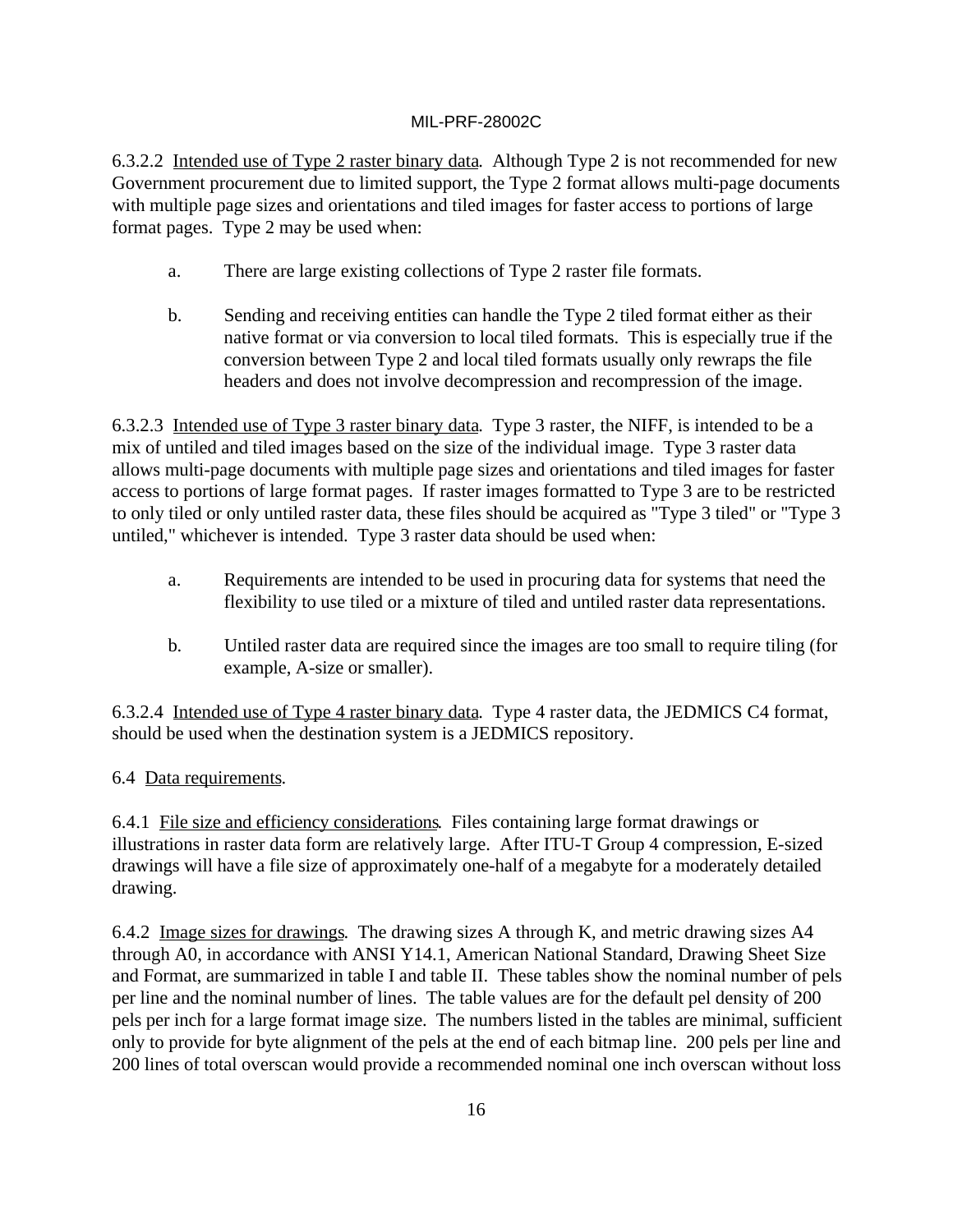6.3.2.2 Intended use of Type 2 raster binary data. Although Type 2 is not recommended for new Government procurement due to limited support, the Type 2 format allows multi-page documents with multiple page sizes and orientations and tiled images for faster access to portions of large format pages. Type 2 may be used when:

a. There are large existing collections of Type 2 raster file formats.

b. Sending and receiving entities can handle the Type 2 tiled format either as their native format or via conversion to local tiled formats. This is especially true if the conversion between Type 2 and local tiled formats usually only rewraps the file headers and does not involve decompression and recompression of the image.

6.3.2.3 Intended use of Type 3 raster binary data. Type 3 raster, the NIFF, is intended to be a mix of untiled and tiled images based on the size of the individual image. Type 3 raster data allows multi-page documents with multiple page sizes and orientations and tiled images for faster access to portions of large format pages. If raster images formatted to Type 3 are to be restricted to only tiled or only untiled raster data, these files should be acquired as "Type 3 tiled" or "Type 3 untiled," whichever is intended. Type 3 raster data should be used when:

a. Requirements are intended to be used in procuring data for systems that need the flexibility to use tiled or a mixture of tiled and untiled raster data representations.

b. Untiled raster data are required since the images are too small to require tiling (for example, A-size or smaller).

6.3.2.4 Intended use of Type 4 raster binary data. Type 4 raster data, the JEDMICS C4 format, should be used when the destination system is a JEDMICS repository.

6.4 Data requirements.

6.4.1 File size and efficiency considerations. Files containing large format drawings or illustrations in raster data form are relatively large. After ITU-T Group 4 compression, E-sized drawings will have a file size of approximately one-half of a megabyte for a moderately detailed drawing.

6.4.2 Image sizes for drawings. The drawing sizes A through K, and metric drawing sizes A4 through A0, in accordance with ANSI Y14.1, American National Standard, Drawing Sheet Size and Format, are summarized in table I and table II. These tables show the nominal number of pels per line and the nominal number of lines. The table values are for the default pel density of 200 pels per inch for a large format image size. The numbers listed in the tables are minimal, sufficient only to provide for byte alignment of the pels at the end of each bitmap line. 200 pels per line and 200 lines of total overscan would provide a recommended nominal one inch overscan without loss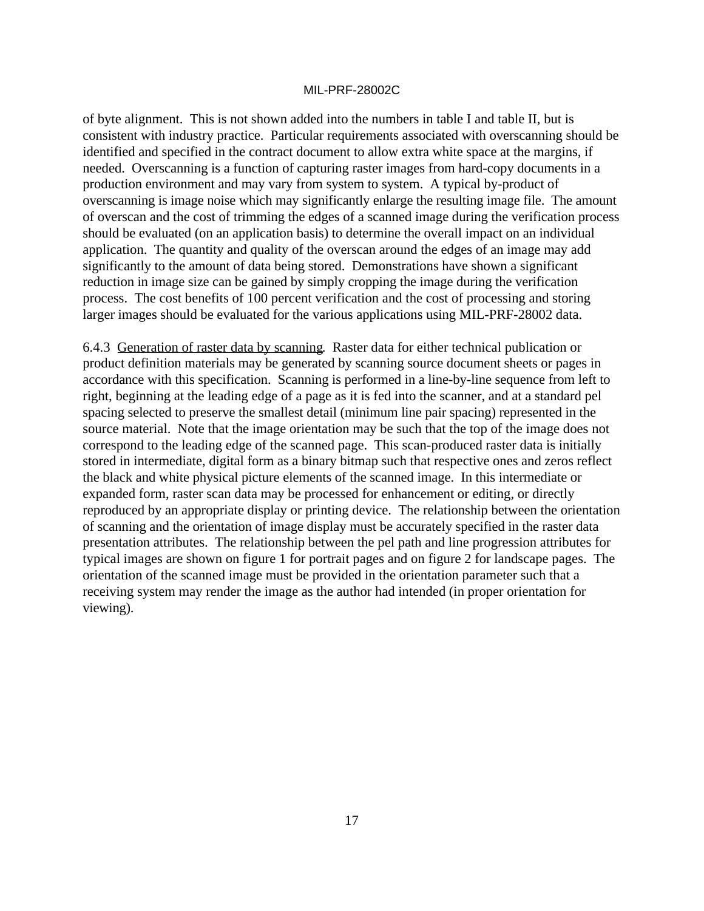of byte alignment. This is not shown added into the numbers in table I and table II, but is consistent with industry practice. Particular requirements associated with overscanning should be identified and specified in the contract document to allow extra white space at the margins, if needed. Overscanning is a function of capturing raster images from hard-copy documents in a production environment and may vary from system to system. A typical by-product of overscanning is image noise which may significantly enlarge the resulting image file. The amount of overscan and the cost of trimming the edges of a scanned image during the verification process should be evaluated (on an application basis) to determine the overall impact on an individual application. The quantity and quality of the overscan around the edges of an image may add significantly to the amount of data being stored. Demonstrations have shown a significant reduction in image size can be gained by simply cropping the image during the verification process. The cost benefits of 100 percent verification and the cost of processing and storing larger images should be evaluated for the various applications using MIL-PRF-28002 data.

6.4.3 Generation of raster data by scanning. Raster data for either technical publication or product definition materials may be generated by scanning source document sheets or pages in accordance with this specification. Scanning is performed in a line-by-line sequence from left to right, beginning at the leading edge of a page as it is fed into the scanner, and at a standard pel spacing selected to preserve the smallest detail (minimum line pair spacing) represented in the source material. Note that the image orientation may be such that the top of the image does not correspond to the leading edge of the scanned page. This scan-produced raster data is initially stored in intermediate, digital form as a binary bitmap such that respective ones and zeros reflect the black and white physical picture elements of the scanned image. In this intermediate or expanded form, raster scan data may be processed for enhancement or editing, or directly reproduced by an appropriate display or printing device. The relationship between the orientation of scanning and the orientation of image display must be accurately specified in the raster data presentation attributes. The relationship between the pel path and line progression attributes for typical images are shown on figure 1 for portrait pages and on figure 2 for landscape pages. The orientation of the scanned image must be provided in the orientation parameter such that a receiving system may render the image as the author had intended (in proper orientation for viewing).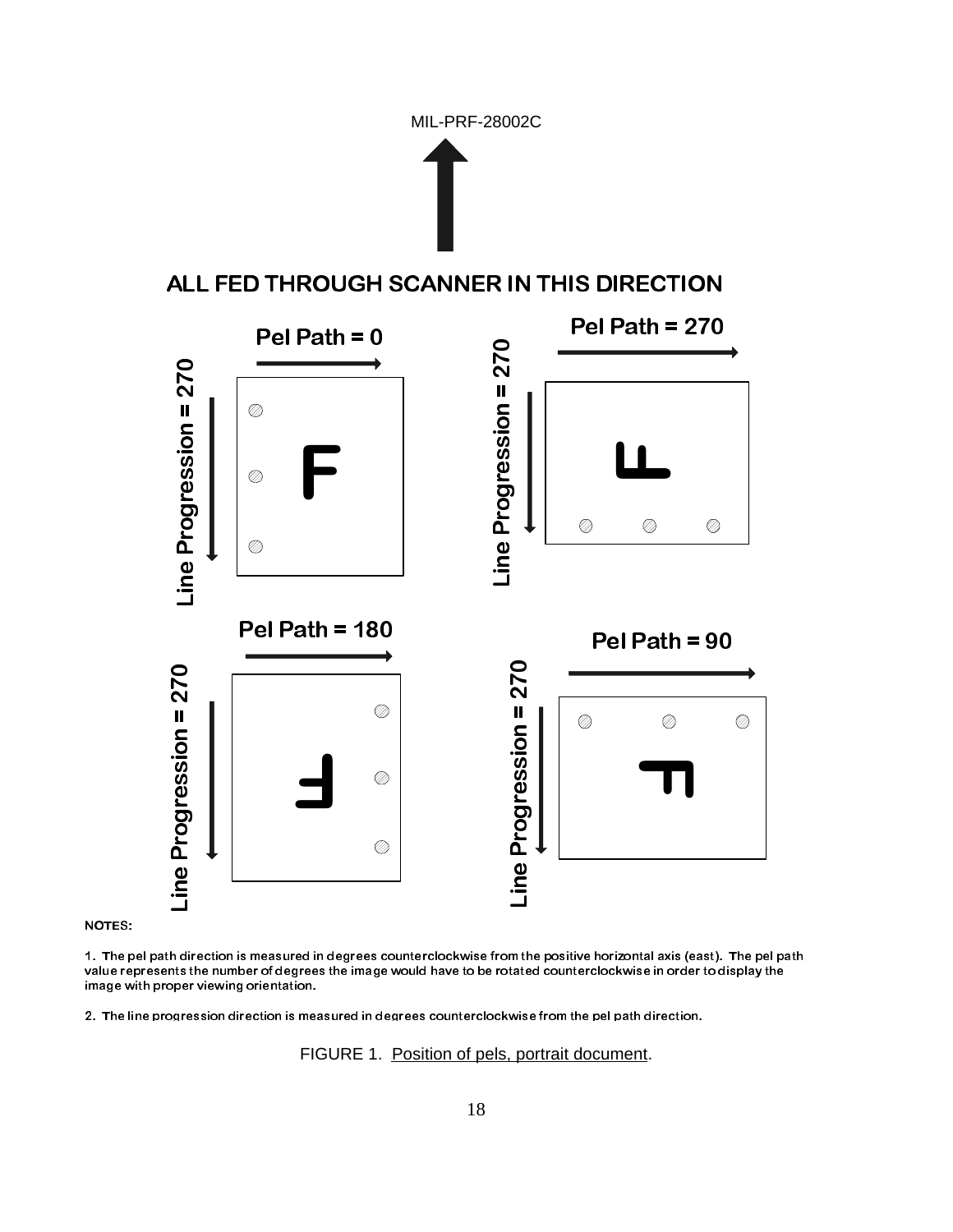ALL FED THROUGH SCANNER IN THIS DIRECTION

Pel Path = 0

Line Progression = 270

Pel Path = 270

Line Progression = 270

Pel Path = 180

Line Progression = 270

Pel Path = 90

Line Progression = 270

NOTES:

1. The pel path direction is measured in degrees counterclockwise from the positive horizontal axis (east). The pel path value represents the number of degrees the image would have to be rotated counterclockwise in order to display the image with proper viewing orientation.

2. The line progression direction is measured in degrees counterclockwise from the pel path direction.

FIGURE 1. Position of pels, portrait document.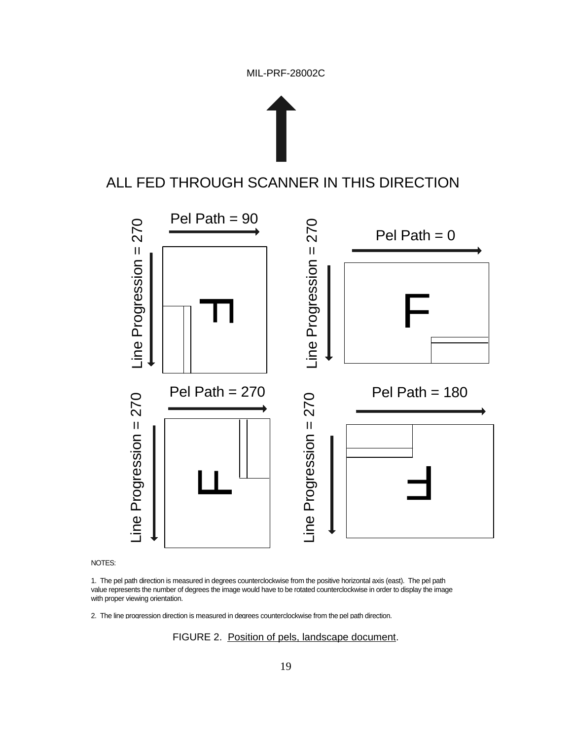ALL FED THROUGH SCANNER IN THIS DIRECTION

Pel Path = 90

Line Progression = 270

Pel Path = 0

Line Progression = 270

Pel Path = 270

Line Progression = 270

Pel Path = 180

Line Progression = 270

NOTES:

1. The pel path direction is measured in degrees counterclockwise from the positive horizontal axis (east). The pel path value represents the number of degrees the image would have to be rotated counterclockwise in order to display the image with proper viewing orientation.

2. The line progression direction is measured in degrees counterclockwise from the pel path direction.

FIGURE 2. Position of pels, landscape document.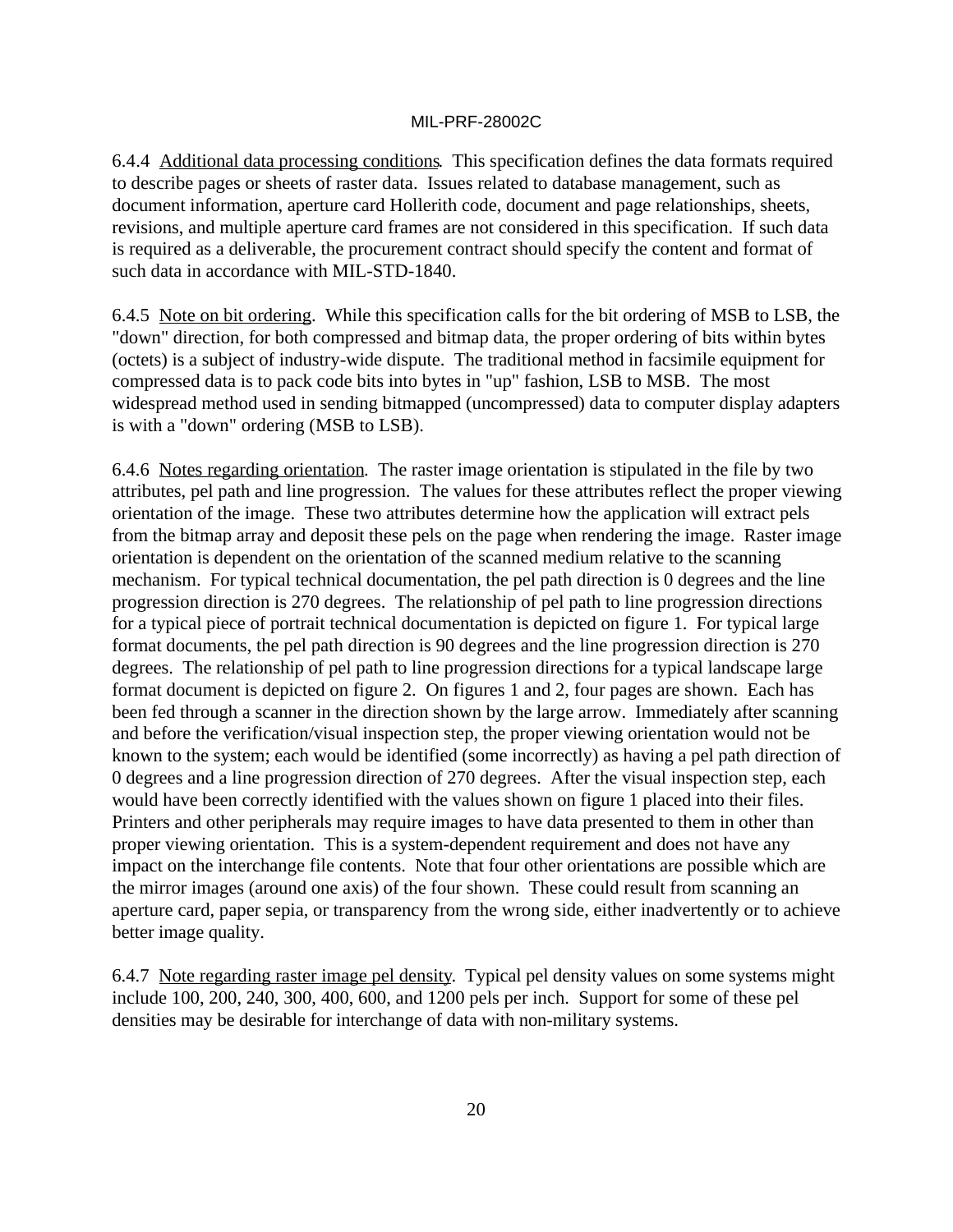6.4.4 Additional data processing conditions. This specification defines the data formats required to describe pages or sheets of raster data. Issues related to database management, such as document information, aperture card Hollerith code, document and page relationships, sheets, revisions, and multiple aperture card frames are not considered in this specification. If such data is required as a deliverable, the procurement contract should specify the content and format of such data in accordance with MIL-STD-1840.

6.4.5 Note on bit ordering. While this specification calls for the bit ordering of MSB to LSB, the "down" direction, for both compressed and bitmap data, the proper ordering of bits within bytes (octets) is a subject of industry-wide dispute. The traditional method in facsimile equipment for compressed data is to pack code bits into bytes in "up" fashion, LSB to MSB. The most widespread method used in sending bitmapped (uncompressed) data to computer display adapters is with a "down" ordering (MSB to LSB).

6.4.6 Notes regarding orientation. The raster image orientation is stipulated in the file by two attributes, pel path and line progression. The values for these attributes reflect the proper viewing orientation of the image. These two attributes determine how the application will extract pels from the bitmap array and deposit these pels on the page when rendering the image. Raster image orientation is dependent on the orientation of the scanned medium relative to the scanning mechanism. For typical technical documentation, the pel path direction is 0 degrees and the line progression direction is 270 degrees. The relationship of pel path to line progression directions for a typical piece of portrait technical documentation is depicted on figure 1. For typical large format documents, the pel path direction is 90 degrees and the line progression direction is 270 degrees. The relationship of pel path to line progression directions for a typical landscape large format document is depicted on figure 2. On figures 1 and 2, four pages are shown. Each has been fed through a scanner in the direction shown by the large arrow. Immediately after scanning and before the verification/visual inspection step, the proper viewing orientation would not be known to the system; each would be identified (some incorrectly) as having a pel path direction of 0 degrees and a line progression direction of 270 degrees. After the visual inspection step, each would have been correctly identified with the values shown on figure 1 placed into their files. Printers and other peripherals may require images to have data presented to them in other than proper viewing orientation. This is a system-dependent requirement and does not have any impact on the interchange file contents. Note that four other orientations are possible which are the mirror images (around one axis) of the four shown. These could result from scanning an aperture card, paper sepia, or transparency from the wrong side, either inadvertently or to achieve better image quality.

6.4.7 Note regarding raster image pel density. Typical pel density values on some systems might include 100, 200, 240, 300, 400, 600, and 1200 pels per inch. Support for some of these pel densities may be desirable for interchange of data with non-military systems.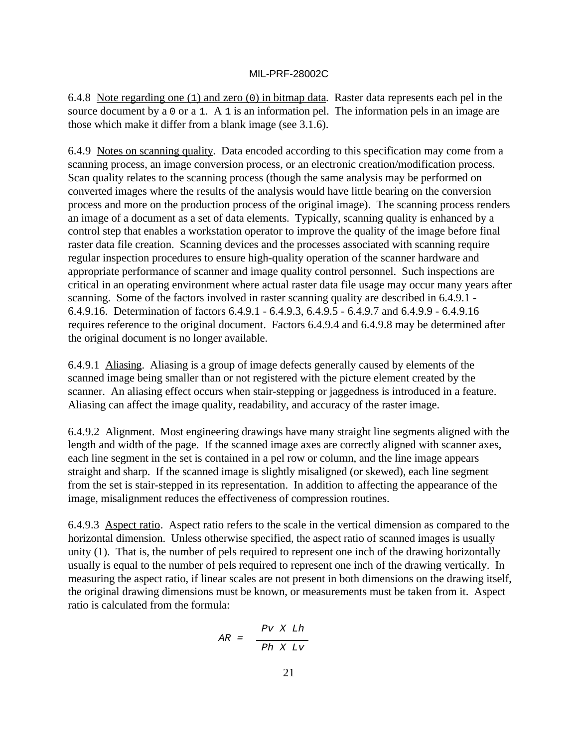6.4.8 Note regarding one (`1`) and zero (`0`) in bitmap data. Raster data represents each pel in the source document by a `0` or a `1`. A `1` is an information pel. The information pels in an image are those which make it differ from a blank image (see 3.1.6).

6.4.9 Notes on scanning quality. Data encoded according to this specification may come from a scanning process, an image conversion process, or an electronic creation/modification process. Scan quality relates to the scanning process (though the same analysis may be performed on converted images where the results of the analysis would have little bearing on the conversion process and more on the production process of the original image). The scanning process renders an image of a document as a set of data elements. Typically, scanning quality is enhanced by a control step that enables a workstation operator to improve the quality of the image before final raster data file creation. Scanning devices and the processes associated with scanning require regular inspection procedures to ensure high-quality operation of the scanner hardware and appropriate performance of scanner and image quality control personnel. Such inspections are critical in an operating environment where actual raster data file usage may occur many years after scanning. Some of the factors involved in raster scanning quality are described in 6.4.9.1 - 6.4.9.16. Determination of factors 6.4.9.1 - 6.4.9.3, 6.4.9.5 - 6.4.9.7 and 6.4.9.9 - 6.4.9.16 requires reference to the original document. Factors 6.4.9.4 and 6.4.9.8 may be determined after the original document is no longer available.

6.4.9.1 Aliasing. Aliasing is a group of image defects generally caused by elements of the scanned image being smaller than or not registered with the picture element created by the scanner. An aliasing effect occurs when stair-stepping or jaggedness is introduced in a feature. Aliasing can affect the image quality, readability, and accuracy of the raster image.

6.4.9.2 Alignment. Most engineering drawings have many straight line segments aligned with the length and width of the page. If the scanned image axes are correctly aligned with scanner axes, each line segment in the set is contained in a pel row or column, and the line image appears straight and sharp. If the scanned image is slightly misaligned (or skewed), each line segment from the set is stair-stepped in its representation. In addition to affecting the appearance of the image, misalignment reduces the effectiveness of compression routines.

6.4.9.3 Aspect ratio. Aspect ratio refers to the scale in the vertical dimension as compared to the horizontal dimension. Unless otherwise specified, the aspect ratio of scanned images is usually unity (1). That is, the number of pels required to represent one inch of the drawing horizontally usually is equal to the number of pels required to represent one inch of the drawing vertically. In measuring the aspect ratio, if linear scales are not present in both dimensions on the drawing itself, the original drawing dimensions must be known, or measurements must be taken from it. Aspect ratio is calculated from the formula:

$$AR = \frac{Pv \times Lh}{Ph \times Lv}$$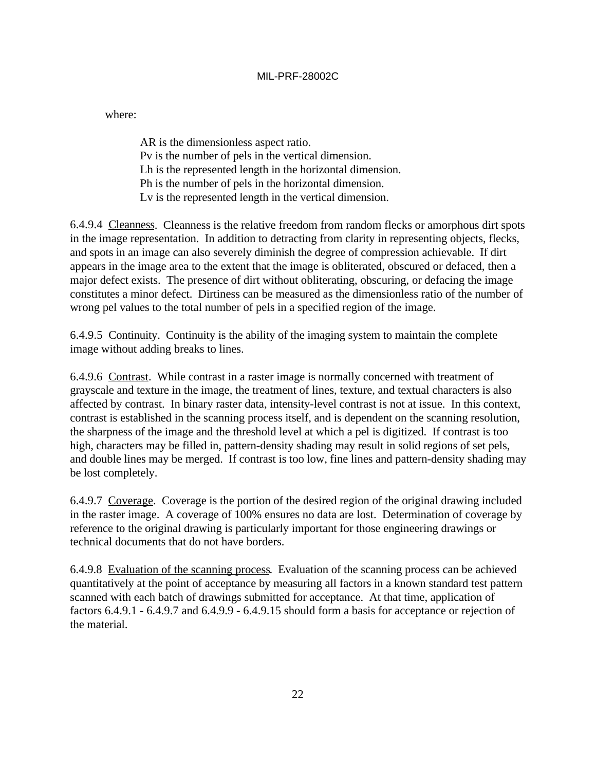where:

AR is the dimensionless aspect ratio.
Pv is the number of pels in the vertical dimension.
Lh is the represented length in the horizontal dimension.
Ph is the number of pels in the horizontal dimension.
Lv is the represented length in the vertical dimension.

6.4.9.4 Cleanness. Cleanness is the relative freedom from random flecks or amorphous dirt spots in the image representation. In addition to detracting from clarity in representing objects, flecks, and spots in an image can also severely diminish the degree of compression achievable. If dirt appears in the image area to the extent that the image is obliterated, obscured or defaced, then a major defect exists. The presence of dirt without obliterating, obscuring, or defacing the image constitutes a minor defect. Dirtiness can be measured as the dimensionless ratio of the number of wrong pel values to the total number of pels in a specified region of the image.

6.4.9.5 Continuity. Continuity is the ability of the imaging system to maintain the complete image without adding breaks to lines.

6.4.9.6 Contrast. While contrast in a raster image is normally concerned with treatment of grayscale and texture in the image, the treatment of lines, texture, and textual characters is also affected by contrast. In binary raster data, intensity-level contrast is not at issue. In this context, contrast is established in the scanning process itself, and is dependent on the scanning resolution, the sharpness of the image and the threshold level at which a pel is digitized. If contrast is too high, characters may be filled in, pattern-density shading may result in solid regions of set pels, and double lines may be merged. If contrast is too low, fine lines and pattern-density shading may be lost completely.

6.4.9.7 Coverage. Coverage is the portion of the desired region of the original drawing included in the raster image. A coverage of 100% ensures no data are lost. Determination of coverage by reference to the original drawing is particularly important for those engineering drawings or technical documents that do not have borders.

6.4.9.8 Evaluation of the scanning process. Evaluation of the scanning process can be achieved quantitatively at the point of acceptance by measuring all factors in a known standard test pattern scanned with each batch of drawings submitted for acceptance. At that time, application of factors 6.4.9.1 - 6.4.9.7 and 6.4.9.9 - 6.4.9.15 should form a basis for acceptance or rejection of the material.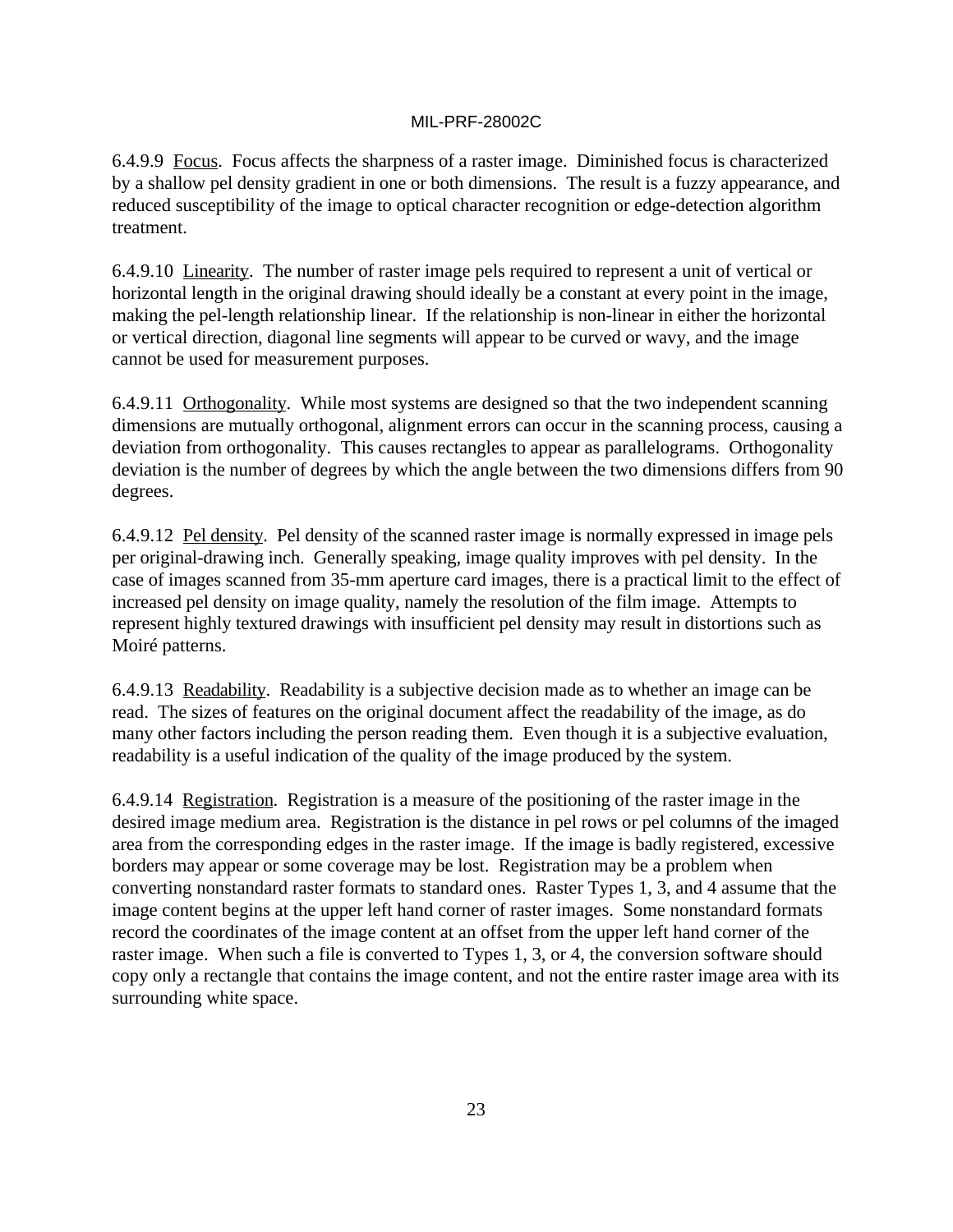6.4.9.9 Focus. Focus affects the sharpness of a raster image. Diminished focus is characterized by a shallow pel density gradient in one or both dimensions. The result is a fuzzy appearance, and reduced susceptibility of the image to optical character recognition or edge-detection algorithm treatment.

6.4.9.10 Linearity. The number of raster image pels required to represent a unit of vertical or horizontal length in the original drawing should ideally be a constant at every point in the image, making the pel-length relationship linear. If the relationship is non-linear in either the horizontal or vertical direction, diagonal line segments will appear to be curved or wavy, and the image cannot be used for measurement purposes.

6.4.9.11 Orthogonality. While most systems are designed so that the two independent scanning dimensions are mutually orthogonal, alignment errors can occur in the scanning process, causing a deviation from orthogonality. This causes rectangles to appear as parallelograms. Orthogonality deviation is the number of degrees by which the angle between the two dimensions differs from 90 degrees.

6.4.9.12 Pel density. Pel density of the scanned raster image is normally expressed in image pels per original-drawing inch. Generally speaking, image quality improves with pel density. In the case of images scanned from 35-mm aperture card images, there is a practical limit to the effect of increased pel density on image quality, namely the resolution of the film image. Attempts to represent highly textured drawings with insufficient pel density may result in distortions such as Moiré patterns.

6.4.9.13 Readability. Readability is a subjective decision made as to whether an image can be read. The sizes of features on the original document affect the readability of the image, as do many other factors including the person reading them. Even though it is a subjective evaluation, readability is a useful indication of the quality of the image produced by the system.

6.4.9.14 Registration. Registration is a measure of the positioning of the raster image in the desired image medium area. Registration is the distance in pel rows or pel columns of the imaged area from the corresponding edges in the raster image. If the image is badly registered, excessive borders may appear or some coverage may be lost. Registration may be a problem when converting nonstandard raster formats to standard ones. Raster Types 1, 3, and 4 assume that the image content begins at the upper left hand corner of raster images. Some nonstandard formats record the coordinates of the image content at an offset from the upper left hand corner of the raster image. When such a file is converted to Types 1, 3, or 4, the conversion software should copy only a rectangle that contains the image content, and not the entire raster image area with its surrounding white space.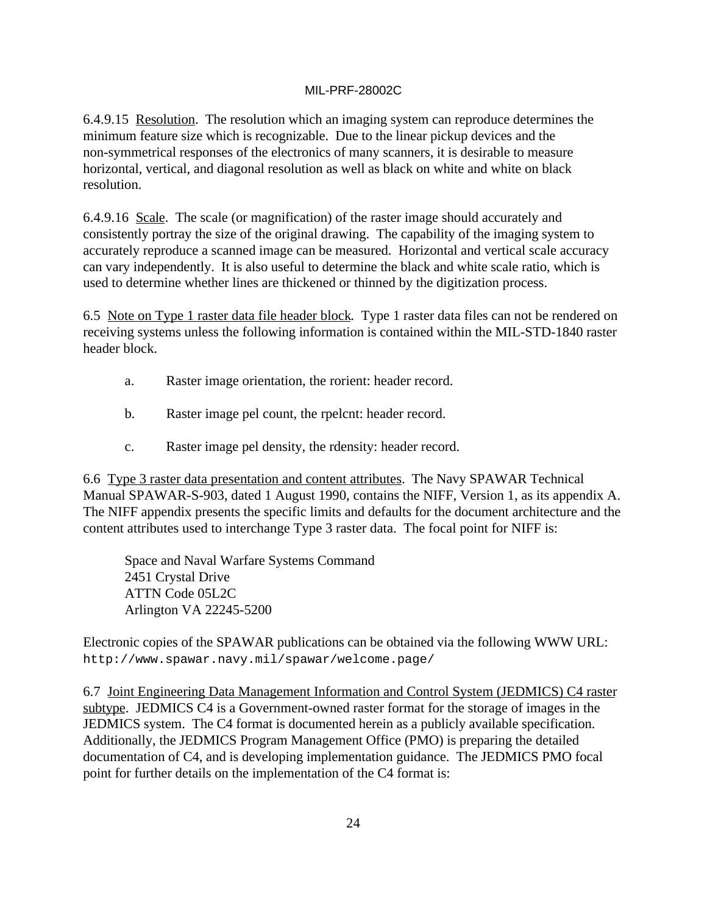6.4.9.15 Resolution. The resolution which an imaging system can reproduce determines the minimum feature size which is recognizable. Due to the linear pickup devices and the non-symmetrical responses of the electronics of many scanners, it is desirable to measure horizontal, vertical, and diagonal resolution as well as black on white and white on black resolution.

6.4.9.16 Scale. The scale (or magnification) of the raster image should accurately and consistently portray the size of the original drawing. The capability of the imaging system to accurately reproduce a scanned image can be measured. Horizontal and vertical scale accuracy can vary independently. It is also useful to determine the black and white scale ratio, which is used to determine whether lines are thickened or thinned by the digitization process.

6.5 Note on Type 1 raster data file header block. Type 1 raster data files can not be rendered on receiving systems unless the following information is contained within the MIL-STD-1840 raster header block.

a. Raster image orientation, the rorient: header record.

b. Raster image pel count, the rpelcnt: header record.

c. Raster image pel density, the rdensity: header record.

6.6 Type 3 raster data presentation and content attributes. The Navy SPAWAR Technical Manual SPAWAR-S-903, dated 1 August 1990, contains the NIFF, Version 1, as its appendix A. The NIFF appendix presents the specific limits and defaults for the document architecture and the content attributes used to interchange Type 3 raster data. The focal point for NIFF is:

Space and Naval Warfare Systems Command
2451 Crystal Drive
ATTN Code 05L2C
Arlington VA 22245-5200

Electronic copies of the SPAWAR publications can be obtained via the following WWW URL:
`http://www.spawar.navy.mil/spawar/welcome.page/`

6.7 Joint Engineering Data Management Information and Control System (JEDMICS) C4 raster subtype. JEDMICS C4 is a Government-owned raster format for the storage of images in the JEDMICS system. The C4 format is documented herein as a publicly available specification. Additionally, the JEDMICS Program Management Office (PMO) is preparing the detailed documentation of C4, and is developing implementation guidance. The JEDMICS PMO focal point for further details on the implementation of the C4 format is: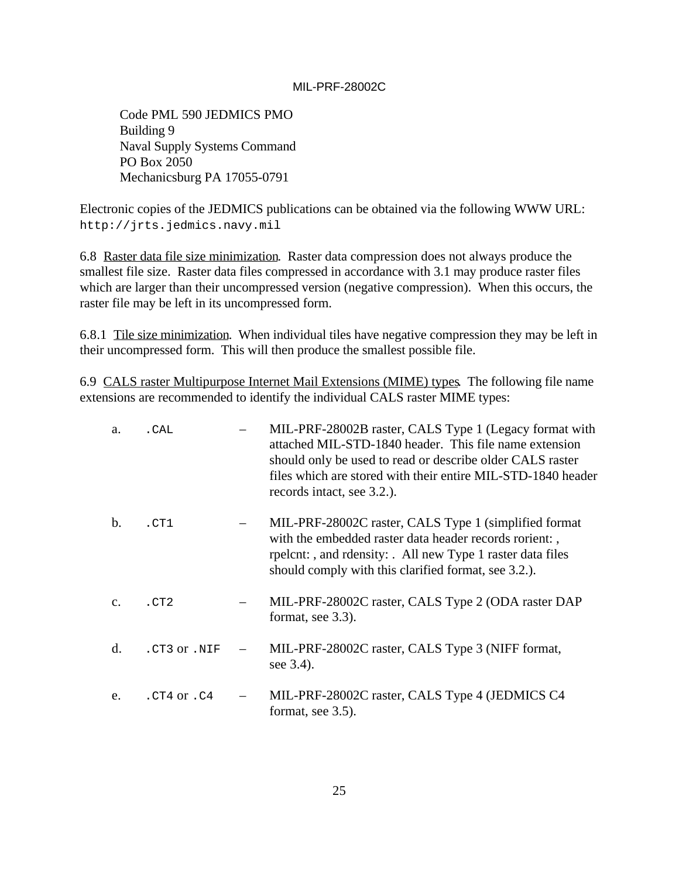Code PML 590 JEDMICS PMO
Building 9
Naval Supply Systems Command
PO Box 2050
Mechanicsburg PA 17055-0791

Electronic copies of the JEDMICS publications can be obtained via the following WWW URL: `http://jrts.jedmics.navy.mil`

6.8 Raster data file size minimization. Raster data compression does not always produce the smallest file size. Raster data files compressed in accordance with 3.1 may produce raster files which are larger than their uncompressed version (negative compression). When this occurs, the raster file may be left in its uncompressed form.

6.8.1 Tile size minimization. When individual tiles have negative compression they may be left in their uncompressed form. This will then produce the smallest possible file.

6.9 CALS raster Multipurpose Internet Mail Extensions (MIME) types. The following file name extensions are recommended to identify the individual CALS raster MIME types:

a. `.CAL` – MIL-PRF-28002B raster, CALS Type 1 (Legacy format with attached MIL-STD-1840 header. This file name extension should only be used to read or describe older CALS raster files which are stored with their entire MIL-STD-1840 header records intact, see 3.2.).

b. `.CT1` – MIL-PRF-28002C raster, CALS Type 1 (simplified format with the embedded raster data header records rorient: , rpelcnt: , and rdensity: . All new Type 1 raster data files should comply with this clarified format, see 3.2.).

c. `.CT2` – MIL-PRF-28002C raster, CALS Type 2 (ODA raster DAP format, see 3.3).

d. `.CT3` or `.NIF` – MIL-PRF-28002C raster, CALS Type 3 (NIFF format, see 3.4).

e. `.CT4` or `.C4` – MIL-PRF-28002C raster, CALS Type 4 (JEDMICS C4 format, see 3.5).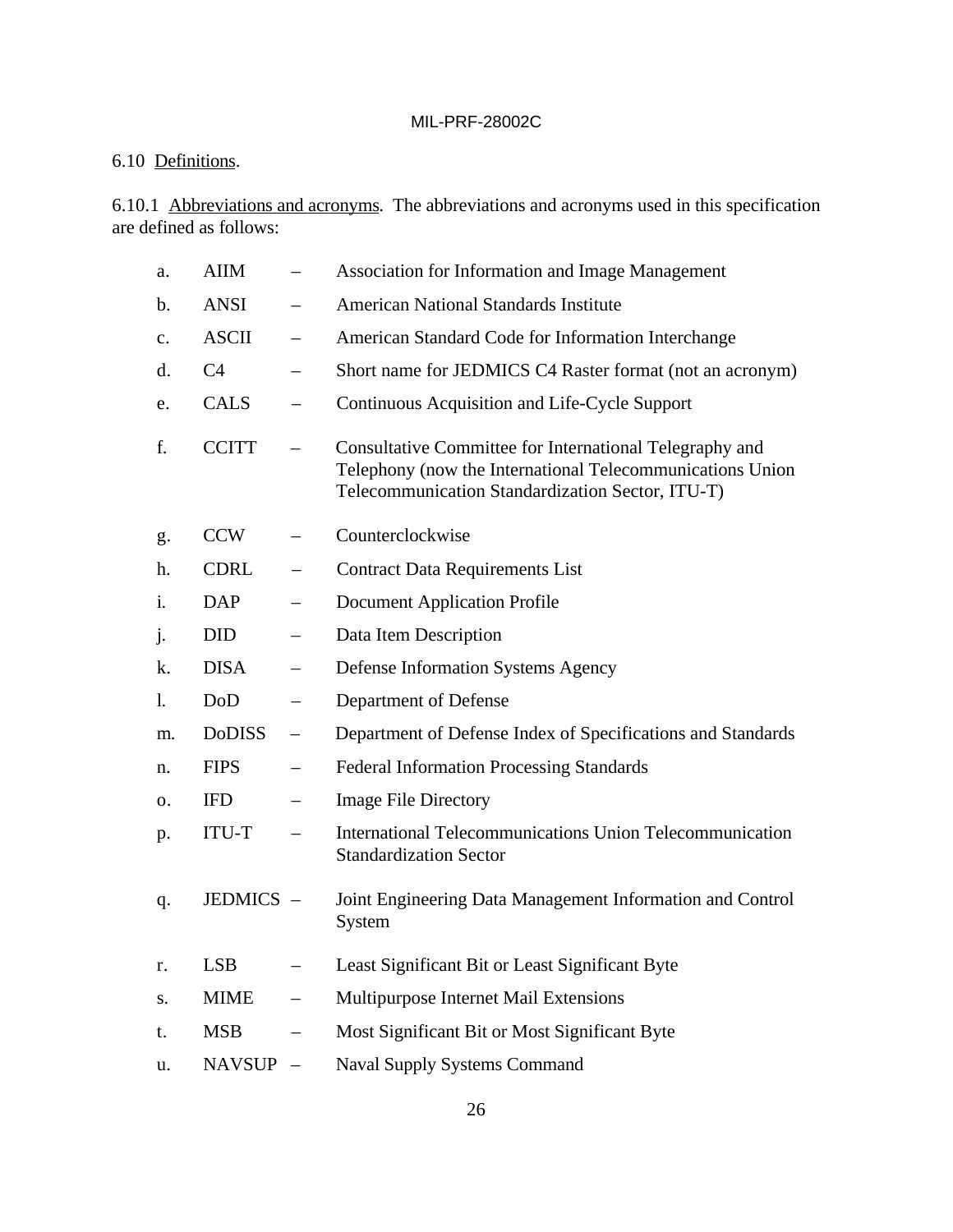6.10 Definitions.

6.10.1 Abbreviations and acronyms. The abbreviations and acronyms used in this specification are defined as follows:

a. AIIM – Association for Information and Image Management

b. ANSI – American National Standards Institute

c. ASCII – American Standard Code for Information Interchange

d. C4 – Short name for JEDMICS C4 Raster format (not an acronym)

e. CALS – Continuous Acquisition and Life-Cycle Support

f. CCITT – Consultative Committee for International Telegraphy and Telephony (now the International Telecommunications Union Telecommunication Standardization Sector, ITU-T)

g. CCW – Counterclockwise

h. CDRL – Contract Data Requirements List

i. DAP – Document Application Profile

j. DID – Data Item Description

k. DISA – Defense Information Systems Agency

l. DoD – Department of Defense

m. DoDISS – Department of Defense Index of Specifications and Standards

n. FIPS – Federal Information Processing Standards

o. IFD – Image File Directory

p. ITU-T – International Telecommunications Union Telecommunication Standardization Sector

q. JEDMICS – Joint Engineering Data Management Information and Control System

r. LSB – Least Significant Bit or Least Significant Byte

s. MIME – Multipurpose Internet Mail Extensions

t. MSB – Most Significant Bit or Most Significant Byte

u. NAVSUP – Naval Supply Systems Command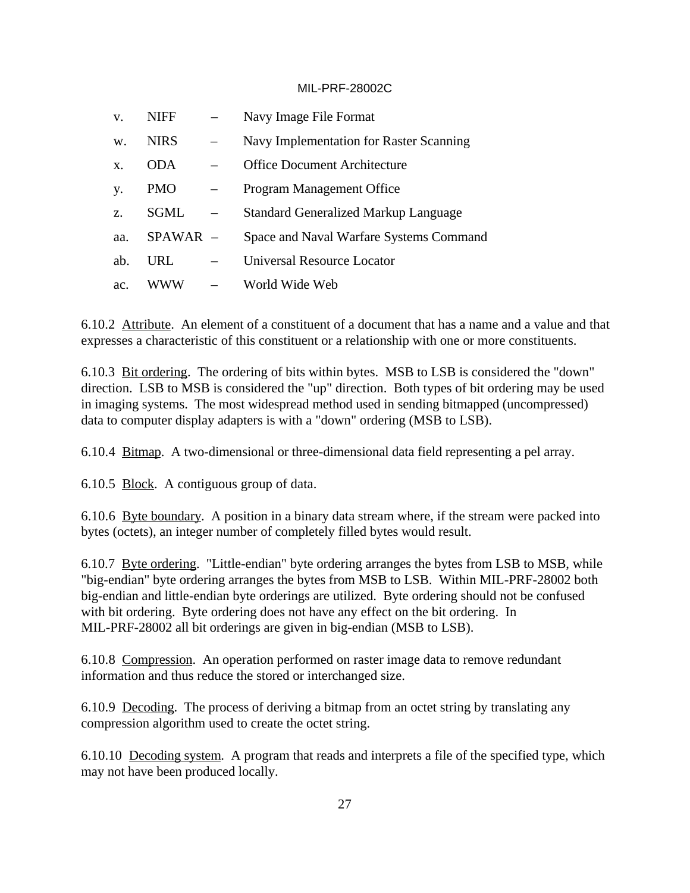v. NIFF – Navy Image File Format

w. NIRS – Navy Implementation for Raster Scanning

x. ODA – Office Document Architecture

y. PMO – Program Management Office

z. SGML – Standard Generalized Markup Language

aa. SPAWAR – Space and Naval Warfare Systems Command

ab. URL – Universal Resource Locator

ac. WWW – World Wide Web

6.10.2 Attribute. An element of a constituent of a document that has a name and a value and that expresses a characteristic of this constituent or a relationship with one or more constituents.

6.10.3 Bit ordering. The ordering of bits within bytes. MSB to LSB is considered the "down" direction. LSB to MSB is considered the "up" direction. Both types of bit ordering may be used in imaging systems. The most widespread method used in sending bitmapped (uncompressed) data to computer display adapters is with a "down" ordering (MSB to LSB).

6.10.4 Bitmap. A two-dimensional or three-dimensional data field representing a pel array.

6.10.5 Block. A contiguous group of data.

6.10.6 Byte boundary. A position in a binary data stream where, if the stream were packed into bytes (octets), an integer number of completely filled bytes would result.

6.10.7 Byte ordering. "Little-endian" byte ordering arranges the bytes from LSB to MSB, while "big-endian" byte ordering arranges the bytes from MSB to LSB. Within MIL-PRF-28002 both big-endian and little-endian byte orderings are utilized. Byte ordering should not be confused with bit ordering. Byte ordering does not have any effect on the bit ordering. In MIL-PRF-28002 all bit orderings are given in big-endian (MSB to LSB).

6.10.8 Compression. An operation performed on raster image data to remove redundant information and thus reduce the stored or interchanged size.

6.10.9 Decoding. The process of deriving a bitmap from an octet string by translating any compression algorithm used to create the octet string.

6.10.10 Decoding system. A program that reads and interprets a file of the specified type, which may not have been produced locally.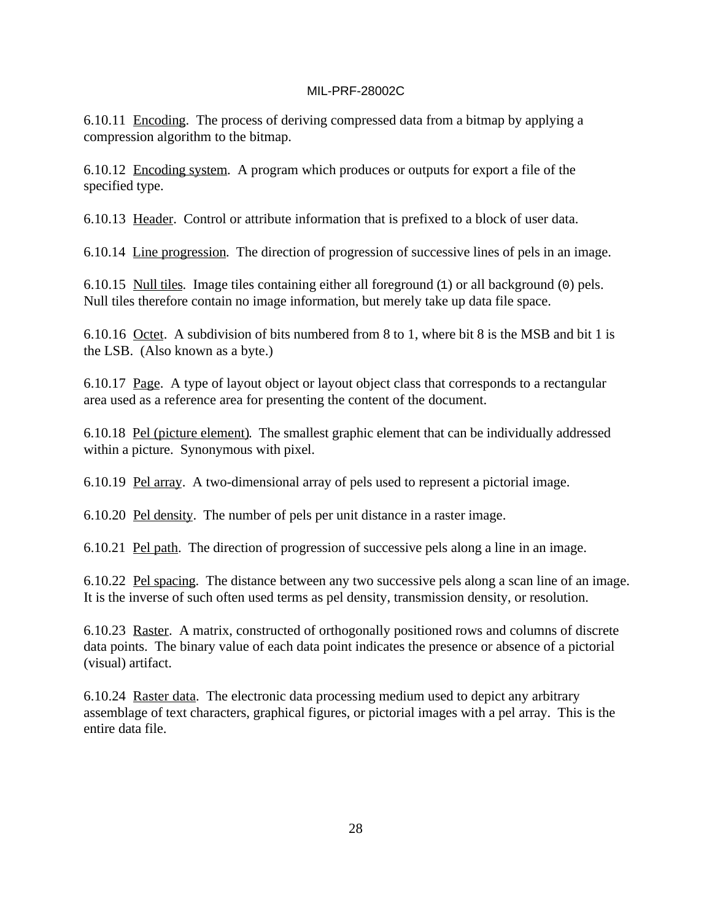6.10.11 Encoding. The process of deriving compressed data from a bitmap by applying a compression algorithm to the bitmap.

6.10.12 Encoding system. A program which produces or outputs for export a file of the specified type.

6.10.13 Header. Control or attribute information that is prefixed to a block of user data.

6.10.14 Line progression. The direction of progression of successive lines of pels in an image.

6.10.15 Null tiles. Image tiles containing either all foreground (1) or all background (0) pels. Null tiles therefore contain no image information, but merely take up data file space.

6.10.16 Octet. A subdivision of bits numbered from 8 to 1, where bit 8 is the MSB and bit 1 is the LSB. (Also known as a byte.)

6.10.17 Page. A type of layout object or layout object class that corresponds to a rectangular area used as a reference area for presenting the content of the document.

6.10.18 Pel (picture element). The smallest graphic element that can be individually addressed within a picture. Synonymous with pixel.

6.10.19 Pel array. A two-dimensional array of pels used to represent a pictorial image.

6.10.20 Pel density. The number of pels per unit distance in a raster image.

6.10.21 Pel path. The direction of progression of successive pels along a line in an image.

6.10.22 Pel spacing. The distance between any two successive pels along a scan line of an image. It is the inverse of such often used terms as pel density, transmission density, or resolution.

6.10.23 Raster. A matrix, constructed of orthogonally positioned rows and columns of discrete data points. The binary value of each data point indicates the presence or absence of a pictorial (visual) artifact.

6.10.24 Raster data. The electronic data processing medium used to depict any arbitrary assemblage of text characters, graphical figures, or pictorial images with a pel array. This is the entire data file.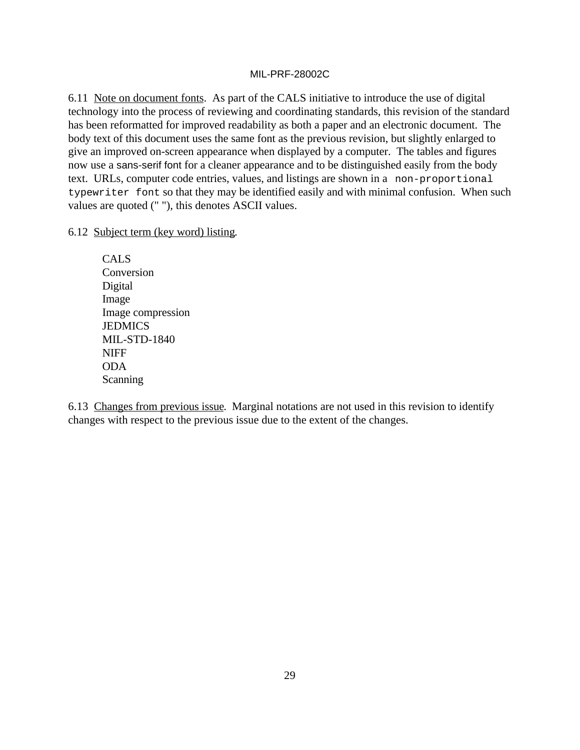6.11 Note on document fonts. As part of the CALS initiative to introduce the use of digital technology into the process of reviewing and coordinating standards, this revision of the standard has been reformatted for improved readability as both a paper and an electronic document. The body text of this document uses the same font as the previous revision, but slightly enlarged to give an improved on-screen appearance when displayed by a computer. The tables and figures now use a sans-serif font for a cleaner appearance and to be distinguished easily from the body text. URLs, computer code entries, values, and listings are shown in a `non-proportional typewriter font` so that they may be identified easily and with minimal confusion. When such values are quoted (" "), this denotes ASCII values.

6.12 Subject term (key word) listing.

CALS
Conversion
Digital
Image
Image compression
JEDMICS
MIL-STD-1840
NIFF
ODA
Scanning

6.13 Changes from previous issue. Marginal notations are not used in this revision to identify changes with respect to the previous issue due to the extent of the changes.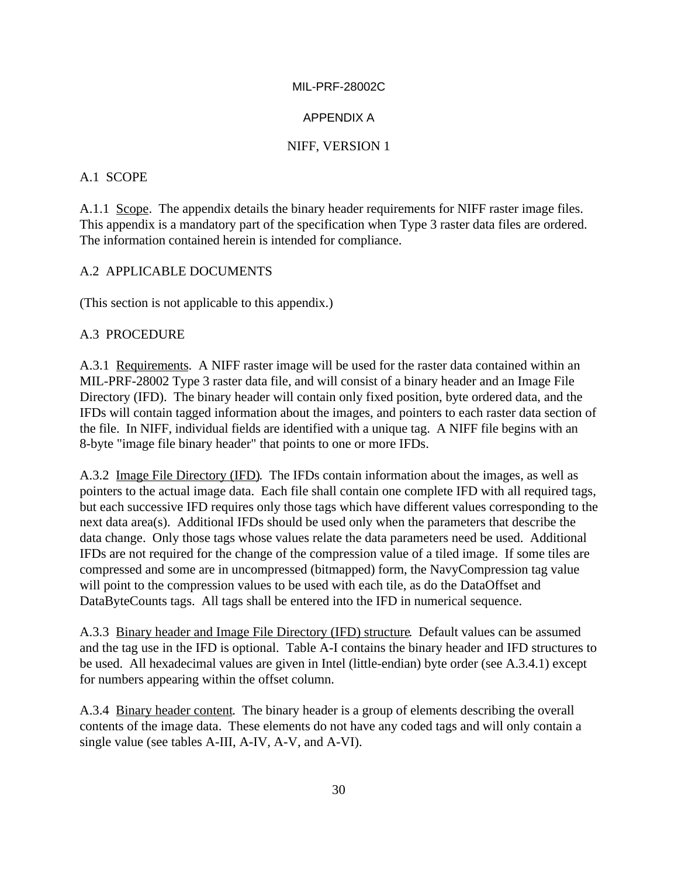# APPENDIX A

# NIFF, VERSION 1

## A.1 SCOPE

A.1.1 Scope. The appendix details the binary header requirements for NIFF raster image files. This appendix is a mandatory part of the specification when Type 3 raster data files are ordered. The information contained herein is intended for compliance.

## A.2 APPLICABLE DOCUMENTS

(This section is not applicable to this appendix.)

## A.3 PROCEDURE

A.3.1 Requirements. A NIFF raster image will be used for the raster data contained within an MIL-PRF-28002 Type 3 raster data file, and will consist of a binary header and an Image File Directory (IFD). The binary header will contain only fixed position, byte ordered data, and the IFDs will contain tagged information about the images, and pointers to each raster data section of the file. In NIFF, individual fields are identified with a unique tag. A NIFF file begins with an 8-byte "image file binary header" that points to one or more IFDs.

A.3.2 Image File Directory (IFD). The IFDs contain information about the images, as well as pointers to the actual image data. Each file shall contain one complete IFD with all required tags, but each successive IFD requires only those tags which have different values corresponding to the next data area(s). Additional IFDs should be used only when the parameters that describe the data change. Only those tags whose values relate the data parameters need be used. Additional IFDs are not required for the change of the compression value of a tiled image. If some tiles are compressed and some are in uncompressed (bitmapped) form, the NavyCompression tag value will point to the compression values to be used with each tile, as do the DataOffset and DataByteCounts tags. All tags shall be entered into the IFD in numerical sequence.

A.3.3 Binary header and Image File Directory (IFD) structure. Default values can be assumed and the tag use in the IFD is optional. Table A-I contains the binary header and IFD structures to be used. All hexadecimal values are given in Intel (little-endian) byte order (see A.3.4.1) except for numbers appearing within the offset column.

A.3.4 Binary header content. The binary header is a group of elements describing the overall contents of the image data. These elements do not have any coded tags and will only contain a single value (see tables A-III, A-IV, A-V, and A-VI).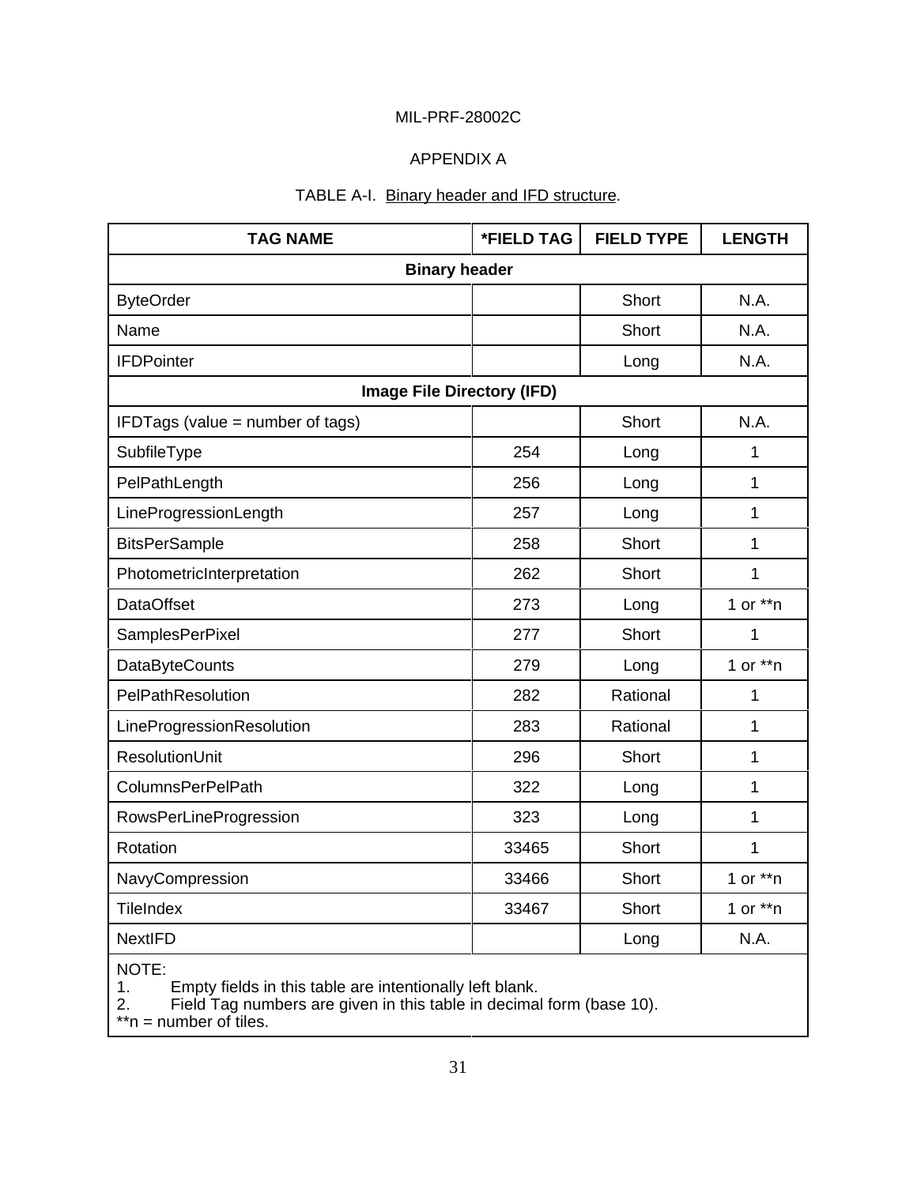APPENDIX A

TABLE A-I. Binary header and IFD structure.

| TAG NAME | *FIELD TAG | FIELD TYPE | LENGTH |
|---|---|---|---|
| **Binary header** | | | |
| ByteOrder | | Short | N.A. |
| Name | | Short | N.A. |
| IFDPointer | | Long | N.A. |
| **Image File Directory (IFD)** | | | |
| IFDTags (value = number of tags) | | Short | N.A. |
| SubfileType | 254 | Long | 1 |
| PelPathLength | 256 | Long | 1 |
| LineProgressionLength | 257 | Long | 1 |
| BitsPerSample | 258 | Short | 1 |
| PhotometricInterpretation | 262 | Short | 1 |
| DataOffset | 273 | Long | 1 or **n |
| SamplesPerPixel | 277 | Short | 1 |
| DataByteCounts | 279 | Long | 1 or **n |
| PelPathResolution | 282 | Rational | 1 |
| LineProgressionResolution | 283 | Rational | 1 |
| ResolutionUnit | 296 | Short | 1 |
| ColumnsPerPelPath | 322 | Long | 1 |
| RowsPerLineProgression | 323 | Long | 1 |
| Rotation | 33465 | Short | 1 |
| NavyCompression | 33466 | Short | 1 or **n |
| TileIndex | 33467 | Short | 1 or **n |
| NextIFD | | Long | N.A. |

NOTE:
1. Empty fields in this table are intentionally left blank.
2. Field Tag numbers are given in this table in decimal form (base 10).

**n = number of tiles.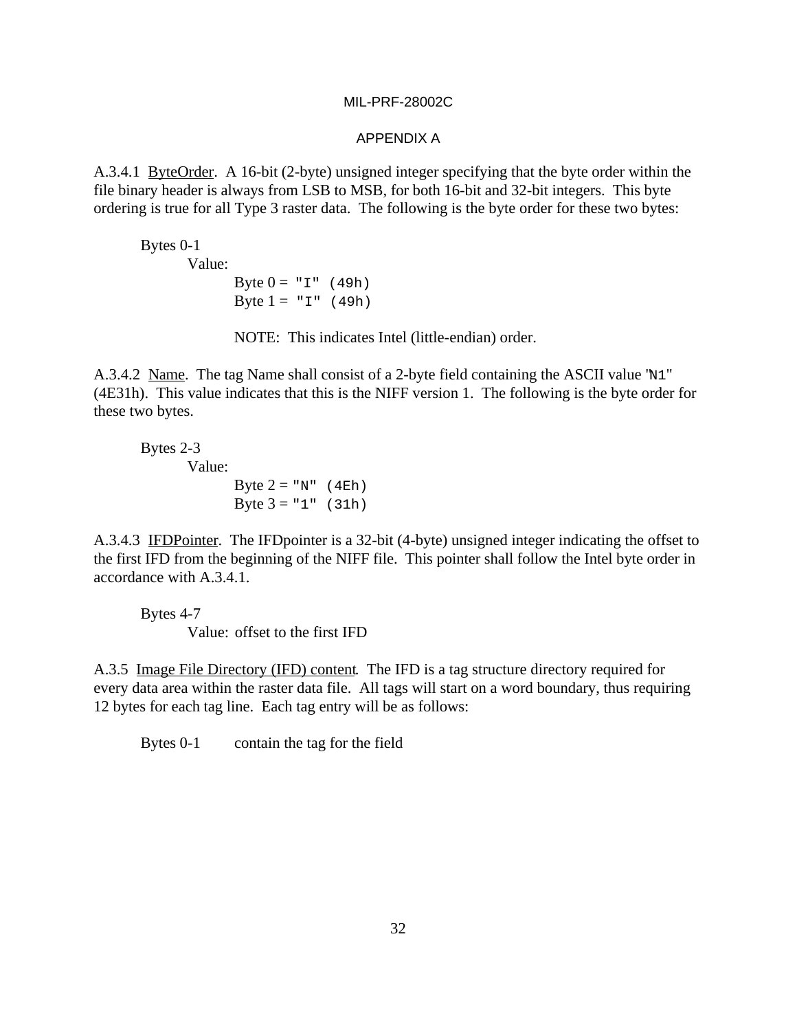APPENDIX A

A.3.4.1 ByteOrder. A 16-bit (2-byte) unsigned integer specifying that the byte order within the file binary header is always from LSB to MSB, for both 16-bit and 32-bit integers. This byte ordering is true for all Type 3 raster data. The following is the byte order for these two bytes:

Bytes 0-1
    Value:
        Byte 0 = `"I" (49h)`
        Byte 1 = `"I" (49h)`

        NOTE: This indicates Intel (little-endian) order.

A.3.4.2 Name. The tag Name shall consist of a 2-byte field containing the ASCII value "`N1`" (4E31h). This value indicates that this is the NIFF version 1. The following is the byte order for these two bytes.

Bytes 2-3
    Value:
        Byte 2 = `"N" (4Eh)`
        Byte 3 = `"1" (31h)`

A.3.4.3 IFDPointer. The IFDpointer is a 32-bit (4-byte) unsigned integer indicating the offset to the first IFD from the beginning of the NIFF file. This pointer shall follow the Intel byte order in accordance with A.3.4.1.

Bytes 4-7
    Value: offset to the first IFD

A.3.5 Image File Directory (IFD) content. The IFD is a tag structure directory required for every data area within the raster data file. All tags will start on a word boundary, thus requiring 12 bytes for each tag line. Each tag entry will be as follows:

Bytes 0-1    contain the tag for the field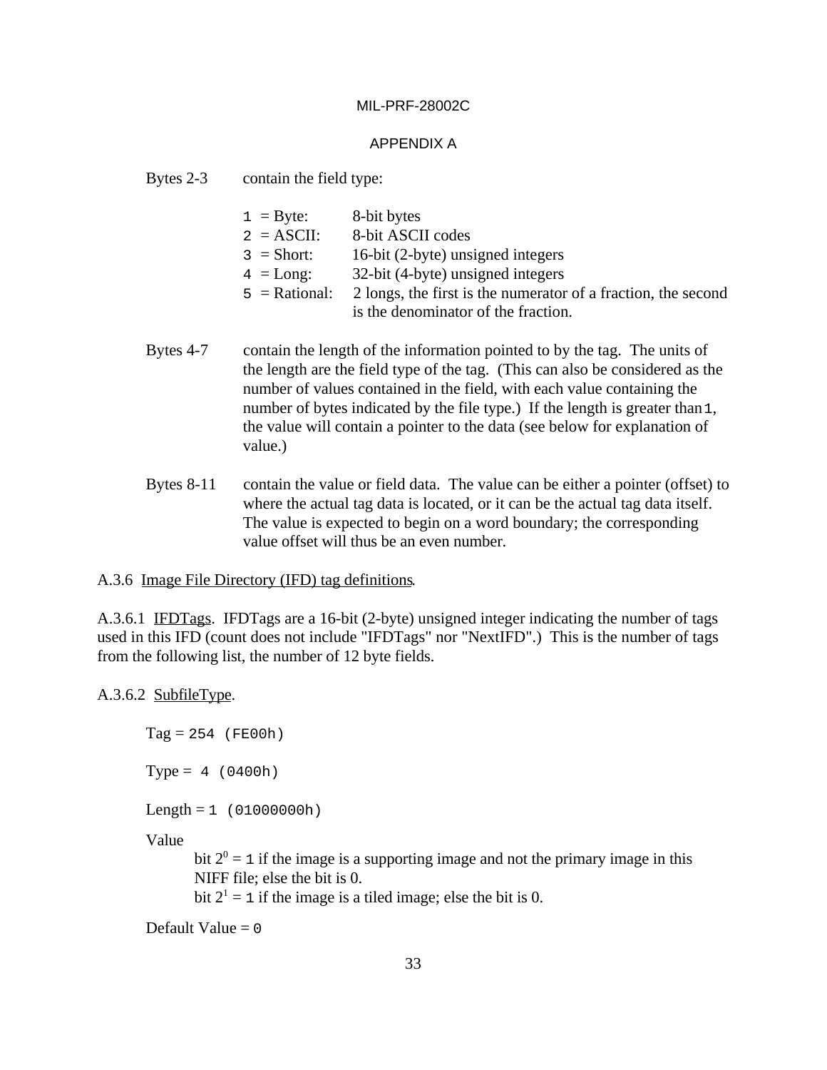Bytes 2-3 contain the field type:

| | |
|---|---|
| 1 = Byte: | 8-bit bytes |
| 2 = ASCII: | 8-bit ASCII codes |
| 3 = Short: | 16-bit (2-byte) unsigned integers |
| 4 = Long: | 32-bit (4-byte) unsigned integers |
| 5 = Rational: | 2 longs, the first is the numerator of a fraction, the second is the denominator of the fraction. |

Bytes 4-7 contain the length of the information pointed to by the tag. The units of the length are the field type of the tag. (This can also be considered as the number of values contained in the field, with each value containing the number of bytes indicated by the file type.) If the length is greater than 1, the value will contain a pointer to the data (see below for explanation of value.)

Bytes 8-11 contain the value or field data. The value can be either a pointer (offset) to where the actual tag data is located, or it can be the actual tag data itself. The value is expected to begin on a word boundary; the corresponding value offset will thus be an even number.

A.3.6 Image File Directory (IFD) tag definitions.

A.3.6.1 IFDTags. IFDTags are a 16-bit (2-byte) unsigned integer indicating the number of tags used in this IFD (count does not include "IFDTags" nor "NextIFD".) This is the number of tags from the following list, the number of 12 byte fields.

A.3.6.2 SubfileType.

Tag = 254 (FE00h)

Type = 4 (0400h)

Length = 1 (01000000h)

Value

bit $2^0$ = 1 if the image is a supporting image and not the primary image in this NIFF file; else the bit is 0.

bit $2^1$ = 1 if the image is a tiled image; else the bit is 0.

Default Value = 0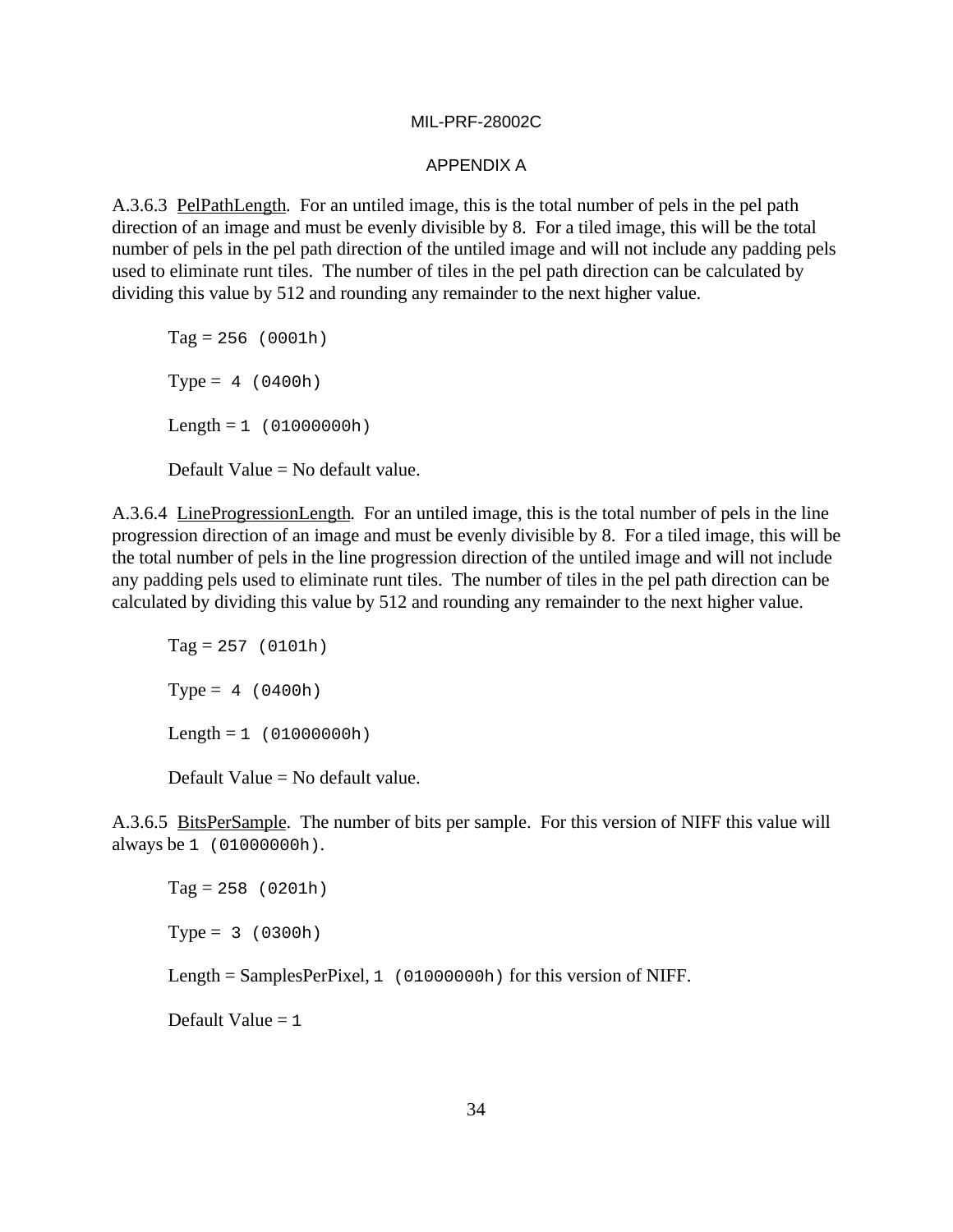A.3.6.3 PelPathLength. For an untiled image, this is the total number of pels in the pel path direction of an image and must be evenly divisible by 8. For a tiled image, this will be the total number of pels in the pel path direction of the untiled image and will not include any padding pels used to eliminate runt tiles. The number of tiles in the pel path direction can be calculated by dividing this value by 512 and rounding any remainder to the next higher value.

Tag = `256 (0001h)`

Type = `4 (0400h)`

Length = `1 (01000000h)`

Default Value = No default value.

A.3.6.4 LineProgressionLength. For an untiled image, this is the total number of pels in the line progression direction of an image and must be evenly divisible by 8. For a tiled image, this will be the total number of pels in the line progression direction of the untiled image and will not include any padding pels used to eliminate runt tiles. The number of tiles in the pel path direction can be calculated by dividing this value by 512 and rounding any remainder to the next higher value.

Tag = `257 (0101h)`

Type = `4 (0400h)`

Length = `1 (01000000h)`

Default Value = No default value.

A.3.6.5 BitsPerSample. The number of bits per sample. For this version of NIFF this value will always be `1 (01000000h)`.

Tag = `258 (0201h)`

Type = `3 (0300h)`

Length = SamplesPerPixel, `1 (01000000h)` for this version of NIFF.

Default Value = `1`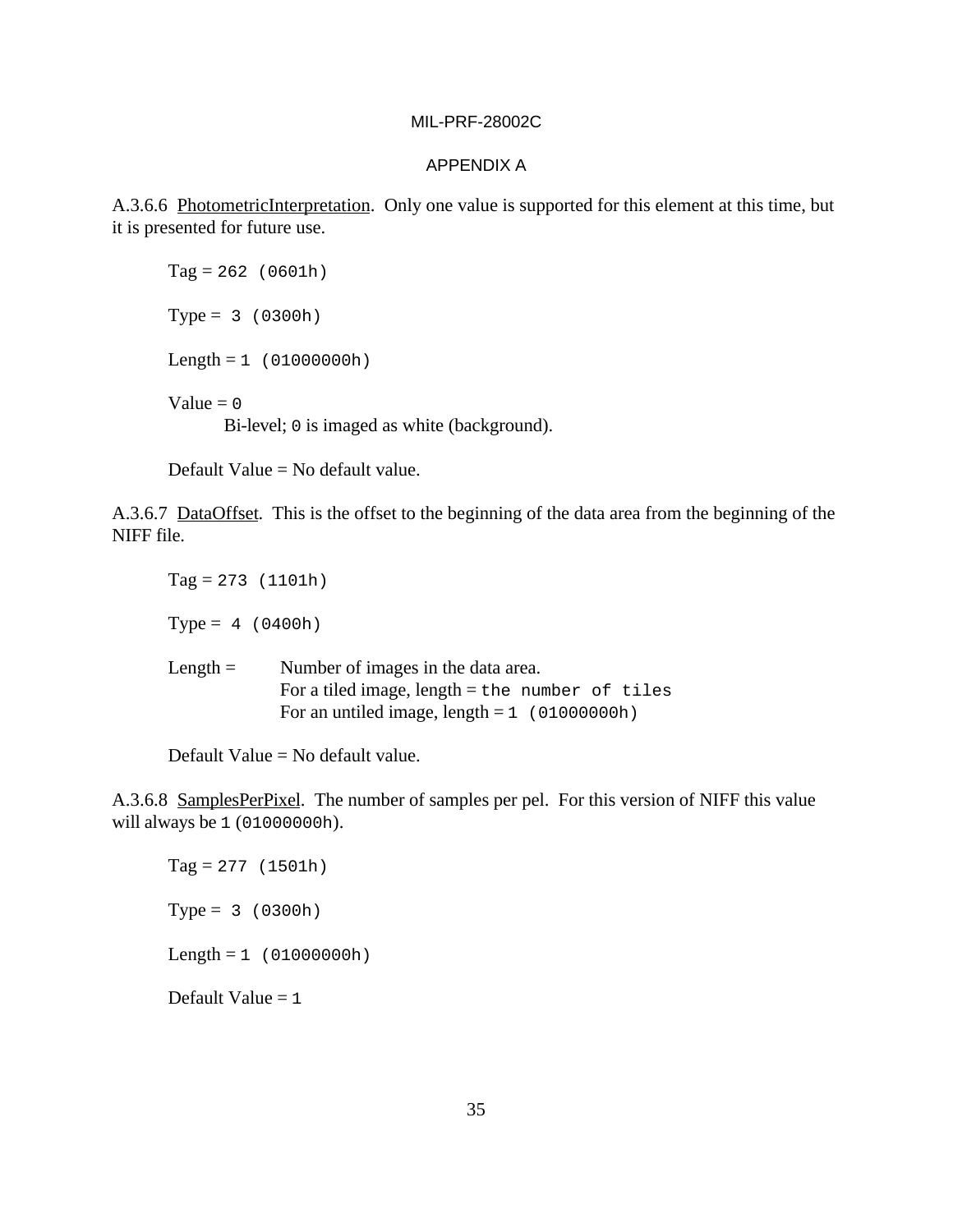A.3.6.6 PhotometricInterpretation. Only one value is supported for this element at this time, but it is presented for future use.

Tag = `262 (0601h)`

Type = `3 (0300h)`

Length = `1 (01000000h)`

Value = `0`

Bi-level; `0` is imaged as white (background).

Default Value = No default value.

A.3.6.7 DataOffset. This is the offset to the beginning of the data area from the beginning of the NIFF file.

Tag = `273 (1101h)`

Type = `4 (0400h)`

Length = Number of images in the data area.
For a tiled image, length = `the number of tiles`
For an untiled image, length = `1 (01000000h)`

Default Value = No default value.

A.3.6.8 SamplesPerPixel. The number of samples per pel. For this version of NIFF this value will always be `1` (`01000000h`).

Tag = `277 (1501h)`

Type = `3 (0300h)`

Length = `1 (01000000h)`

Default Value = `1`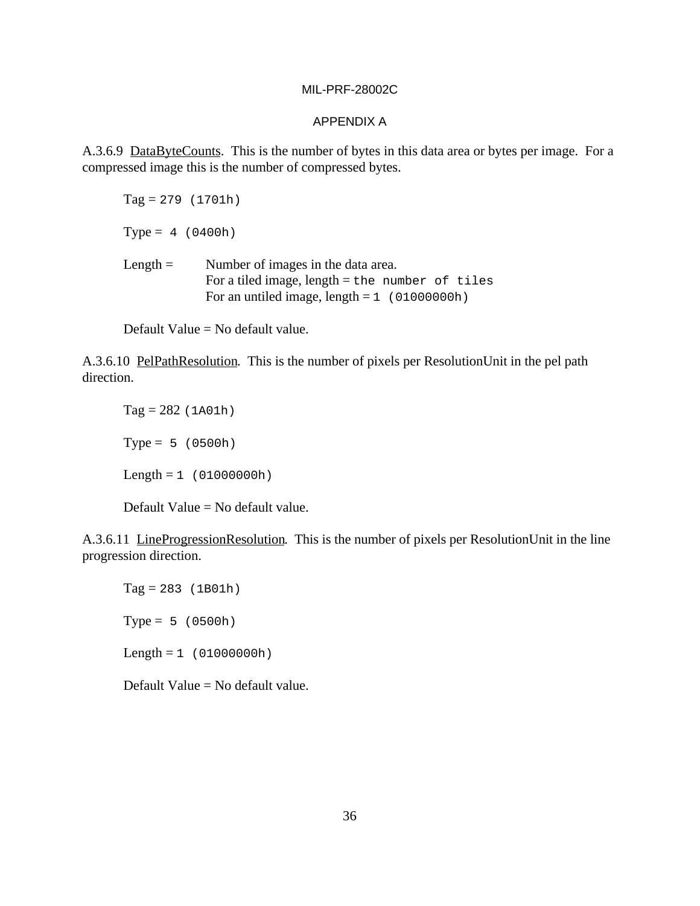A.3.6.9 DataByteCounts. This is the number of bytes in this data area or bytes per image. For a compressed image this is the number of compressed bytes.

Tag = 279 (1701h)

Type = 4 (0400h)

Length = Number of images in the data area.
For a tiled image, length = the number of tiles
For an untiled image, length = 1 (01000000h)

Default Value = No default value.

A.3.6.10 PelPathResolution. This is the number of pixels per ResolutionUnit in the pel path direction.

Tag = 282 (1A01h)

Type = 5 (0500h)

Length = 1 (01000000h)

Default Value = No default value.

A.3.6.11 LineProgressionResolution. This is the number of pixels per ResolutionUnit in the line progression direction.

Tag = 283 (1B01h)

Type = 5 (0500h)

Length = 1 (01000000h)

Default Value = No default value.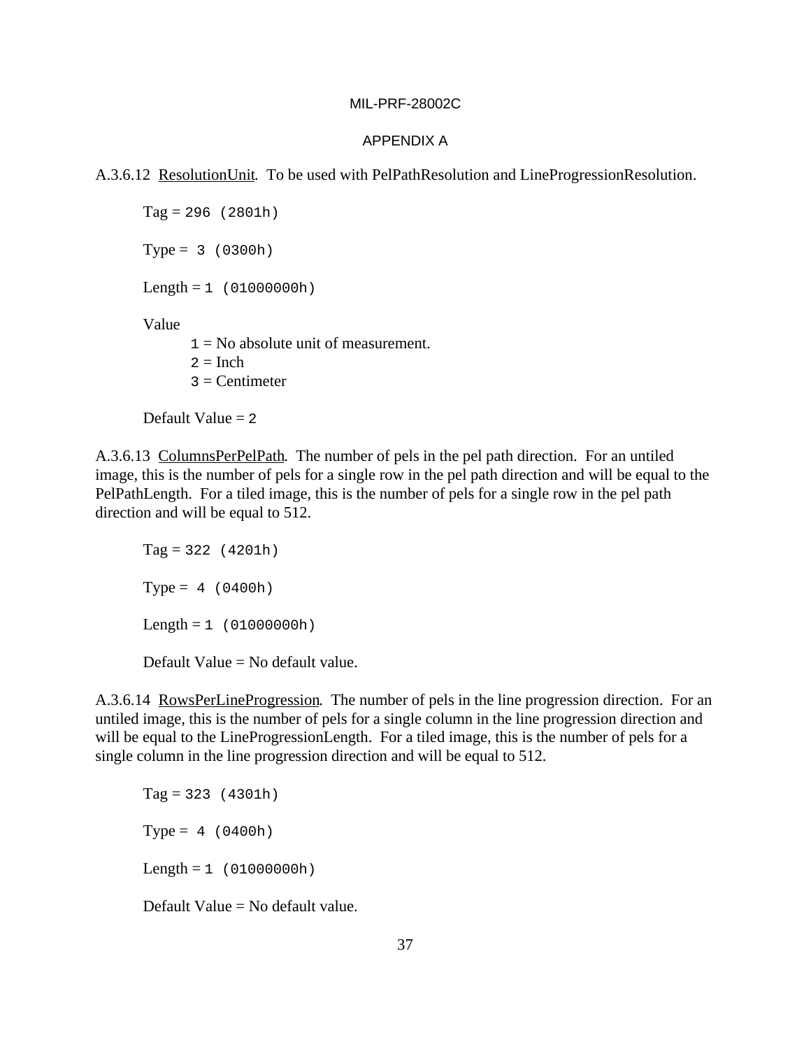APPENDIX A

A.3.6.12 ResolutionUnit. To be used with PelPathResolution and LineProgressionResolution.

Tag = 296 (2801h)

Type = 3 (0300h)

Length = 1 (01000000h)

Value
- 1 = No absolute unit of measurement.
- 2 = Inch
- 3 = Centimeter

Default Value = 2

A.3.6.13 ColumnsPerPelPath. The number of pels in the pel path direction. For an untiled image, this is the number of pels for a single row in the pel path direction and will be equal to the PelPathLength. For a tiled image, this is the number of pels for a single row in the pel path direction and will be equal to 512.

Tag = 322 (4201h)

Type = 4 (0400h)

Length = 1 (01000000h)

Default Value = No default value.

A.3.6.14 RowsPerLineProgression. The number of pels in the line progression direction. For an untiled image, this is the number of pels for a single column in the line progression direction and will be equal to the LineProgressionLength. For a tiled image, this is the number of pels for a single column in the line progression direction and will be equal to 512.

Tag = 323 (4301h)

Type = 4 (0400h)

Length = 1 (01000000h)

Default Value = No default value.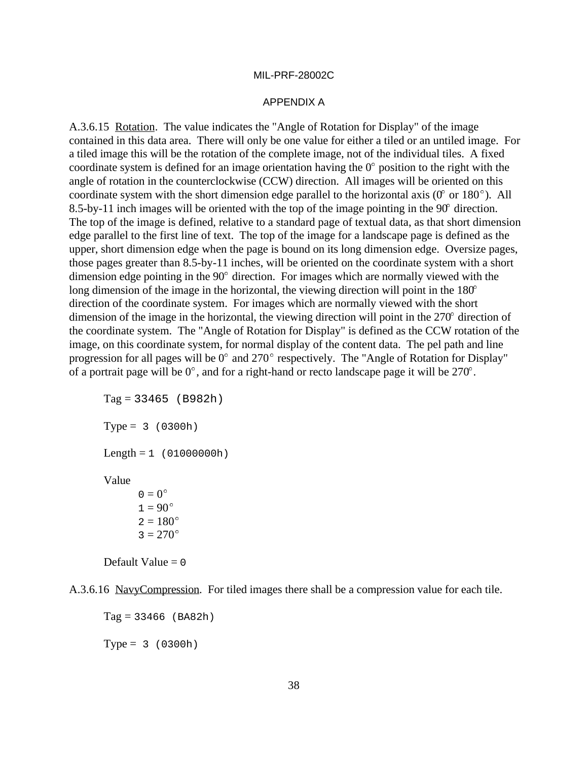A.3.6.15 Rotation. The value indicates the "Angle of Rotation for Display" of the image contained in this data area. There will only be one value for either a tiled or an untiled image. For a tiled image this will be the rotation of the complete image, not of the individual tiles. A fixed coordinate system is defined for an image orientation having the 0° position to the right with the angle of rotation in the counterclockwise (CCW) direction. All images will be oriented on this coordinate system with the short dimension edge parallel to the horizontal axis (0° or 180°). All 8.5-by-11 inch images will be oriented with the top of the image pointing in the 90° direction. The top of the image is defined, relative to a standard page of textual data, as that short dimension edge parallel to the first line of text. The top of the image for a landscape page is defined as the upper, short dimension edge when the page is bound on its long dimension edge. Oversize pages, those pages greater than 8.5-by-11 inches, will be oriented on the coordinate system with a short dimension edge pointing in the 90° direction. For images which are normally viewed with the long dimension of the image in the horizontal, the viewing direction will point in the 180° direction of the coordinate system. For images which are normally viewed with the short dimension of the image in the horizontal, the viewing direction will point in the 270° direction of the coordinate system. The "Angle of Rotation for Display" is defined as the CCW rotation of the image, on this coordinate system, for normal display of the content data. The pel path and line progression for all pages will be 0° and 270° respectively. The "Angle of Rotation for Display" of a portrait page will be 0°, and for a right-hand or recto landscape page it will be 270°.

Tag = 33465 (B982h)

Type = 3 (0300h)

Length = 1 (01000000h)

Value

- 0 = 0°
- 1 = 90°
- 2 = 180°
- 3 = 270°

Default Value = 0

A.3.6.16 NavyCompression. For tiled images there shall be a compression value for each tile.

Tag = 33466 (BA82h)

Type = 3 (0300h)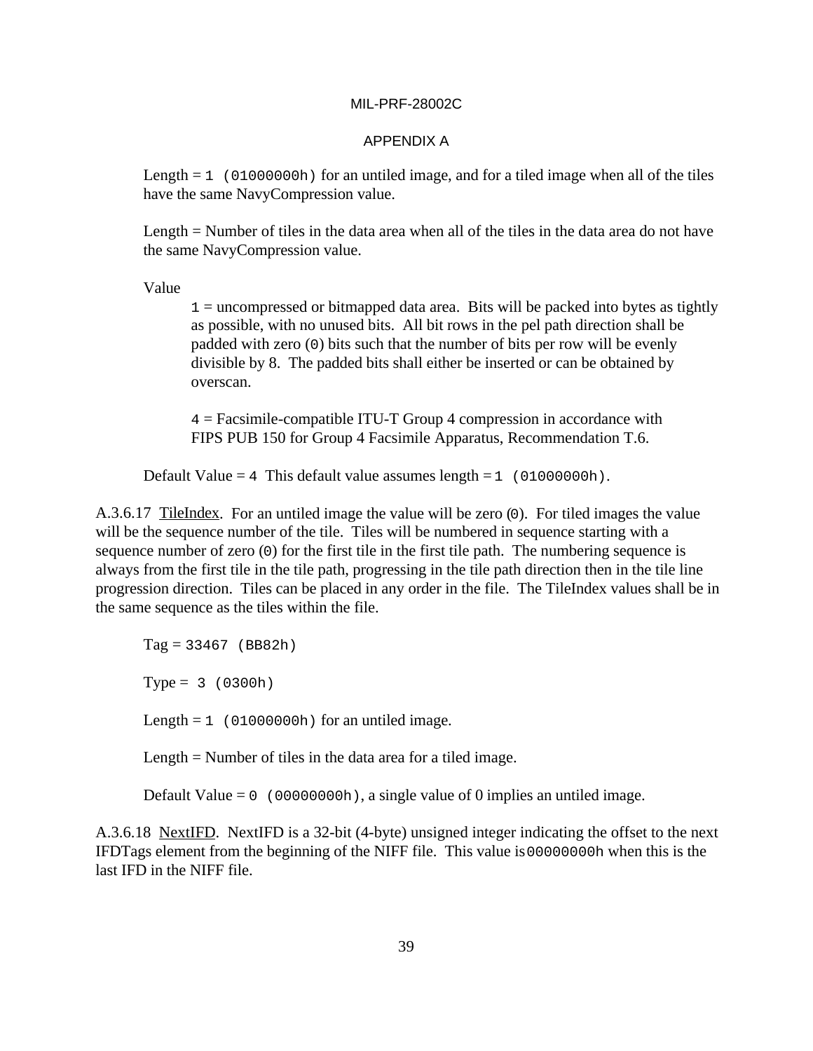Length = `1 (01000000h)` for an untiled image, and for a tiled image when all of the tiles have the same NavyCompression value.

Length = Number of tiles in the data area when all of the tiles in the data area do not have the same NavyCompression value.

Value

> `1` = uncompressed or bitmapped data area. Bits will be packed into bytes as tightly as possible, with no unused bits. All bit rows in the pel path direction shall be padded with zero (`0`) bits such that the number of bits per row will be evenly divisible by 8. The padded bits shall either be inserted or can be obtained by overscan.
>
> `4` = Facsimile-compatible ITU-T Group 4 compression in accordance with FIPS PUB 150 for Group 4 Facsimile Apparatus, Recommendation T.6.

Default Value = `4` This default value assumes length = `1 (01000000h)`.

A.3.6.17 <u>TileIndex</u>. For an untiled image the value will be zero (`0`). For tiled images the value will be the sequence number of the tile. Tiles will be numbered in sequence starting with a sequence number of zero (`0`) for the first tile in the first tile path. The numbering sequence is always from the first tile in the tile path, progressing in the tile path direction then in the tile line progression direction. Tiles can be placed in any order in the file. The TileIndex values shall be in the same sequence as the tiles within the file.

Tag = `33467 (BB82h)`

Type = `3 (0300h)`

Length = `1 (01000000h)` for an untiled image.

Length = Number of tiles in the data area for a tiled image.

Default Value = `0 (00000000h)`, a single value of 0 implies an untiled image.

A.3.6.18 <u>NextIFD</u>. NextIFD is a 32-bit (4-byte) unsigned integer indicating the offset to the next IFDTags element from the beginning of the NIFF file. This value is `00000000h` when this is the last IFD in the NIFF file.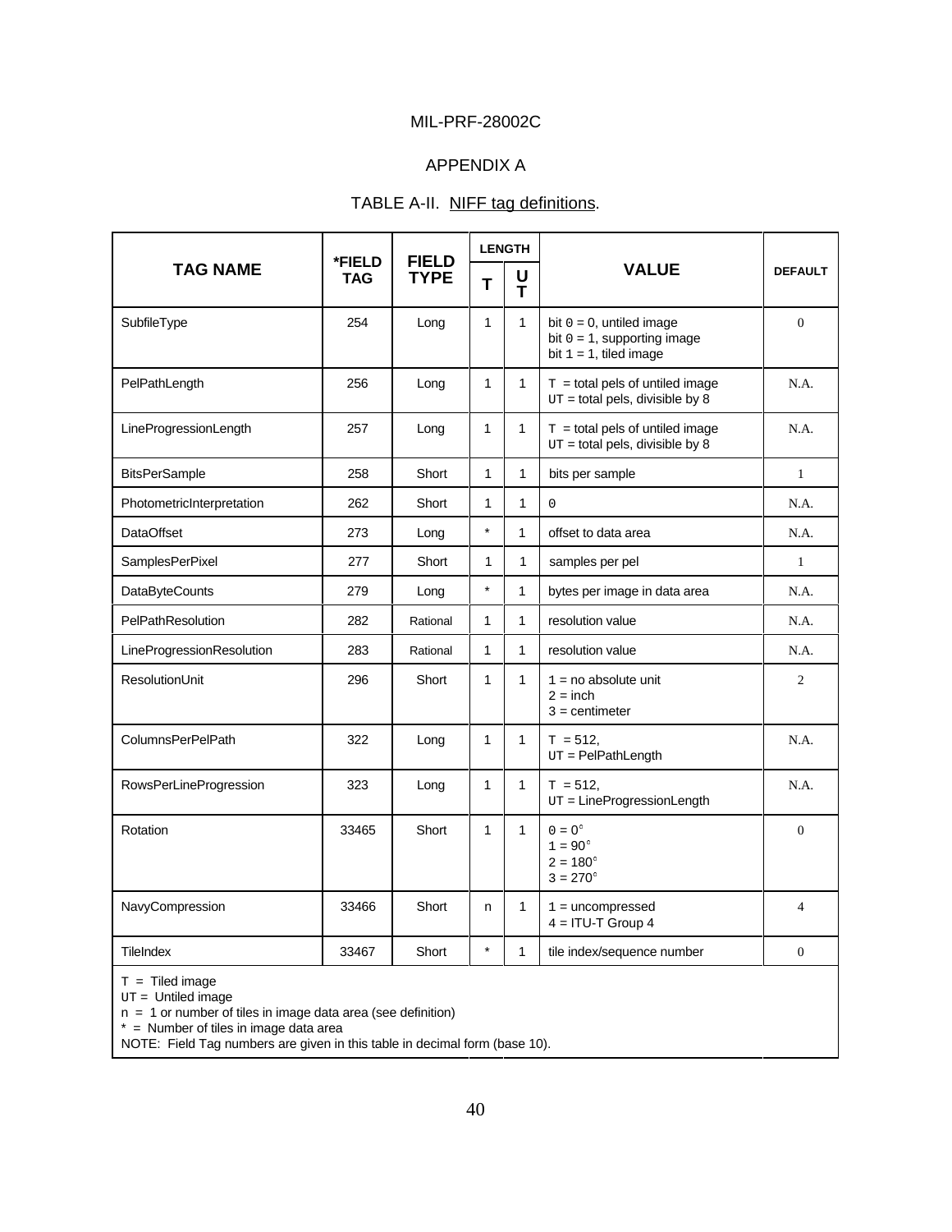MIL-PRF-28002C

APPENDIX A

TABLE A-II. NIFF tag definitions.

| TAG NAME | *FIELD TAG | FIELD TYPE | LENGTH | | VALUE | DEFAULT |
|---|---|---|---|---|---|---|
| | | | T | UT | | |
| SubfileType | 254 | Long | 1 | 1 | bit 0 = 0, untiled image<br>bit 0 = 1, supporting image<br>bit 1 = 1, tiled image | 0 |
| PelPathLength | 256 | Long | 1 | 1 | T = total pels of untiled image<br>UT = total pels, divisible by 8 | N.A. |
| LineProgressionLength | 257 | Long | 1 | 1 | T = total pels of untiled image<br>UT = total pels, divisible by 8 | N.A. |
| BitsPerSample | 258 | Short | 1 | 1 | bits per sample | 1 |
| PhotometricInterpretation | 262 | Short | 1 | 1 | 0 | N.A. |
| DataOffset | 273 | Long | * | 1 | offset to data area | N.A. |
| SamplesPerPixel | 277 | Short | 1 | 1 | samples per pel | 1 |
| DataByteCounts | 279 | Long | * | 1 | bytes per image in data area | N.A. |
| PelPathResolution | 282 | Rational | 1 | 1 | resolution value | N.A. |
| LineProgressionResolution | 283 | Rational | 1 | 1 | resolution value | N.A. |
| ResolutionUnit | 296 | Short | 1 | 1 | 1 = no absolute unit<br>2 = inch<br>3 = centimeter | 2 |
| ColumnsPerPelPath | 322 | Long | 1 | 1 | T = 512,<br>UT = PelPathLength | N.A. |
| RowsPerLineProgression | 323 | Long | 1 | 1 | T = 512,<br>UT = LineProgressionLength | N.A. |
| Rotation | 33465 | Short | 1 | 1 | 0 = 0°<br>1 = 90°<br>2 = 180°<br>3 = 270° | 0 |
| NavyCompression | 33466 | Short | n | 1 | 1 = uncompressed<br>4 = ITU-T Group 4 | 4 |
| TileIndex | 33467 | Short | * | 1 | tile index/sequence number | 0 |

T = Tiled image
UT = Untiled image
n = 1 or number of tiles in image data area (see definition)
* = Number of tiles in image data area
NOTE: Field Tag numbers are given in this table in decimal form (base 10).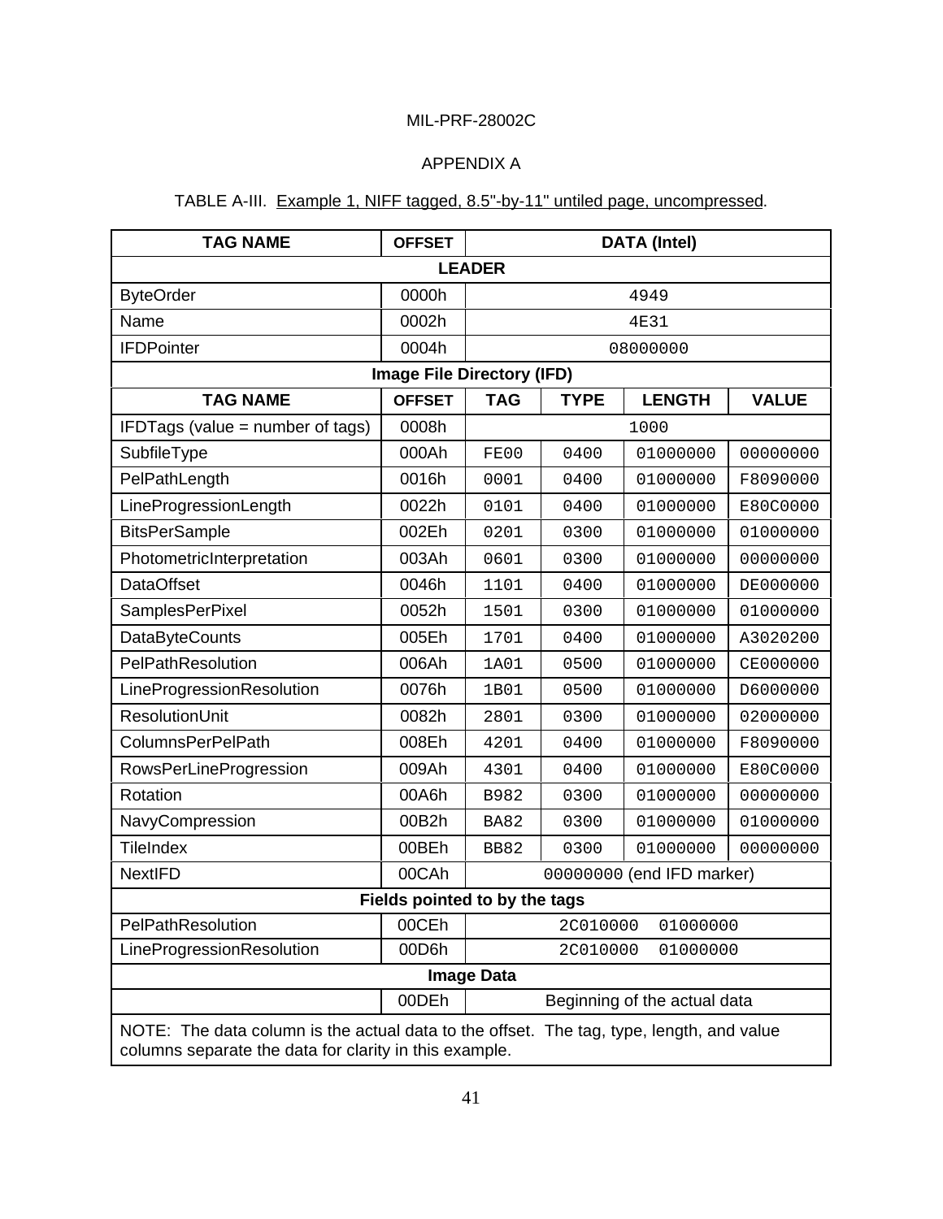MIL-PRF-28002C

APPENDIX A

TABLE A-III. Example 1, NIFF tagged, 8.5"-by-11" untiled page, uncompressed.

| TAG NAME | OFFSET | DATA (Intel) | | | |
|---|---|---|---|---|---|
| **LEADER** | | | | | |
| ByteOrder | 0000h | 4949 | | | |
| Name | 0002h | 4E31 | | | |
| IFDPointer | 0004h | 08000000 | | | |
| **Image File Directory (IFD)** | | | | | |
| **TAG NAME** | **OFFSET** | **TAG** | **TYPE** | **LENGTH** | **VALUE** |
| IFDTags (value = number of tags) | 0008h | 1000 | | | |
| SubfileType | 000Ah | FE00 | 0400 | 01000000 | 00000000 |
| PelPathLength | 0016h | 0001 | 0400 | 01000000 | F8090000 |
| LineProgressionLength | 0022h | 0101 | 0400 | 01000000 | E80C0000 |
| BitsPerSample | 002Eh | 0201 | 0300 | 01000000 | 01000000 |
| PhotometricInterpretation | 003Ah | 0601 | 0300 | 01000000 | 00000000 |
| DataOffset | 0046h | 1101 | 0400 | 01000000 | DE000000 |
| SamplesPerPixel | 0052h | 1501 | 0300 | 01000000 | 01000000 |
| DataByteCounts | 005Eh | 1701 | 0400 | 01000000 | A3020200 |
| PelPathResolution | 006Ah | 1A01 | 0500 | 01000000 | CE000000 |
| LineProgressionResolution | 0076h | 1B01 | 0500 | 01000000 | D6000000 |
| ResolutionUnit | 0082h | 2801 | 0300 | 01000000 | 02000000 |
| ColumnsPerPelPath | 008Eh | 4201 | 0400 | 01000000 | F8090000 |
| RowsPerLineProgression | 009Ah | 4301 | 0400 | 01000000 | E80C0000 |
| Rotation | 00A6h | B982 | 0300 | 01000000 | 00000000 |
| NavyCompression | 00B2h | BA82 | 0300 | 01000000 | 01000000 |
| TileIndex | 00BEh | BB82 | 0300 | 01000000 | 00000000 |
| NextIFD | 00CAh | 00000000 (end IFD marker) | | | |
| **Fields pointed to by the tags** | | | | | |
| PelPathResolution | 00CEh | 2C010000 01000000 | | | |
| LineProgressionResolution | 00D6h | 2C010000 01000000 | | | |
| **Image Data** | | | | | |
| | 00DEh | Beginning of the actual data | | | |

NOTE: The data column is the actual data to the offset. The tag, type, length, and value columns separate the data for clarity in this example.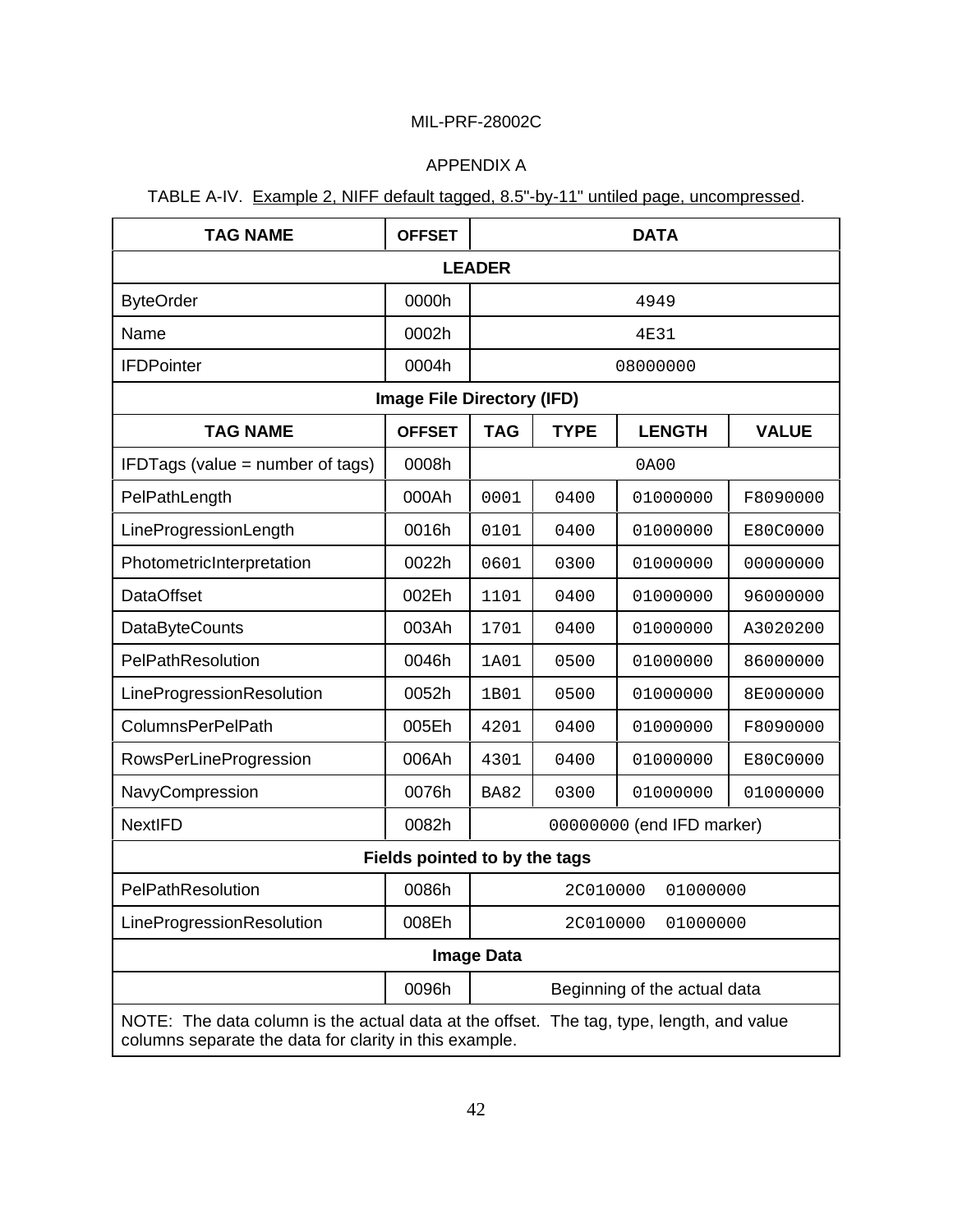MIL-PRF-28002C

APPENDIX A

TABLE A-IV. Example 2, NIFF default tagged, 8.5"-by-11" untiled page, uncompressed.

| TAG NAME | OFFSET | DATA | | | |
|---|---|---|---|---|---|
| **LEADER** | | | | | |
| ByteOrder | 0000h | 4949 | | | |
| Name | 0002h | 4E31 | | | |
| IFDPointer | 0004h | 08000000 | | | |
| **Image File Directory (IFD)** | | | | | |
| **TAG NAME** | **OFFSET** | **TAG** | **TYPE** | **LENGTH** | **VALUE** |
| IFDTags (value = number of tags) | 0008h | 0A00 | | | |
| PelPathLength | 000Ah | 0001 | 0400 | 01000000 | F8090000 |
| LineProgressionLength | 0016h | 0101 | 0400 | 01000000 | E80C0000 |
| PhotometricInterpretation | 0022h | 0601 | 0300 | 01000000 | 00000000 |
| DataOffset | 002Eh | 1101 | 0400 | 01000000 | 96000000 |
| DataByteCounts | 003Ah | 1701 | 0400 | 01000000 | A3020200 |
| PelPathResolution | 0046h | 1A01 | 0500 | 01000000 | 86000000 |
| LineProgressionResolution | 0052h | 1B01 | 0500 | 01000000 | 8E000000 |
| ColumnsPerPelPath | 005Eh | 4201 | 0400 | 01000000 | F8090000 |
| RowsPerLineProgression | 006Ah | 4301 | 0400 | 01000000 | E80C0000 |
| NavyCompression | 0076h | BA82 | 0300 | 01000000 | 01000000 |
| NextIFD | 0082h | 00000000 (end IFD marker) | | | |
| **Fields pointed to by the tags** | | | | | |
| PelPathResolution | 0086h | 2C010000 01000000 | | | |
| LineProgressionResolution | 008Eh | 2C010000 01000000 | | | |
| **Image Data** | | | | | |
| | 0096h | Beginning of the actual data | | | |
| NOTE: The data column is the actual data at the offset. The tag, type, length, and value columns separate the data for clarity in this example. | | | | | |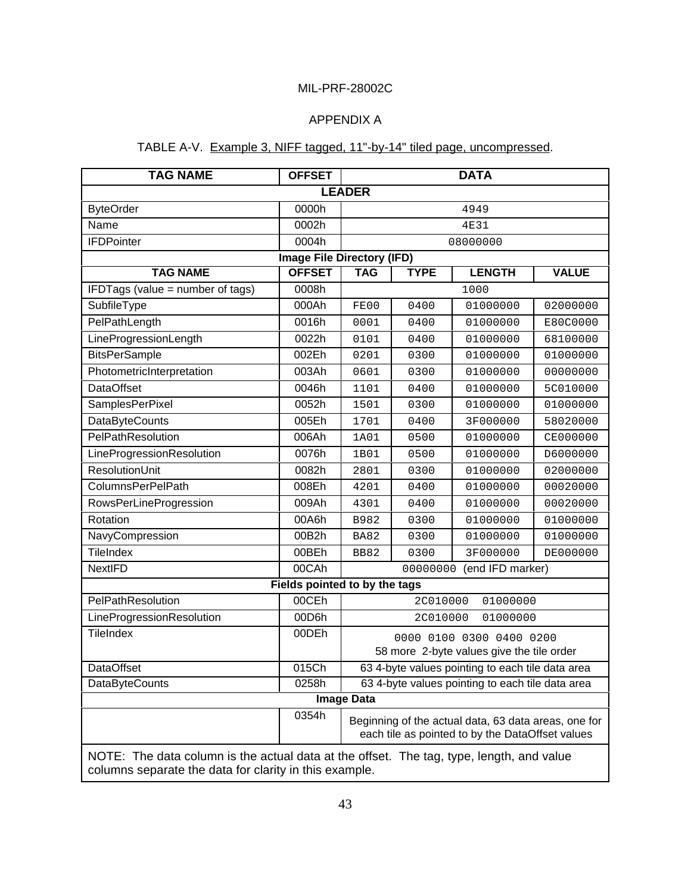MIL-PRF-28002C

APPENDIX A

TABLE A-V. Example 3, NIFF tagged, 11"-by-14" tiled page, uncompressed.

| TAG NAME | OFFSET | DATA | | | |
|---|---|---|---|---|---|
| **LEADER** | | | | | |
| ByteOrder | 0000h | 4949 | | | |
| Name | 0002h | 4E31 | | | |
| IFDPointer | 0004h | 08000000 | | | |
| **Image File Directory (IFD)** | | | | | |
| **TAG NAME** | **OFFSET** | **TAG** | **TYPE** | **LENGTH** | **VALUE** |
| IFDTags (value = number of tags) | 0008h | 1000 | | | |
| SubfileType | 000Ah | FE00 | 0400 | 01000000 | 02000000 |
| PelPathLength | 0016h | 0001 | 0400 | 01000000 | E80C0000 |
| LineProgressionLength | 0022h | 0101 | 0400 | 01000000 | 68100000 |
| BitsPerSample | 002Eh | 0201 | 0300 | 01000000 | 01000000 |
| PhotometricInterpretation | 003Ah | 0601 | 0300 | 01000000 | 00000000 |
| DataOffset | 0046h | 1101 | 0400 | 01000000 | 5C010000 |
| SamplesPerPixel | 0052h | 1501 | 0300 | 01000000 | 01000000 |
| DataByteCounts | 005Eh | 1701 | 0400 | 3F000000 | 58020000 |
| PelPathResolution | 006Ah | 1A01 | 0500 | 01000000 | CE000000 |
| LineProgressionResolution | 0076h | 1B01 | 0500 | 01000000 | D6000000 |
| ResolutionUnit | 0082h | 2801 | 0300 | 01000000 | 02000000 |
| ColumnsPerPelPath | 008Eh | 4201 | 0400 | 01000000 | 00020000 |
| RowsPerLineProgression | 009Ah | 4301 | 0400 | 01000000 | 00020000 |
| Rotation | 00A6h | B982 | 0300 | 01000000 | 01000000 |
| NavyCompression | 00B2h | BA82 | 0300 | 01000000 | 01000000 |
| TileIndex | 00BEh | BB82 | 0300 | 3F000000 | DE000000 |
| NextIFD | 00CAh | 00000000 (end IFD marker) | | | |
| **Fields pointed to by the tags** | | | | | |
| PelPathResolution | 00CEh | 2C010000 01000000 | | | |
| LineProgressionResolution | 00D6h | 2C010000 01000000 | | | |
| TileIndex | 00DEh | 0000 0100 0300 0400 0200<br>58 more 2-byte values give the tile order | | | |
| DataOffset | 015Ch | 63 4-byte values pointing to each tile data area | | | |
| DataByteCounts | 0258h | 63 4-byte values pointing to each tile data area | | | |
| **Image Data** | | | | | |
| | 0354h | Beginning of the actual data, 63 data areas, one for each tile as pointed to by the DataOffset values | | | |
| NOTE: The data column is the actual data at the offset. The tag, type, length, and value columns separate the data for clarity in this example. | | | | | |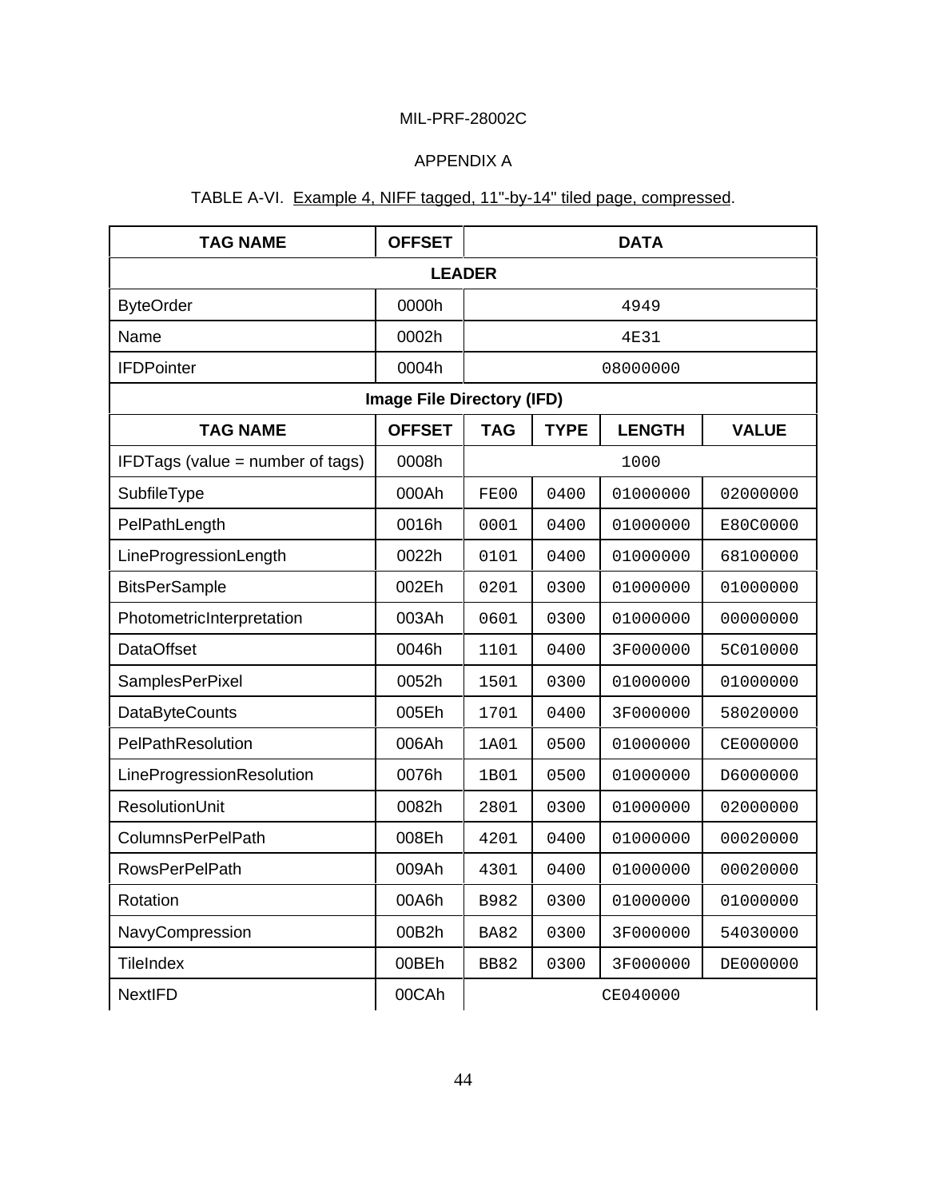MIL-PRF-28002C

APPENDIX A

TABLE A-VI. Example 4, NIFF tagged, 11"-by-14" tiled page, compressed.

| TAG NAME | OFFSET | DATA | | | |
|---|---|---|---|---|---|
| **LEADER** | | | | | |
| ByteOrder | 0000h | 4949 | | | |
| Name | 0002h | 4E31 | | | |
| IFDPointer | 0004h | 08000000 | | | |
| **Image File Directory (IFD)** | | | | | |
| **TAG NAME** | **OFFSET** | **TAG** | **TYPE** | **LENGTH** | **VALUE** |
| IFDTags (value = number of tags) | 0008h | 1000 | | | |
| SubfileType | 000Ah | FE00 | 0400 | 01000000 | 02000000 |
| PelPathLength | 0016h | 0001 | 0400 | 01000000 | E80C0000 |
| LineProgressionLength | 0022h | 0101 | 0400 | 01000000 | 68100000 |
| BitsPerSample | 002Eh | 0201 | 0300 | 01000000 | 01000000 |
| PhotometricInterpretation | 003Ah | 0601 | 0300 | 01000000 | 00000000 |
| DataOffset | 0046h | 1101 | 0400 | 3F000000 | 5C010000 |
| SamplesPerPixel | 0052h | 1501 | 0300 | 01000000 | 01000000 |
| DataByteCounts | 005Eh | 1701 | 0400 | 3F000000 | 58020000 |
| PelPathResolution | 006Ah | 1A01 | 0500 | 01000000 | CE000000 |
| LineProgressionResolution | 0076h | 1B01 | 0500 | 01000000 | D6000000 |
| ResolutionUnit | 0082h | 2801 | 0300 | 01000000 | 02000000 |
| ColumnsPerPelPath | 008Eh | 4201 | 0400 | 01000000 | 00020000 |
| RowsPerPelPath | 009Ah | 4301 | 0400 | 01000000 | 00020000 |
| Rotation | 00A6h | B982 | 0300 | 01000000 | 01000000 |
| NavyCompression | 00B2h | BA82 | 0300 | 3F000000 | 54030000 |
| TileIndex | 00BEh | BB82 | 0300 | 3F000000 | DE000000 |
| NextIFD | 00CAh | CE040000 | | | |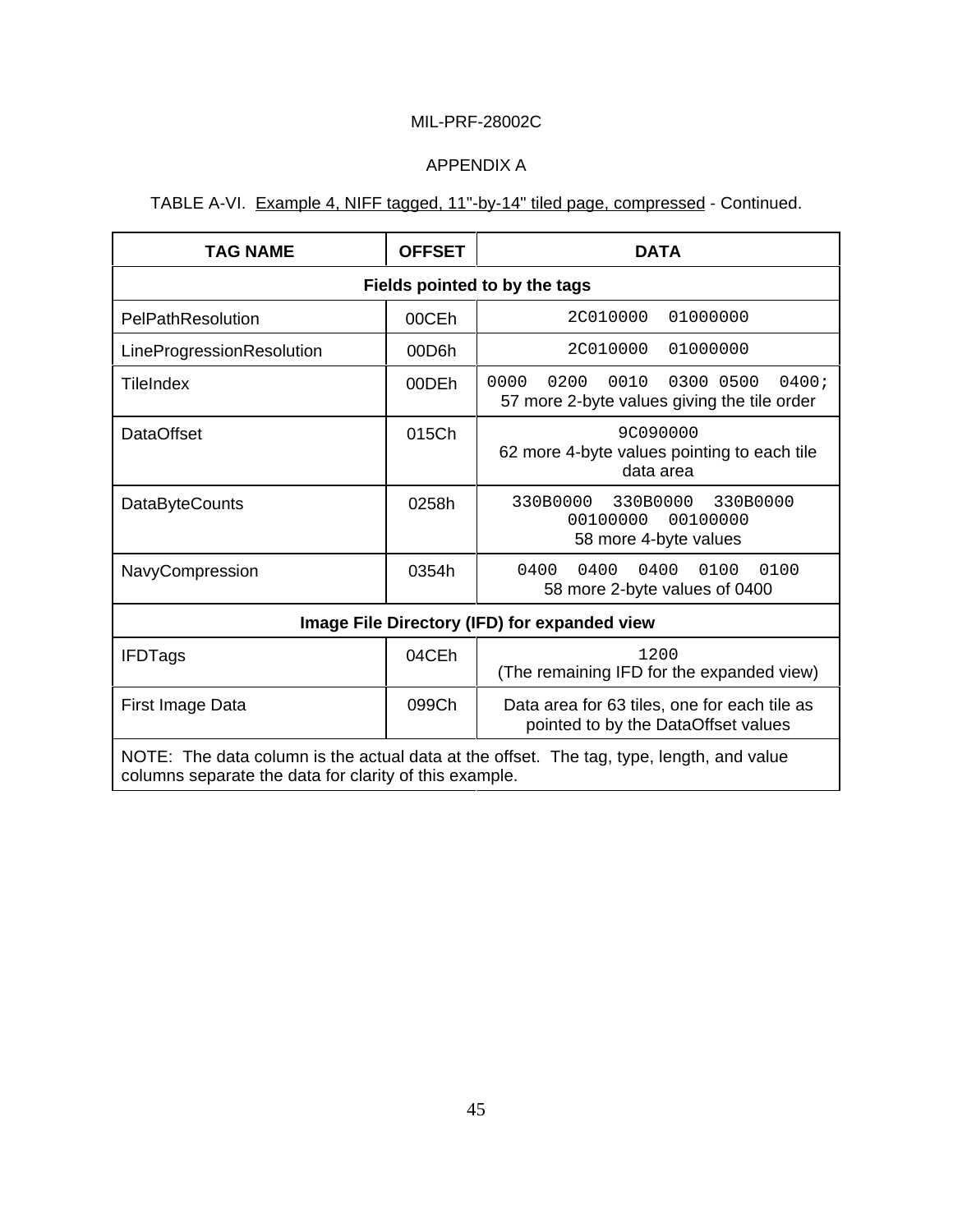MIL-PRF-28002C

APPENDIX A

TABLE A-VI. Example 4, NIFF tagged, 11"-by-14" tiled page, compressed - Continued.

| TAG NAME | OFFSET | DATA |
|---|---|---|
| **Fields pointed to by the tags** | | |
| PelPathResolution | 00CEh | 2C010000 01000000 |
| LineProgressionResolution | 00D6h | 2C010000 01000000 |
| TileIndex | 00DEh | 0000 0200 0010 0300 0500 0400;<br>57 more 2-byte values giving the tile order |
| DataOffset | 015Ch | 9C090000<br>62 more 4-byte values pointing to each tile data area |
| DataByteCounts | 0258h | 330B0000 330B0000 330B0000<br>00100000 00100000<br>58 more 4-byte values |
| NavyCompression | 0354h | 0400 0400 0400 0100 0100<br>58 more 2-byte values of 0400 |
| **Image File Directory (IFD) for expanded view** | | |
| IFDTags | 04CEh | 1200<br>(The remaining IFD for the expanded view) |
| First Image Data | 099Ch | Data area for 63 tiles, one for each tile as pointed to by the DataOffset values |

NOTE: The data column is the actual data at the offset. The tag, type, length, and value columns separate the data for clarity of this example.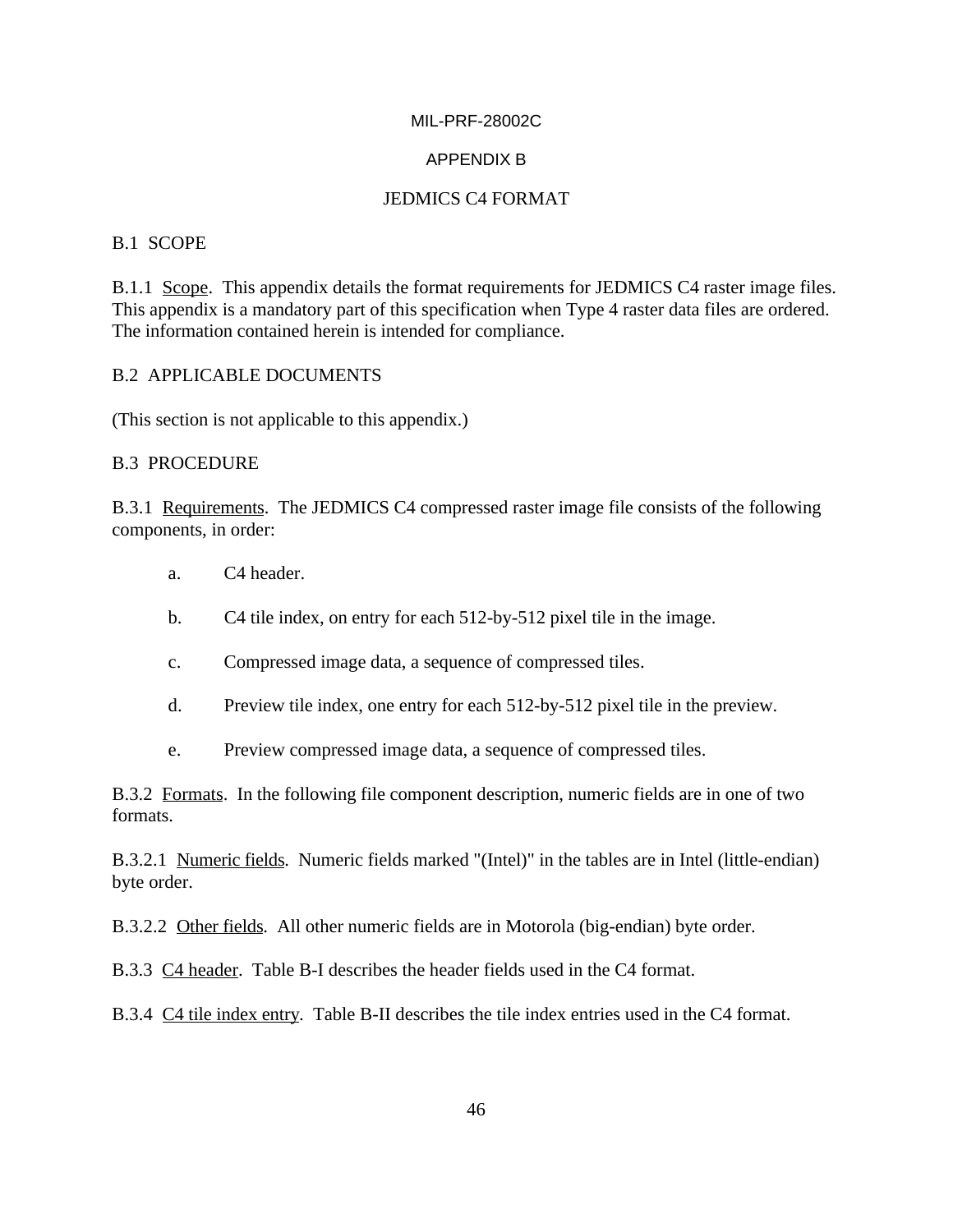MIL-PRF-28002C

## APPENDIX B

## JEDMICS C4 FORMAT

### B.1 SCOPE

B.1.1 Scope. This appendix details the format requirements for JEDMICS C4 raster image files. This appendix is a mandatory part of this specification when Type 4 raster data files are ordered. The information contained herein is intended for compliance.

### B.2 APPLICABLE DOCUMENTS

(This section is not applicable to this appendix.)

### B.3 PROCEDURE

B.3.1 Requirements. The JEDMICS C4 compressed raster image file consists of the following components, in order:

a. C4 header.

b. C4 tile index, on entry for each 512-by-512 pixel tile in the image.

c. Compressed image data, a sequence of compressed tiles.

d. Preview tile index, one entry for each 512-by-512 pixel tile in the preview.

e. Preview compressed image data, a sequence of compressed tiles.

B.3.2 Formats. In the following file component description, numeric fields are in one of two formats.

B.3.2.1 Numeric fields. Numeric fields marked "(Intel)" in the tables are in Intel (little-endian) byte order.

B.3.2.2 Other fields. All other numeric fields are in Motorola (big-endian) byte order.

B.3.3 C4 header. Table B-I describes the header fields used in the C4 format.

B.3.4 C4 tile index entry. Table B-II describes the tile index entries used in the C4 format.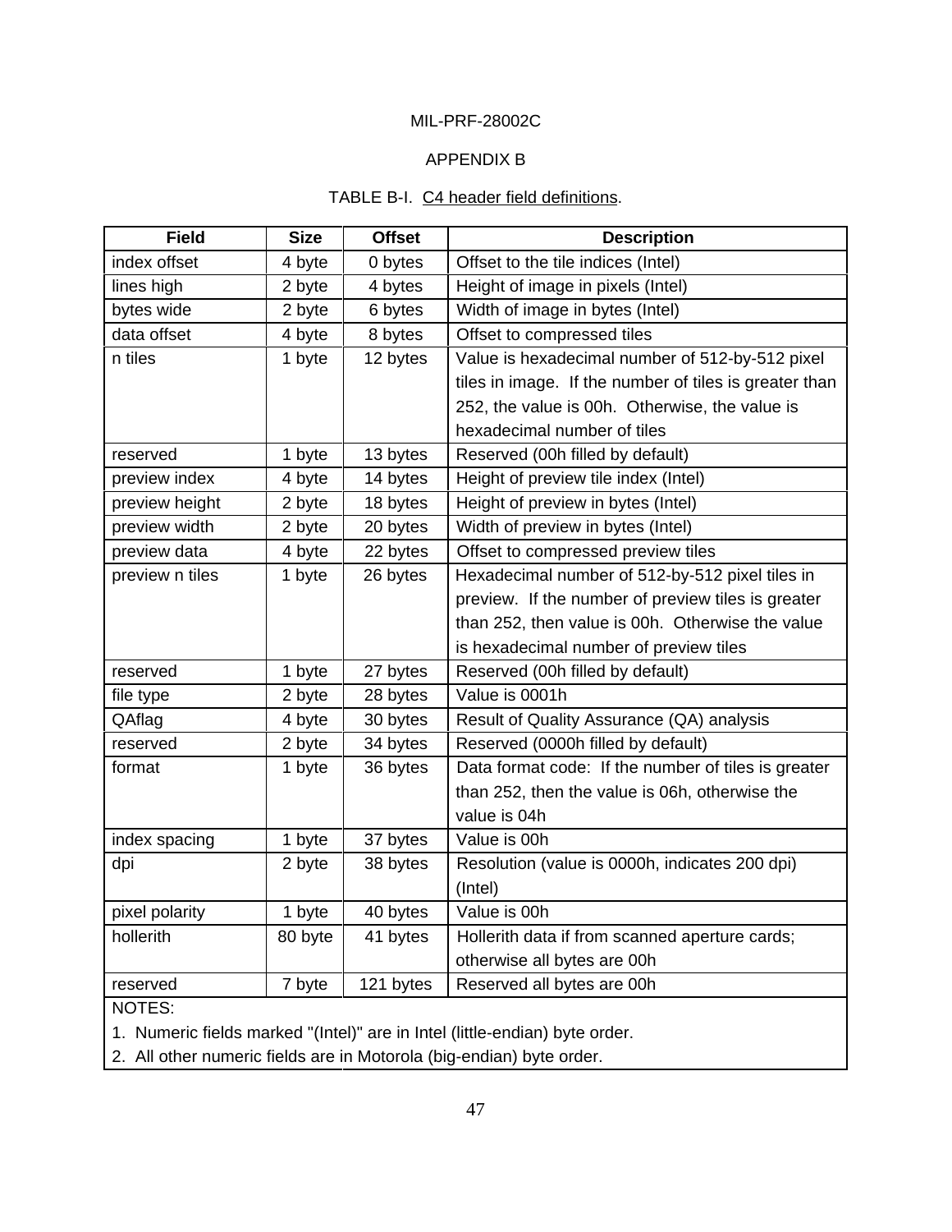MIL-PRF-28002C

APPENDIX B

TABLE B-I. C4 header field definitions.

| Field | Size | Offset | Description |
|---|---|---|---|
| index offset | 4 byte | 0 bytes | Offset to the tile indices (Intel) |
| lines high | 2 byte | 4 bytes | Height of image in pixels (Intel) |
| bytes wide | 2 byte | 6 bytes | Width of image in bytes (Intel) |
| data offset | 4 byte | 8 bytes | Offset to compressed tiles |
| n tiles | 1 byte | 12 bytes | Value is hexadecimal number of 512-by-512 pixel tiles in image. If the number of tiles is greater than 252, the value is 00h. Otherwise, the value is hexadecimal number of tiles |
| reserved | 1 byte | 13 bytes | Reserved (00h filled by default) |
| preview index | 4 byte | 14 bytes | Height of preview tile index (Intel) |
| preview height | 2 byte | 18 bytes | Height of preview in bytes (Intel) |
| preview width | 2 byte | 20 bytes | Width of preview in bytes (Intel) |
| preview data | 4 byte | 22 bytes | Offset to compressed preview tiles |
| preview n tiles | 1 byte | 26 bytes | Hexadecimal number of 512-by-512 pixel tiles in preview. If the number of preview tiles is greater than 252, then value is 00h. Otherwise the value is hexadecimal number of preview tiles |
| reserved | 1 byte | 27 bytes | Reserved (00h filled by default) |
| file type | 2 byte | 28 bytes | Value is 0001h |
| QAflag | 4 byte | 30 bytes | Result of Quality Assurance (QA) analysis |
| reserved | 2 byte | 34 bytes | Reserved (0000h filled by default) |
| format | 1 byte | 36 bytes | Data format code: If the number of tiles is greater than 252, then the value is 06h, otherwise the value is 04h |
| index spacing | 1 byte | 37 bytes | Value is 00h |
| dpi | 2 byte | 38 bytes | Resolution (value is 0000h, indicates 200 dpi) (Intel) |
| pixel polarity | 1 byte | 40 bytes | Value is 00h |
| hollerith | 80 byte | 41 bytes | Hollerith data if from scanned aperture cards; otherwise all bytes are 00h |
| reserved | 7 byte | 121 bytes | Reserved all bytes are 00h |

NOTES:

1. Numeric fields marked "(Intel)" are in Intel (little-endian) byte order.
2. All other numeric fields are in Motorola (big-endian) byte order.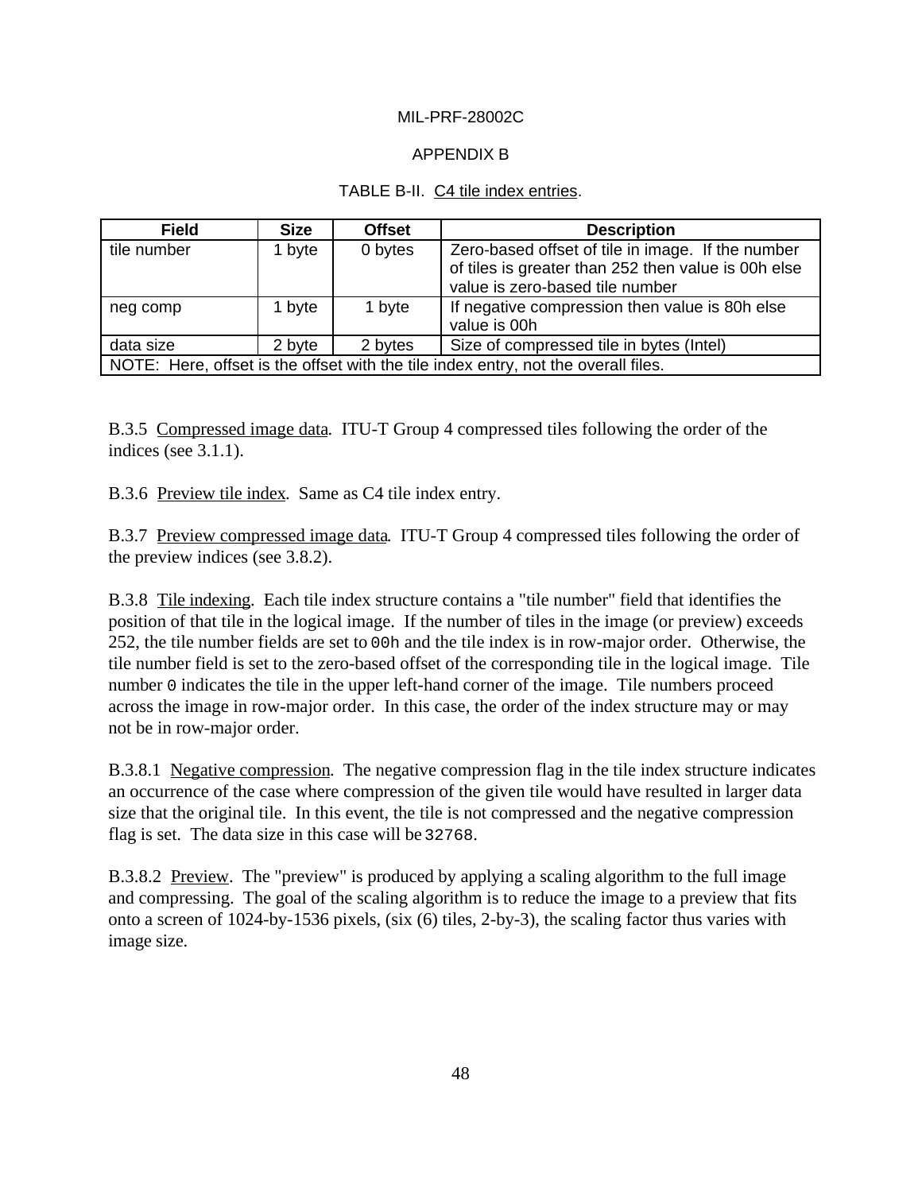APPENDIX B

TABLE B-II. C4 tile index entries.

| Field | Size | Offset | Description |
| --- | --- | --- | --- |
| tile number | 1 byte | 0 bytes | Zero-based offset of tile in image. If the number of tiles is greater than 252 then value is 00h else value is zero-based tile number |
| neg comp | 1 byte | 1 byte | If negative compression then value is 80h else value is 00h |
| data size | 2 byte | 2 bytes | Size of compressed tile in bytes (Intel) |
| NOTE: Here, offset is the offset with the tile index entry, not the overall files. | | | |

B.3.5 Compressed image data. ITU-T Group 4 compressed tiles following the order of the indices (see 3.1.1).

B.3.6 Preview tile index. Same as C4 tile index entry.

B.3.7 Preview compressed image data. ITU-T Group 4 compressed tiles following the order of the preview indices (see 3.8.2).

B.3.8 Tile indexing. Each tile index structure contains a "tile number" field that identifies the position of that tile in the logical image. If the number of tiles in the image (or preview) exceeds 252, the tile number fields are set to `00h` and the tile index is in row-major order. Otherwise, the tile number field is set to the zero-based offset of the corresponding tile in the logical image. Tile number `0` indicates the tile in the upper left-hand corner of the image. Tile numbers proceed across the image in row-major order. In this case, the order of the index structure may or may not be in row-major order.

B.3.8.1 Negative compression. The negative compression flag in the tile index structure indicates an occurrence of the case where compression of the given tile would have resulted in larger data size that the original tile. In this event, the tile is not compressed and the negative compression flag is set. The data size in this case will be `32768`.

B.3.8.2 Preview. The "preview" is produced by applying a scaling algorithm to the full image and compressing. The goal of the scaling algorithm is to reduce the image to a preview that fits onto a screen of 1024-by-1536 pixels, (six (6) tiles, 2-by-3), the scaling factor thus varies with image size.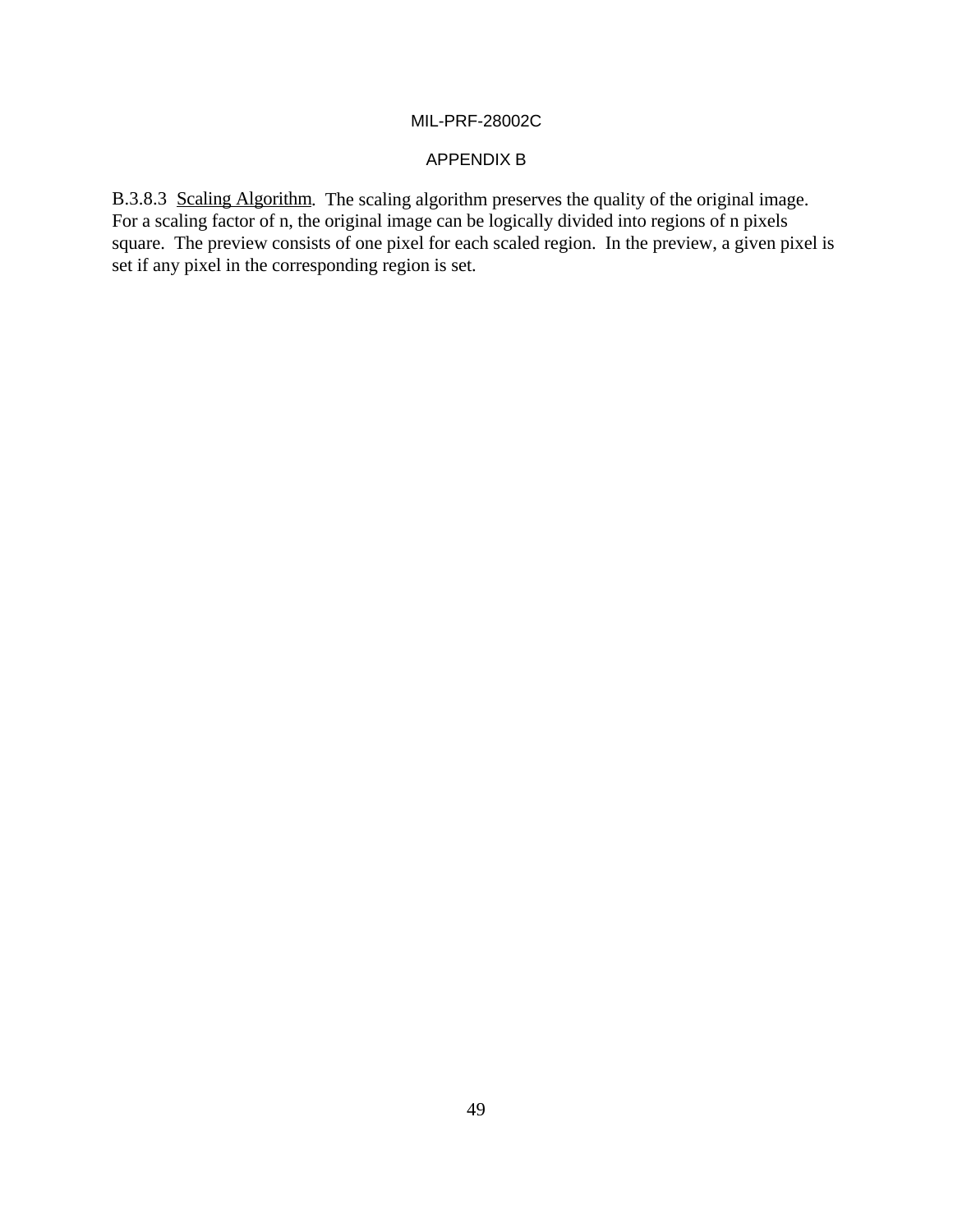B.3.8.3 Scaling Algorithm. The scaling algorithm preserves the quality of the original image. For a scaling factor of n, the original image can be logically divided into regions of n pixels square. The preview consists of one pixel for each scaled region. In the preview, a given pixel is set if any pixel in the corresponding region is set.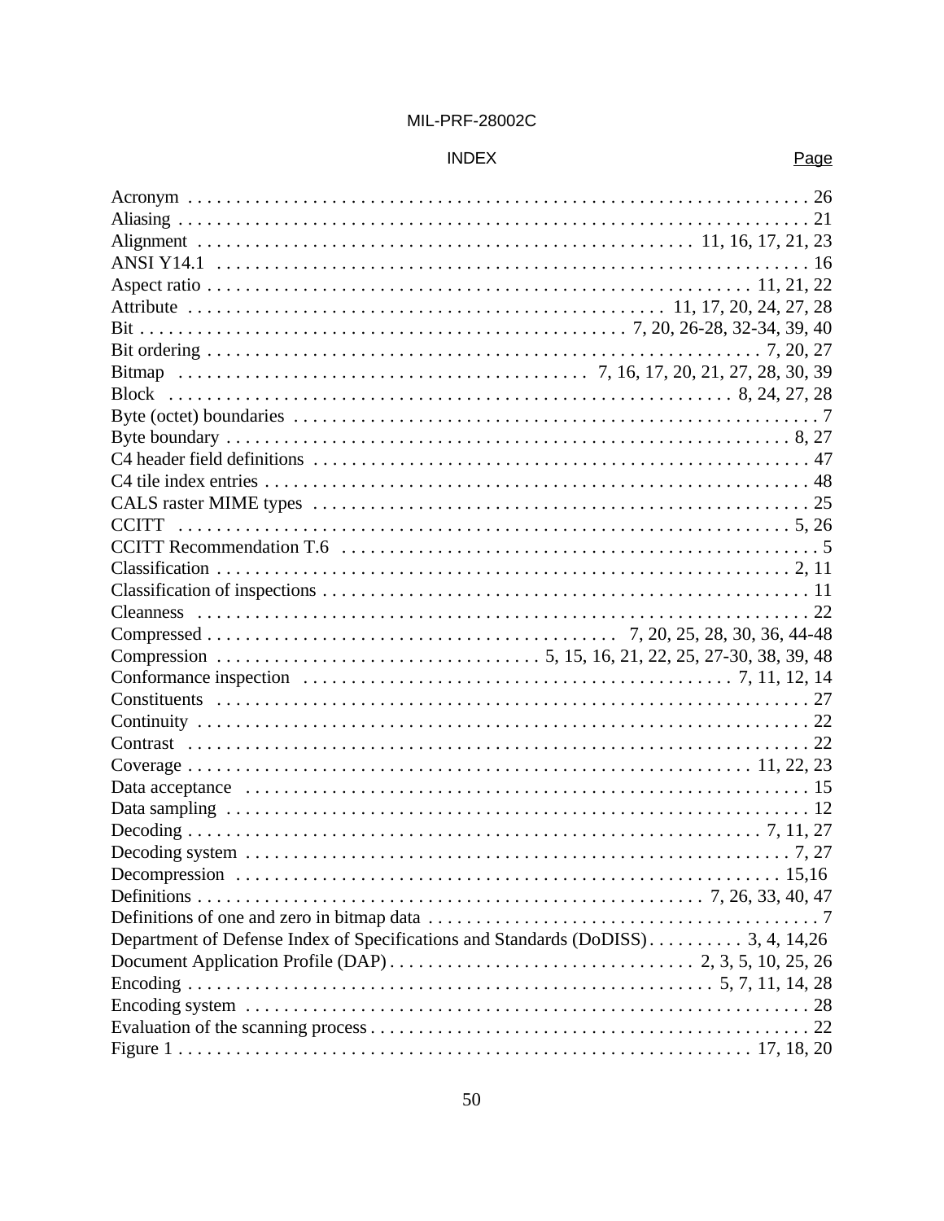# INDEX

| | Page |
|---|---|
| Acronym | 26 |
| Aliasing | 21 |
| Alignment | 11, 16, 17, 21, 23 |
| ANSI Y14.1 | 16 |
| Aspect ratio | 11, 21, 22 |
| Attribute | 11, 17, 20, 24, 27, 28 |
| Bit | 7, 20, 26-28, 32-34, 39, 40 |
| Bit ordering | 7, 20, 27 |
| Bitmap | 7, 16, 17, 20, 21, 27, 28, 30, 39 |
| Block | 8, 24, 27, 28 |
| Byte (octet) boundaries | 7 |
| Byte boundary | 8, 27 |
| C4 header field definitions | 47 |
| C4 tile index entries | 48 |
| CALS raster MIME types | 25 |
| CCITT | 5, 26 |
| CCITT Recommendation T.6 | 5 |
| Classification | 2, 11 |
| Classification of inspections | 11 |
| Cleanness | 22 |
| Compressed | 7, 20, 25, 28, 30, 36, 44-48 |
| Compression | 5, 15, 16, 21, 22, 25, 27-30, 38, 39, 48 |
| Conformance inspection | 7, 11, 12, 14 |
| Constituents | 27 |
| Continuity | 22 |
| Contrast | 22 |
| Coverage | 11, 22, 23 |
| Data acceptance | 15 |
| Data sampling | 12 |
| Decoding | 7, 11, 27 |
| Decoding system | 7, 27 |
| Decompression | 15,16 |
| Definitions | 7, 26, 33, 40, 47 |
| Definitions of one and zero in bitmap data | 7 |
| Department of Defense Index of Specifications and Standards (DoDISS) | 3, 4, 14,26 |
| Document Application Profile (DAP) | 2, 3, 5, 10, 25, 26 |
| Encoding | 5, 7, 11, 14, 28 |
| Encoding system | 28 |
| Evaluation of the scanning process | 22 |
| Figure 1 | 17, 18, 20 |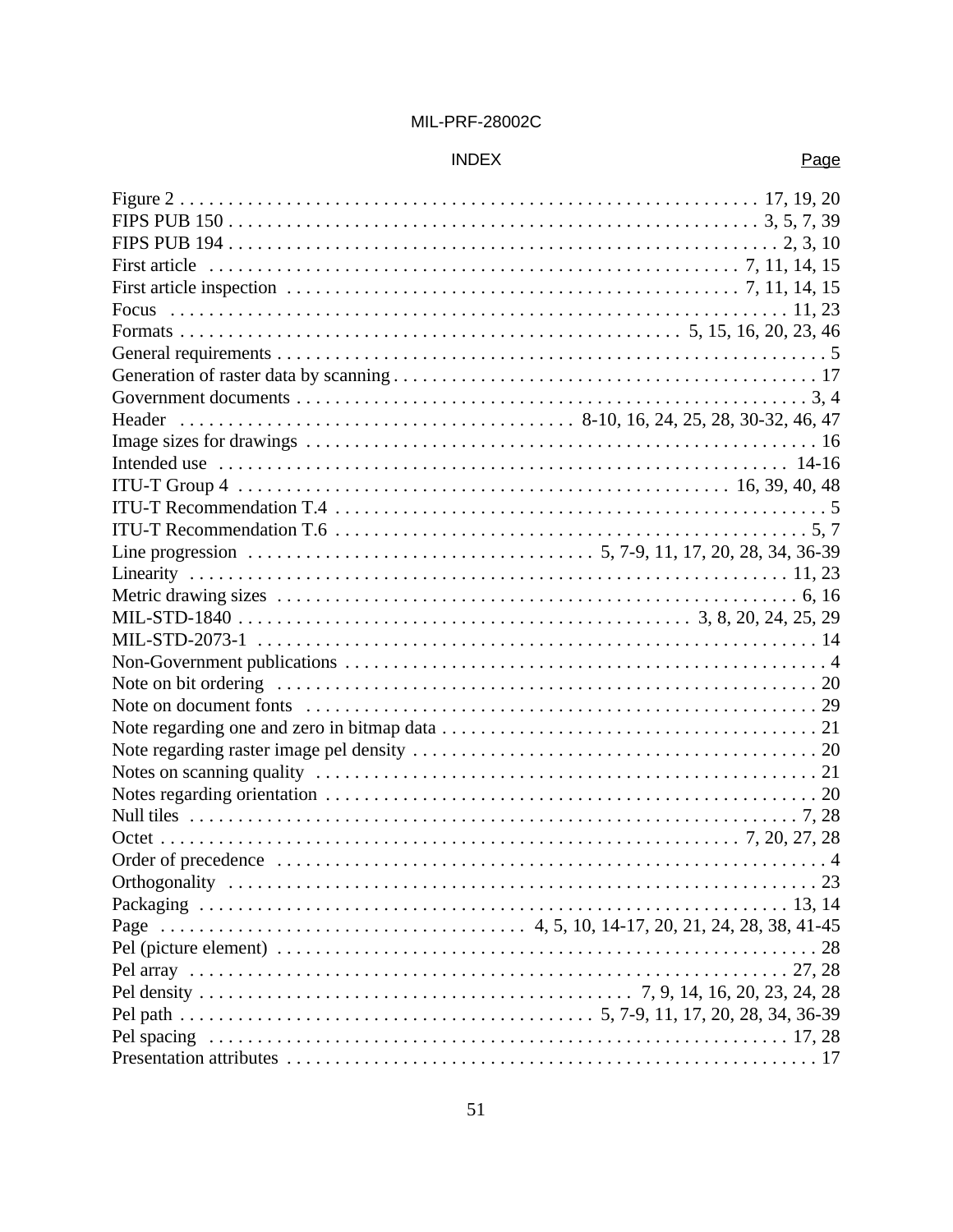INDEX

| | Page |
|---|---|
| Figure 2 | 17, 19, 20 |
| FIPS PUB 150 | 3, 5, 7, 39 |
| FIPS PUB 194 | 2, 3, 10 |
| First article | 7, 11, 14, 15 |
| First article inspection | 7, 11, 14, 15 |
| Focus | 11, 23 |
| Formats | 5, 15, 16, 20, 23, 46 |
| General requirements | 5 |
| Generation of raster data by scanning | 17 |
| Government documents | 3, 4 |
| Header | 8-10, 16, 24, 25, 28, 30-32, 46, 47 |
| Image sizes for drawings | 16 |
| Intended use | 14-16 |
| ITU-T Group 4 | 16, 39, 40, 48 |
| ITU-T Recommendation T.4 | 5 |
| ITU-T Recommendation T.6 | 5, 7 |
| Line progression | 5, 7-9, 11, 17, 20, 28, 34, 36-39 |
| Linearity | 11, 23 |
| Metric drawing sizes | 6, 16 |
| MIL-STD-1840 | 3, 8, 20, 24, 25, 29 |
| MIL-STD-2073-1 | 14 |
| Non-Government publications | 4 |
| Note on bit ordering | 20 |
| Note on document fonts | 29 |
| Note regarding one and zero in bitmap data | 21 |
| Note regarding raster image pel density | 20 |
| Notes on scanning quality | 21 |
| Notes regarding orientation | 20 |
| Null tiles | 7, 28 |
| Octet | 7, 20, 27, 28 |
| Order of precedence | 4 |
| Orthogonality | 23 |
| Packaging | 13, 14 |
| Page | 4, 5, 10, 14-17, 20, 21, 24, 28, 38, 41-45 |
| Pel (picture element) | 28 |
| Pel array | 27, 28 |
| Pel density | 7, 9, 14, 16, 20, 23, 24, 28 |
| Pel path | 5, 7-9, 11, 17, 20, 28, 34, 36-39 |
| Pel spacing | 17, 28 |
| Presentation attributes | 17 |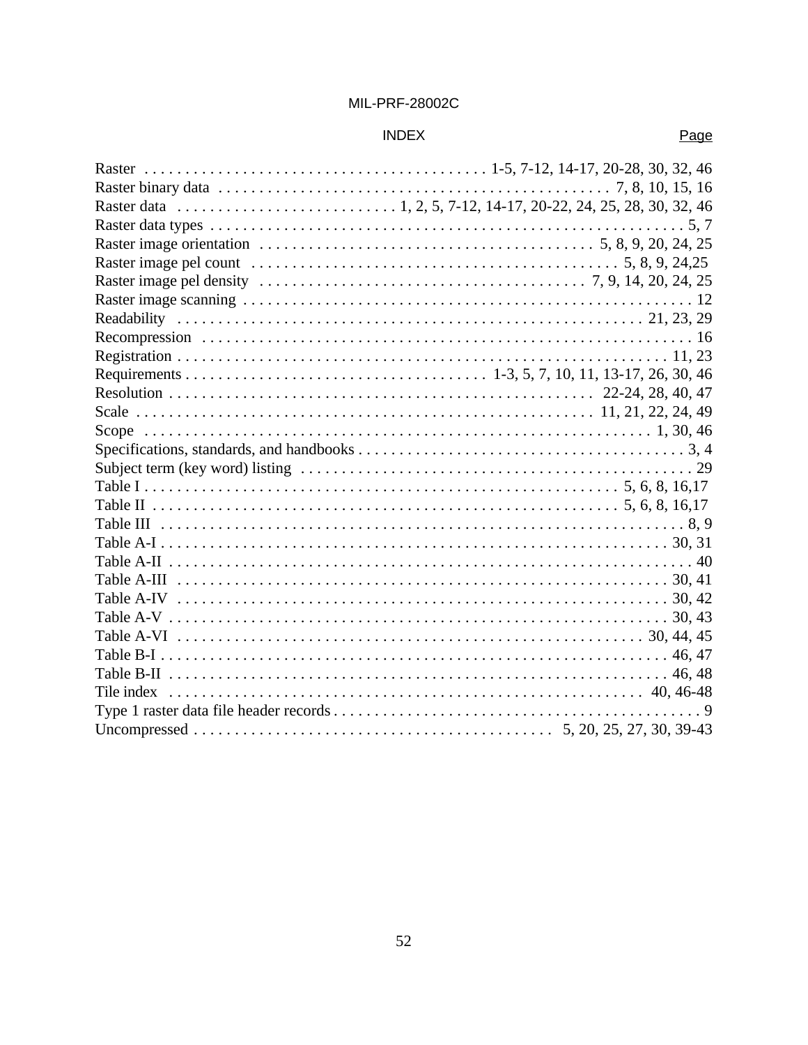## INDEX

| | Page |
|---|---|
| Raster | 1-5, 7-12, 14-17, 20-28, 30, 32, 46 |
| Raster binary data | 7, 8, 10, 15, 16 |
| Raster data | 1, 2, 5, 7-12, 14-17, 20-22, 24, 25, 28, 30, 32, 46 |
| Raster data types | 5, 7 |
| Raster image orientation | 5, 8, 9, 20, 24, 25 |
| Raster image pel count | 5, 8, 9, 24,25 |
| Raster image pel density | 7, 9, 14, 20, 24, 25 |
| Raster image scanning | 12 |
| Readability | 21, 23, 29 |
| Recompression | 16 |
| Registration | 11, 23 |
| Requirements | 1-3, 5, 7, 10, 11, 13-17, 26, 30, 46 |
| Resolution | 22-24, 28, 40, 47 |
| Scale | 11, 21, 22, 24, 49 |
| Scope | 1, 30, 46 |
| Specifications, standards, and handbooks | 3, 4 |
| Subject term (key word) listing | 29 |
| Table I | 5, 6, 8, 16,17 |
| Table II | 5, 6, 8, 16,17 |
| Table III | 8, 9 |
| Table A-I | 30, 31 |
| Table A-II | 40 |
| Table A-III | 30, 41 |
| Table A-IV | 30, 42 |
| Table A-V | 30, 43 |
| Table A-VI | 30, 44, 45 |
| Table B-I | 46, 47 |
| Table B-II | 46, 48 |
| Tile index | 40, 46-48 |
| Type 1 raster data file header records | 9 |
| Uncompressed | 5, 20, 25, 27, 30, 39-43 |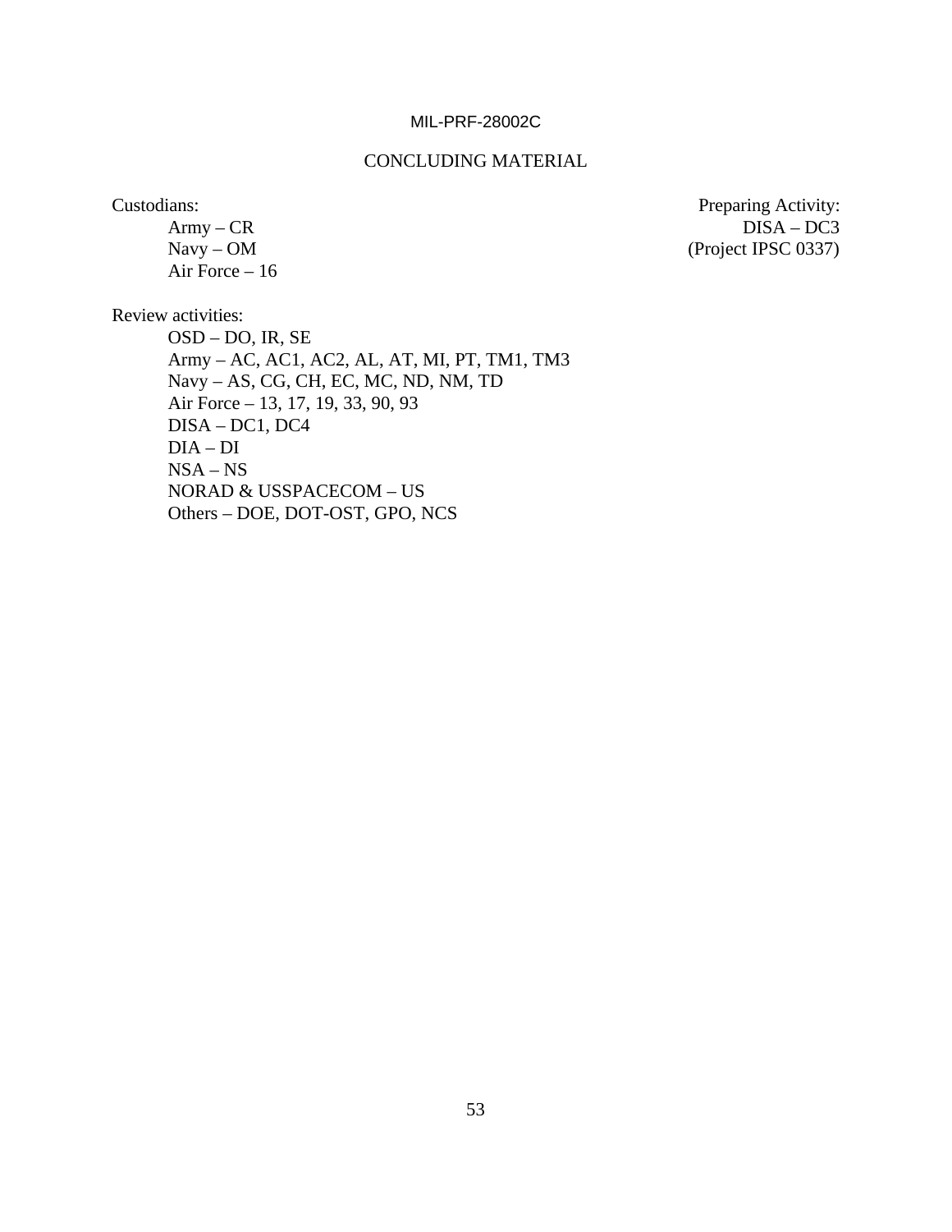## CONCLUDING MATERIAL

Custodians:
- Army – CR
- Navy – OM
- Air Force – 16

Preparing Activity:
- DISA – DC3
- (Project IPSC 0337)

Review activities:
- OSD – DO, IR, SE
- Army – AC, AC1, AC2, AL, AT, MI, PT, TM1, TM3
- Navy – AS, CG, CH, EC, MC, ND, NM, TD
- Air Force – 13, 17, 19, 33, 90, 93
- DISA – DC1, DC4
- DIA – DI
- NSA – NS
- NORAD & USSPACECOM – US
- Others – DOE, DOT-OST, GPO, NCS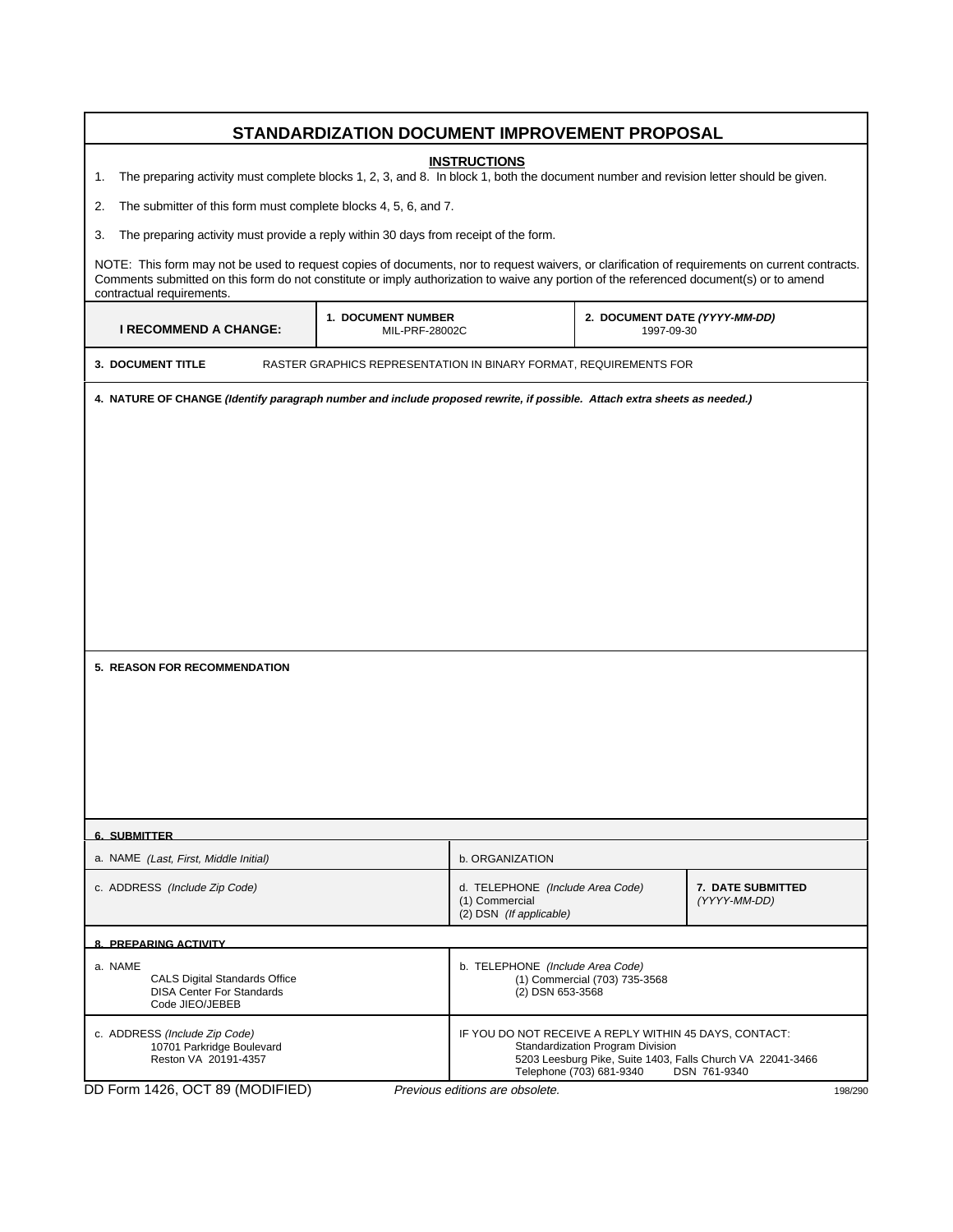# STANDARDIZATION DOCUMENT IMPROVEMENT PROPOSAL

**INSTRUCTIONS**

1. The preparing activity must complete blocks 1, 2, 3, and 8. In block 1, both the document number and revision letter should be given.
2. The submitter of this form must complete blocks 4, 5, 6, and 7.
3. The preparing activity must provide a reply within 30 days from receipt of the form.

NOTE: This form may not be used to request copies of documents, nor to request waivers, or clarification of requirements on current contracts. Comments submitted on this form do not constitute or imply authorization to waive any portion of the referenced document(s) or to amend contractual requirements.

| **I RECOMMEND A CHANGE:** | **1. DOCUMENT NUMBER** MIL-PRF-28002C | **2. DOCUMENT DATE *(YYYY-MM-DD)*** 1997-09-30 |
|---|---|---|

**3. DOCUMENT TITLE** RASTER GRAPHICS REPRESENTATION IN BINARY FORMAT, REQUIREMENTS FOR

**4. NATURE OF CHANGE** ***(Identify paragraph number and include proposed rewrite, if possible. Attach extra sheets as needed.)***

**5. REASON FOR RECOMMENDATION**

**6. SUBMITTER**

| | | |
|---|---|---|
| a. NAME *(Last, First, Middle Initial)* | b. ORGANIZATION | |
| c. ADDRESS *(Include Zip Code)* | d. TELEPHONE *(Include Area Code)* (1) Commercial (2) DSN *(If applicable)* | **7. DATE SUBMITTED** *(YYYY-MM-DD)* |

**8. PREPARING ACTIVITY**

| | |
|---|---|
| a. NAME CALS Digital Standards Office DISA Center For Standards Code JIEO/JEBEB | b. TELEPHONE *(Include Area Code)* (1) Commercial (703) 735-3568 (2) DSN 653-3568 |
| c. ADDRESS *(Include Zip Code)* 10701 Parkridge Boulevard Reston VA 20191-4357 | IF YOU DO NOT RECEIVE A REPLY WITHIN 45 DAYS, CONTACT: Standardization Program Division 5203 Leesburg Pike, Suite 1403, Falls Church VA 22041-3466 Telephone (703) 681-9340 DSN 761-9340 |

DD Form 1426, OCT 89 (MODIFIED) *Previous editions are obsolete.* 198/290